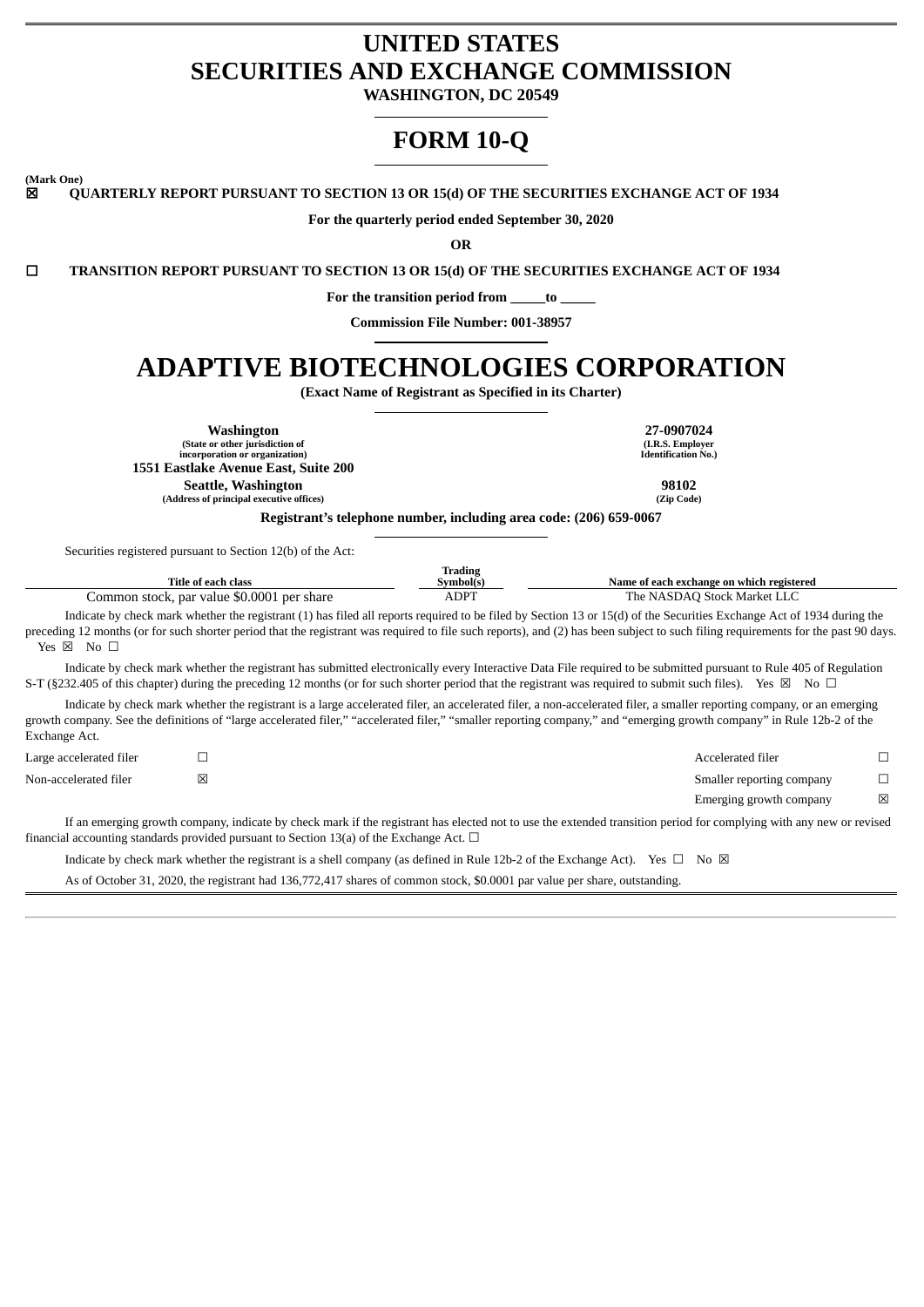# UNITED STATES
# SECURITIES AND EXCHANGE COMMISSION

**WASHINGTON, DC 20549**

# FORM 10-Q

**(Mark One)**

☒ **QUARTERLY REPORT PURSUANT TO SECTION 13 OR 15(d) OF THE SECURITIES EXCHANGE ACT OF 1934**

**For the quarterly period ended September 30, 2020**

**OR**

☐ **TRANSITION REPORT PURSUANT TO SECTION 13 OR 15(d) OF THE SECURITIES EXCHANGE ACT OF 1934**

**For the transition period from _____to _____**

**Commission File Number: 001-38957**

# ADAPTIVE BIOTECHNOLOGIES CORPORATION

**(Exact Name of Registrant as Specified in its Charter)**

| | |
|---|---|
| **Washington**<br>(State or other jurisdiction of incorporation or organization) | **27-0907024**<br>(I.R.S. Employer Identification No.) |
| **1551 Eastlake Avenue East, Suite 200**<br>**Seattle, Washington**<br>(Address of principal executive offices) | **98102**<br>(Zip Code) |

**Registrant's telephone number, including area code: (206) 659-0067**

Securities registered pursuant to Section 12(b) of the Act:

| Title of each class | Trading Symbol(s) | Name of each exchange on which registered |
|---|---|---|
| Common stock, par value $0.0001 per share | ADPT | The NASDAQ Stock Market LLC |

Indicate by check mark whether the registrant (1) has filed all reports required to be filed by Section 13 or 15(d) of the Securities Exchange Act of 1934 during the preceding 12 months (or for such shorter period that the registrant was required to file such reports), and (2) has been subject to such filing requirements for the past 90 days. Yes ☒ No ☐

Indicate by check mark whether the registrant has submitted electronically every Interactive Data File required to be submitted pursuant to Rule 405 of Regulation S-T (§232.405 of this chapter) during the preceding 12 months (or for such shorter period that the registrant was required to submit such files). Yes ☒ No ☐

Indicate by check mark whether the registrant is a large accelerated filer, an accelerated filer, a non-accelerated filer, a smaller reporting company, or an emerging growth company. See the definitions of "large accelerated filer," "accelerated filer," "smaller reporting company," and "emerging growth company" in Rule 12b-2 of the Exchange Act.

| | | | |
|---|---|---|---|
| Large accelerated filer | ☐ | Accelerated filer | ☐ |
| Non-accelerated filer | ☒ | Smaller reporting company | ☐ |
| | | Emerging growth company | ☒ |

If an emerging growth company, indicate by check mark if the registrant has elected not to use the extended transition period for complying with any new or revised financial accounting standards provided pursuant to Section 13(a) of the Exchange Act. ☐

Indicate by check mark whether the registrant is a shell company (as defined in Rule 12b-2 of the Exchange Act). Yes ☐ No ☒

As of October 31, 2020, the registrant had 136,772,417 shares of common stock, $0.0001 par value per share, outstanding.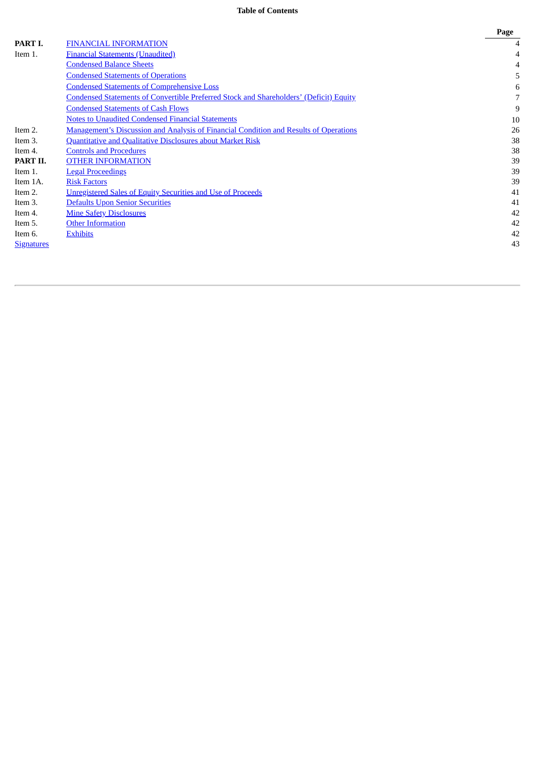**Table of Contents**

| | | Page |
|---|---|---|
| **PART I.** | FINANCIAL INFORMATION | 4 |
| Item 1. | Financial Statements (Unaudited) | 4 |
| | Condensed Balance Sheets | 4 |
| | Condensed Statements of Operations | 5 |
| | Condensed Statements of Comprehensive Loss | 6 |
| | Condensed Statements of Convertible Preferred Stock and Shareholders' (Deficit) Equity | 7 |
| | Condensed Statements of Cash Flows | 9 |
| | Notes to Unaudited Condensed Financial Statements | 10 |
| Item 2. | Management's Discussion and Analysis of Financial Condition and Results of Operations | 26 |
| Item 3. | Quantitative and Qualitative Disclosures about Market Risk | 38 |
| Item 4. | Controls and Procedures | 38 |
| **PART II.** | OTHER INFORMATION | 39 |
| Item 1. | Legal Proceedings | 39 |
| Item 1A. | Risk Factors | 39 |
| Item 2. | Unregistered Sales of Equity Securities and Use of Proceeds | 41 |
| Item 3. | Defaults Upon Senior Securities | 41 |
| Item 4. | Mine Safety Disclosures | 42 |
| Item 5. | Other Information | 42 |
| Item 6. | Exhibits | 42 |
| Signatures | | 43 |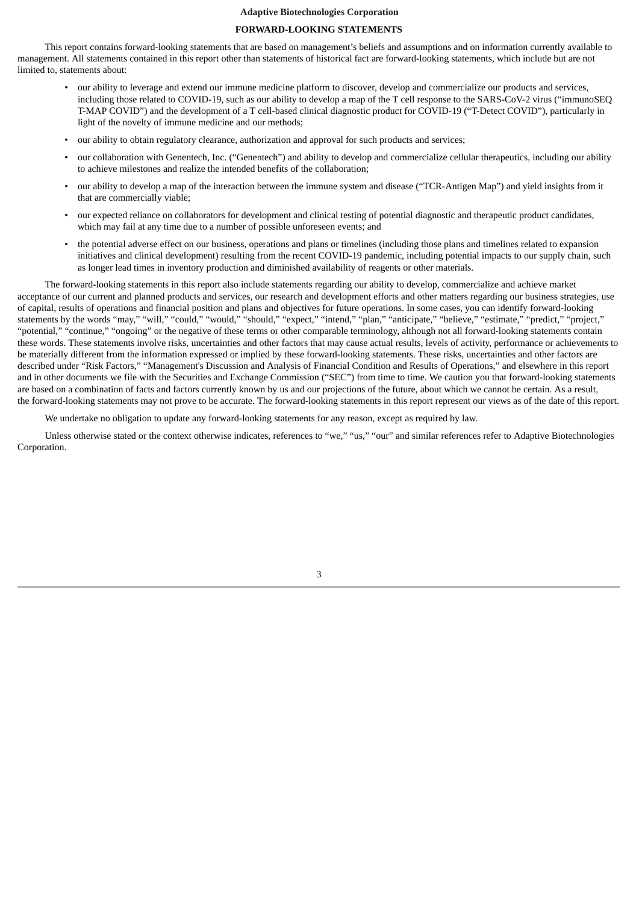## FORWARD-LOOKING STATEMENTS

This report contains forward-looking statements that are based on management's beliefs and assumptions and on information currently available to management. All statements contained in this report other than statements of historical fact are forward-looking statements, which include but are not limited to, statements about:

- our ability to leverage and extend our immune medicine platform to discover, develop and commercialize our products and services, including those related to COVID-19, such as our ability to develop a map of the T cell response to the SARS-CoV-2 virus ("immunoSEQ T-MAP COVID") and the development of a T cell-based clinical diagnostic product for COVID-19 ("T-Detect COVID"), particularly in light of the novelty of immune medicine and our methods;
- our ability to obtain regulatory clearance, authorization and approval for such products and services;
- our collaboration with Genentech, Inc. ("Genentech") and ability to develop and commercialize cellular therapeutics, including our ability to achieve milestones and realize the intended benefits of the collaboration;
- our ability to develop a map of the interaction between the immune system and disease ("TCR-Antigen Map") and yield insights from it that are commercially viable;
- our expected reliance on collaborators for development and clinical testing of potential diagnostic and therapeutic product candidates, which may fail at any time due to a number of possible unforeseen events; and
- the potential adverse effect on our business, operations and plans or timelines (including those plans and timelines related to expansion initiatives and clinical development) resulting from the recent COVID-19 pandemic, including potential impacts to our supply chain, such as longer lead times in inventory production and diminished availability of reagents or other materials.

The forward-looking statements in this report also include statements regarding our ability to develop, commercialize and achieve market acceptance of our current and planned products and services, our research and development efforts and other matters regarding our business strategies, use of capital, results of operations and financial position and plans and objectives for future operations. In some cases, you can identify forward-looking statements by the words "may," "will," "could," "would," "should," "expect," "intend," "plan," "anticipate," "believe," "estimate," "predict," "project," "potential," "continue," "ongoing" or the negative of these terms or other comparable terminology, although not all forward-looking statements contain these words. These statements involve risks, uncertainties and other factors that may cause actual results, levels of activity, performance or achievements to be materially different from the information expressed or implied by these forward-looking statements. These risks, uncertainties and other factors are described under "Risk Factors," "Management's Discussion and Analysis of Financial Condition and Results of Operations," and elsewhere in this report and in other documents we file with the Securities and Exchange Commission ("SEC") from time to time. We caution you that forward-looking statements are based on a combination of facts and factors currently known by us and our projections of the future, about which we cannot be certain. As a result, the forward-looking statements may not prove to be accurate. The forward-looking statements in this report represent our views as of the date of this report.

We undertake no obligation to update any forward-looking statements for any reason, except as required by law.

Unless otherwise stated or the context otherwise indicates, references to "we," "us," "our" and similar references refer to Adaptive Biotechnologies Corporation.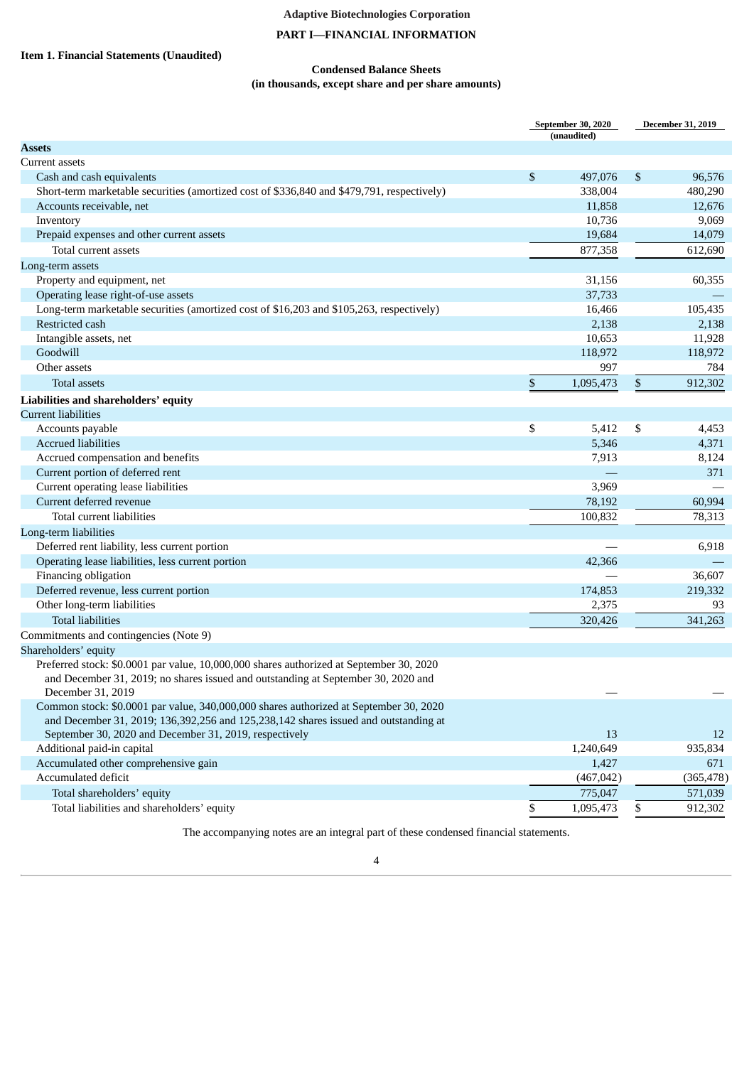Adaptive Biotechnologies Corporation

# PART I—FINANCIAL INFORMATION

## Item 1. Financial Statements (Unaudited)

### Condensed Balance Sheets
### (in thousands, except share and per share amounts)

| | September 30, 2020 (unaudited) | December 31, 2019 |
|---|---|---|
| **Assets** | | |
| Current assets | | |
| Cash and cash equivalents | $ 497,076 | $ 96,576 |
| Short-term marketable securities (amortized cost of $336,840 and $479,791, respectively) | 338,004 | 480,290 |
| Accounts receivable, net | 11,858 | 12,676 |
| Inventory | 10,736 | 9,069 |
| Prepaid expenses and other current assets | 19,684 | 14,079 |
| Total current assets | 877,358 | 612,690 |
| Long-term assets | | |
| Property and equipment, net | 31,156 | 60,355 |
| Operating lease right-of-use assets | 37,733 | — |
| Long-term marketable securities (amortized cost of $16,203 and $105,263, respectively) | 16,466 | 105,435 |
| Restricted cash | 2,138 | 2,138 |
| Intangible assets, net | 10,653 | 11,928 |
| Goodwill | 118,972 | 118,972 |
| Other assets | 997 | 784 |
| Total assets | $ 1,095,473 | $ 912,302 |
| **Liabilities and shareholders' equity** | | |
| Current liabilities | | |
| Accounts payable | $ 5,412 | $ 4,453 |
| Accrued liabilities | 5,346 | 4,371 |
| Accrued compensation and benefits | 7,913 | 8,124 |
| Current portion of deferred rent | — | 371 |
| Current operating lease liabilities | 3,969 | — |
| Current deferred revenue | 78,192 | 60,994 |
| Total current liabilities | 100,832 | 78,313 |
| Long-term liabilities | | |
| Deferred rent liability, less current portion | — | 6,918 |
| Operating lease liabilities, less current portion | 42,366 | — |
| Financing obligation | — | 36,607 |
| Deferred revenue, less current portion | 174,853 | 219,332 |
| Other long-term liabilities | 2,375 | 93 |
| Total liabilities | 320,426 | 341,263 |
| Commitments and contingencies (Note 9) | | |
| Shareholders' equity | | |
| Preferred stock: $0.0001 par value, 10,000,000 shares authorized at September 30, 2020 and December 31, 2019; no shares issued and outstanding at September 30, 2020 and December 31, 2019 | — | — |
| Common stock: $0.0001 par value, 340,000,000 shares authorized at September 30, 2020 and December 31, 2019; 136,392,256 and 125,238,142 shares issued and outstanding at September 30, 2020 and December 31, 2019, respectively | 13 | 12 |
| Additional paid-in capital | 1,240,649 | 935,834 |
| Accumulated other comprehensive gain | 1,427 | 671 |
| Accumulated deficit | (467,042) | (365,478) |
| Total shareholders' equity | 775,047 | 571,039 |
| Total liabilities and shareholders' equity | $ 1,095,473 | $ 912,302 |

The accompanying notes are an integral part of these condensed financial statements.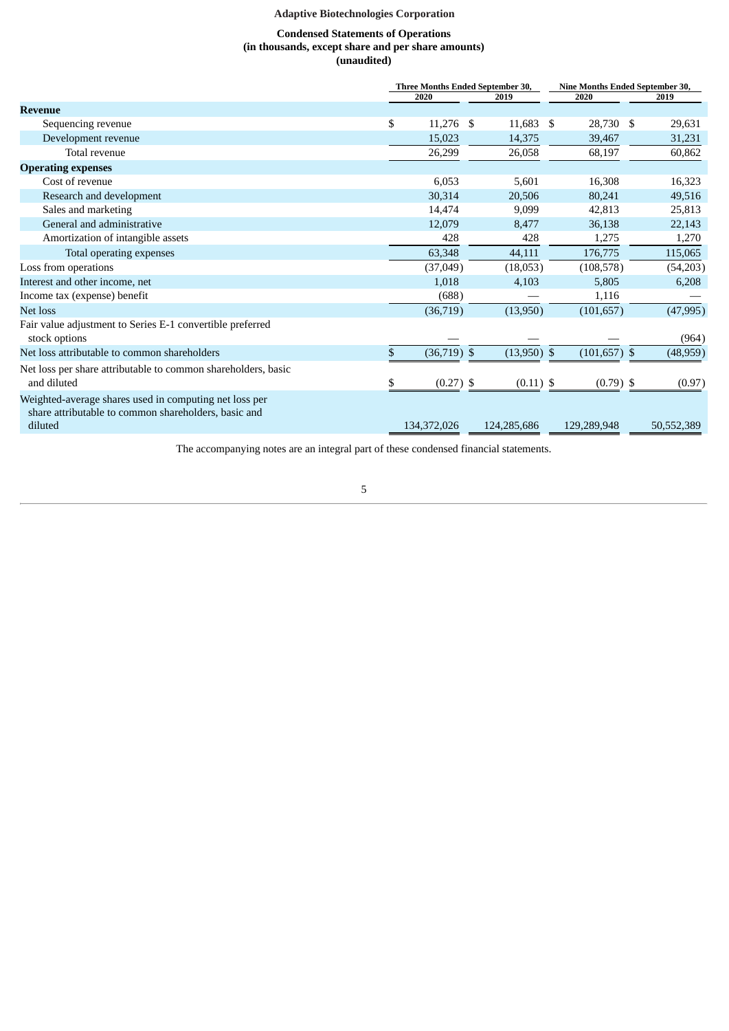**Adaptive Biotechnologies Corporation**

**Condensed Statements of Operations**
**(in thousands, except share and per share amounts)**
**(unaudited)**

| | Three Months Ended September 30, | | Nine Months Ended September 30, | |
|---|---|---|---|---|
| | 2020 | 2019 | 2020 | 2019 |
| **Revenue** | | | | |
| Sequencing revenue | $ 11,276 | $ 11,683 | $ 28,730 | $ 29,631 |
| Development revenue | 15,023 | 14,375 | 39,467 | 31,231 |
| Total revenue | 26,299 | 26,058 | 68,197 | 60,862 |
| **Operating expenses** | | | | |
| Cost of revenue | 6,053 | 5,601 | 16,308 | 16,323 |
| Research and development | 30,314 | 20,506 | 80,241 | 49,516 |
| Sales and marketing | 14,474 | 9,099 | 42,813 | 25,813 |
| General and administrative | 12,079 | 8,477 | 36,138 | 22,143 |
| Amortization of intangible assets | 428 | 428 | 1,275 | 1,270 |
| Total operating expenses | 63,348 | 44,111 | 176,775 | 115,065 |
| Loss from operations | (37,049) | (18,053) | (108,578) | (54,203) |
| Interest and other income, net | 1,018 | 4,103 | 5,805 | 6,208 |
| Income tax (expense) benefit | (688) | — | 1,116 | — |
| Net loss | (36,719) | (13,950) | (101,657) | (47,995) |
| Fair value adjustment to Series E-1 convertible preferred stock options | — | — | — | (964) |
| Net loss attributable to common shareholders | $ (36,719) | $ (13,950) | $ (101,657) | $ (48,959) |
| Net loss per share attributable to common shareholders, basic and diluted | $ (0.27) | $ (0.11) | $ (0.79) | $ (0.97) |
| Weighted-average shares used in computing net loss per share attributable to common shareholders, basic and diluted | 134,372,026 | 124,285,686 | 129,289,948 | 50,552,389 |

The accompanying notes are an integral part of these condensed financial statements.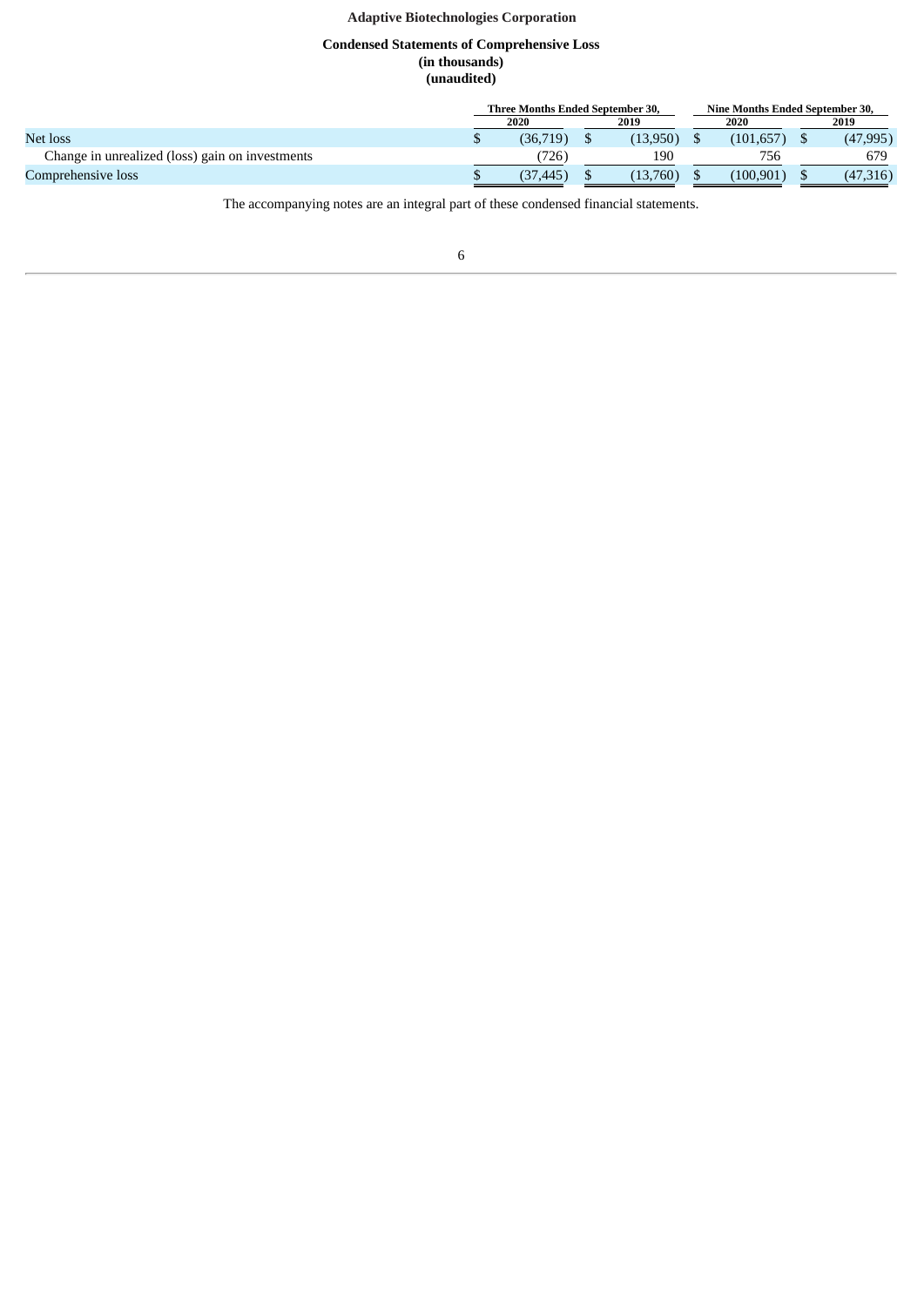**Adaptive Biotechnologies Corporation**

**Condensed Statements of Comprehensive Loss**
**(in thousands)**
**(unaudited)**

| | Three Months Ended September 30, | | Nine Months Ended September 30, | |
|---|---|---|---|---|
| | 2020 | 2019 | 2020 | 2019 |
| Net loss | $ (36,719) | $ (13,950) | $ (101,657) | $ (47,995) |
| Change in unrealized (loss) gain on investments | (726) | 190 | 756 | 679 |
| Comprehensive loss | $ (37,445) | $ (13,760) | $ (100,901) | $ (47,316) |

The accompanying notes are an integral part of these condensed financial statements.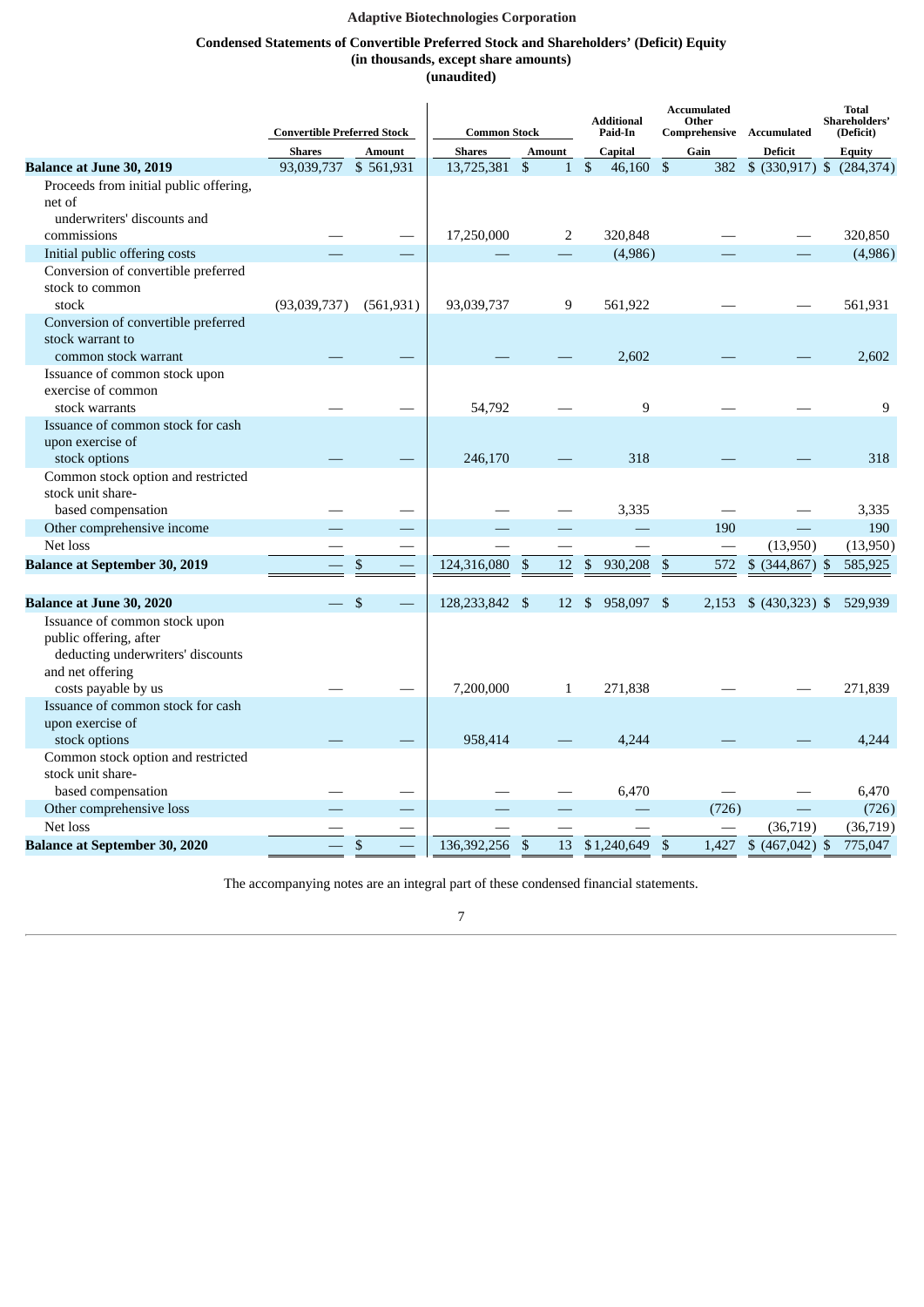**Adaptive Biotechnologies Corporation**

**Condensed Statements of Convertible Preferred Stock and Shareholders' (Deficit) Equity**
**(in thousands, except share amounts)**
**(unaudited)**

| | Convertible Preferred Stock | | Common Stock | | Additional Paid-In | Accumulated Other Comprehensive | Accumulated | Total Shareholders' (Deficit) |
|---|---|---|---|---|---|---|---|---|
| | Shares | Amount | Shares | Amount | Capital | Gain | Deficit | Equity |
| **Balance at June 30, 2019** | 93,039,737 | $ 561,931 | 13,725,381 | $ 1 | $ 46,160 | $ 382 | $ (330,917) | $ (284,374) |
| Proceeds from initial public offering, net of underwriters' discounts and commissions | — | — | 17,250,000 | 2 | 320,848 | — | — | 320,850 |
| Initial public offering costs | — | — | — | — | (4,986) | — | — | (4,986) |
| Conversion of convertible preferred stock to common stock | (93,039,737) | (561,931) | 93,039,737 | 9 | 561,922 | — | — | 561,931 |
| Conversion of convertible preferred stock warrant to common stock warrant | — | — | — | — | 2,602 | — | — | 2,602 |
| Issuance of common stock upon exercise of common stock warrants | — | — | 54,792 | — | 9 | — | — | 9 |
| Issuance of common stock for cash upon exercise of stock options | — | — | 246,170 | — | 318 | — | — | 318 |
| Common stock option and restricted stock unit share-based compensation | — | — | — | — | 3,335 | — | — | 3,335 |
| Other comprehensive income | — | — | — | — | — | 190 | — | 190 |
| Net loss | — | — | — | — | — | — | (13,950) | (13,950) |
| **Balance at September 30, 2019** | — | $ — | 124,316,080 | $ 12 | $ 930,208 | $ 572 | $ (344,867) | $ 585,925 |
| | | | | | | | | |
| **Balance at June 30, 2020** | — | $ — | 128,233,842 | $ 12 | $ 958,097 | $ 2,153 | $ (430,323) | $ 529,939 |
| Issuance of common stock upon public offering, after deducting underwriters' discounts and net offering costs payable by us | — | — | 7,200,000 | 1 | 271,838 | — | — | 271,839 |
| Issuance of common stock for cash upon exercise of stock options | — | — | 958,414 | — | 4,244 | — | — | 4,244 |
| Common stock option and restricted stock unit share-based compensation | — | — | — | — | 6,470 | — | — | 6,470 |
| Other comprehensive loss | — | — | — | — | — | (726) | — | (726) |
| Net loss | — | — | — | — | — | — | (36,719) | (36,719) |
| **Balance at September 30, 2020** | — | $ — | 136,392,256 | $ 13 | $ 1,240,649 | $ 1,427 | $ (467,042) | $ 775,047 |

The accompanying notes are an integral part of these condensed financial statements.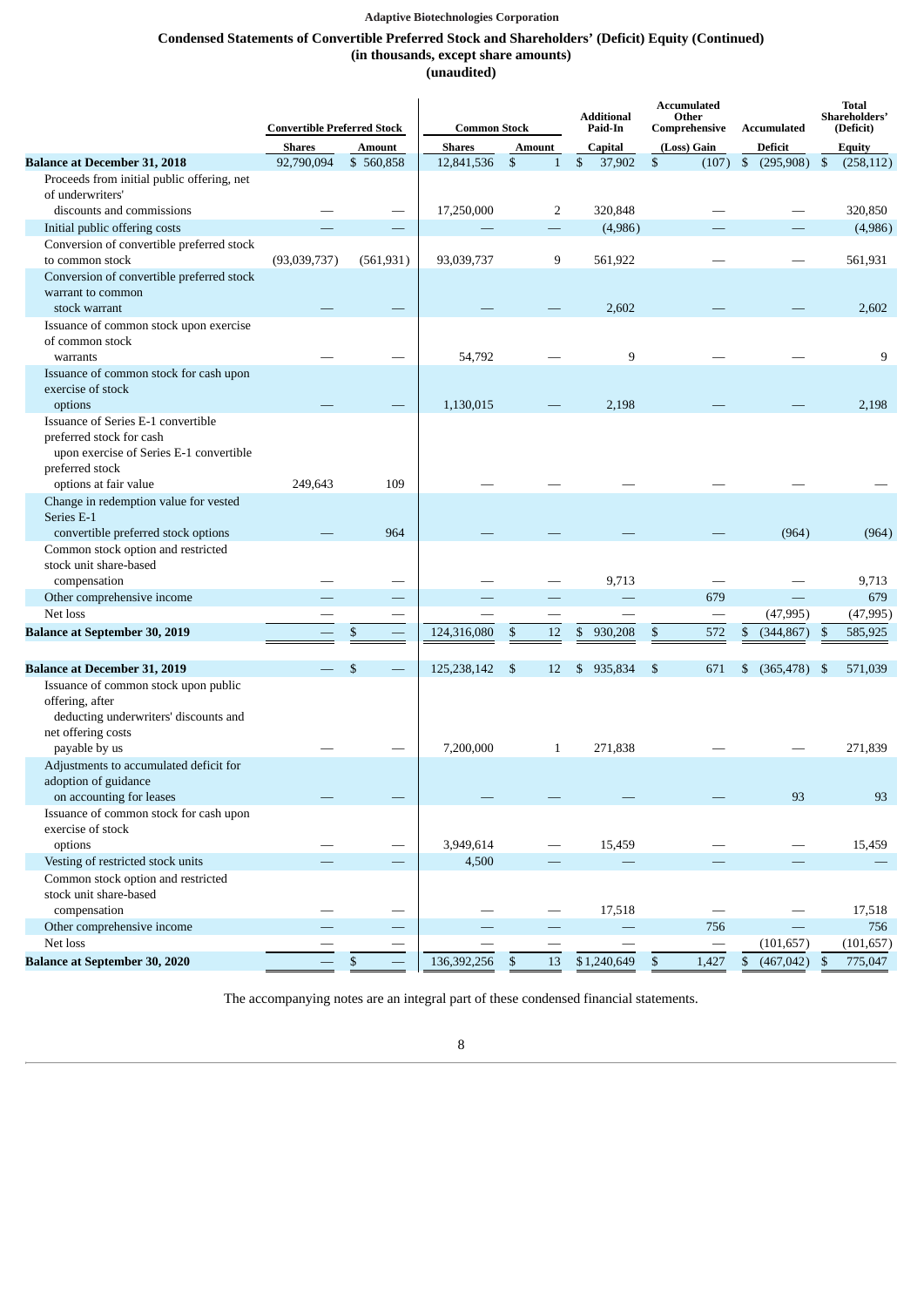Adaptive Biotechnologies Corporation

## Condensed Statements of Convertible Preferred Stock and Shareholders' (Deficit) Equity (Continued)
### (in thousands, except share amounts)
### (unaudited)

| | Convertible Preferred Stock | | Common Stock | | Additional Paid-In | Accumulated Other Comprehensive | Accumulated | Total Shareholders' (Deficit) |
|---|---|---|---|---|---|---|---|---|
| | Shares | Amount | Shares | Amount | Capital | (Loss) Gain | Deficit | Equity |
| **Balance at December 31, 2018** | 92,790,094 | $ 560,858 | 12,841,536 | $ 1 | $ 37,902 | $ (107) | $ (295,908) | $ (258,112) |
| Proceeds from initial public offering, net of underwriters' discounts and commissions | — | — | 17,250,000 | 2 | 320,848 | — | — | 320,850 |
| Initial public offering costs | — | — | — | — | (4,986) | — | — | (4,986) |
| Conversion of convertible preferred stock to common stock | (93,039,737) | (561,931) | 93,039,737 | 9 | 561,922 | — | — | 561,931 |
| Conversion of convertible preferred stock warrant to common stock warrant | — | — | — | — | 2,602 | — | — | 2,602 |
| Issuance of common stock upon exercise of common stock warrants | — | — | 54,792 | — | 9 | — | — | 9 |
| Issuance of common stock for cash upon exercise of stock options | — | — | 1,130,015 | — | 2,198 | — | — | 2,198 |
| Issuance of Series E-1 convertible preferred stock for cash upon exercise of Series E-1 convertible preferred stock options at fair value | 249,643 | 109 | — | — | — | — | — | — |
| Change in redemption value for vested Series E-1 convertible preferred stock options | — | 964 | — | — | — | — | (964) | (964) |
| Common stock option and restricted stock unit share-based compensation | — | — | — | — | 9,713 | — | — | 9,713 |
| Other comprehensive income | — | — | — | — | — | 679 | — | 679 |
| Net loss | — | — | — | — | — | — | (47,995) | (47,995) |
| **Balance at September 30, 2019** | — | $ — | 124,316,080 | $ 12 | $ 930,208 | $ 572 | $ (344,867) | $ 585,925 |
| | | | | | | | | |
| **Balance at December 31, 2019** | — | $ — | 125,238,142 | $ 12 | $ 935,834 | $ 671 | $ (365,478) | $ 571,039 |
| Issuance of common stock upon public offering, after deducting underwriters' discounts and net offering costs payable by us | — | — | 7,200,000 | 1 | 271,838 | — | — | 271,839 |
| Adjustments to accumulated deficit for adoption of guidance on accounting for leases | — | — | — | — | — | — | 93 | 93 |
| Issuance of common stock for cash upon exercise of stock options | — | — | 3,949,614 | — | 15,459 | — | — | 15,459 |
| Vesting of restricted stock units | — | — | 4,500 | — | — | — | — | — |
| Common stock option and restricted stock unit share-based compensation | — | — | — | — | 17,518 | — | — | 17,518 |
| Other comprehensive income | — | — | — | — | — | 756 | — | 756 |
| Net loss | — | — | — | — | — | — | (101,657) | (101,657) |
| **Balance at September 30, 2020** | — | $ — | 136,392,256 | $ 13 | $ 1,240,649 | $ 1,427 | $ (467,042) | $ 775,047 |

The accompanying notes are an integral part of these condensed financial statements.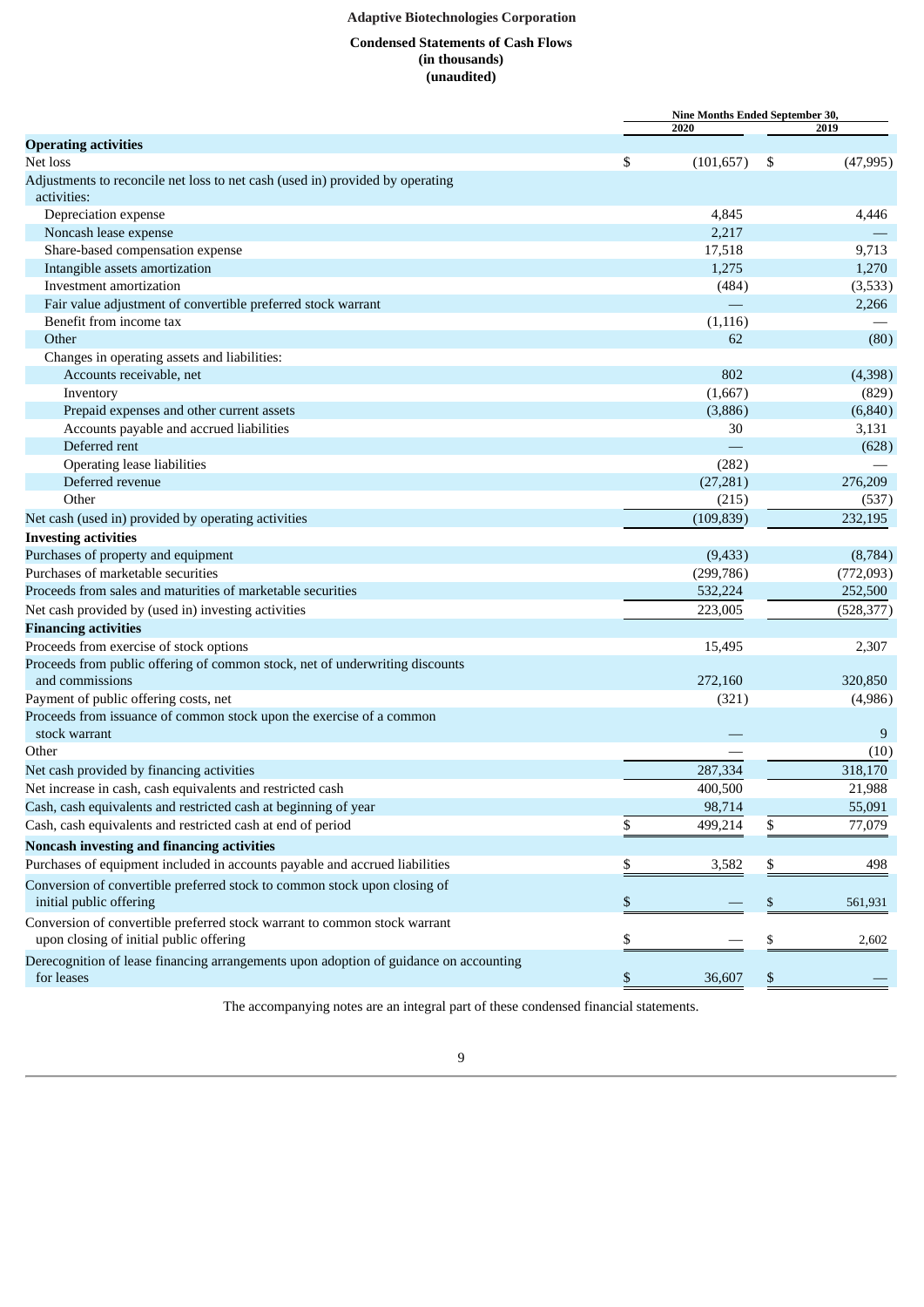**Adaptive Biotechnologies Corporation**

**Condensed Statements of Cash Flows**
**(in thousands)**
**(unaudited)**

| | Nine Months Ended September 30, | |
|---|---|---|
| | 2020 | 2019 |
| **Operating activities** | | |
| Net loss | $ (101,657) | $ (47,995) |
| Adjustments to reconcile net loss to net cash (used in) provided by operating activities: | | |
| Depreciation expense | 4,845 | 4,446 |
| Noncash lease expense | 2,217 | — |
| Share-based compensation expense | 17,518 | 9,713 |
| Intangible assets amortization | 1,275 | 1,270 |
| Investment amortization | (484) | (3,533) |
| Fair value adjustment of convertible preferred stock warrant | — | 2,266 |
| Benefit from income tax | (1,116) | — |
| Other | 62 | (80) |
| Changes in operating assets and liabilities: | | |
| Accounts receivable, net | 802 | (4,398) |
| Inventory | (1,667) | (829) |
| Prepaid expenses and other current assets | (3,886) | (6,840) |
| Accounts payable and accrued liabilities | 30 | 3,131 |
| Deferred rent | — | (628) |
| Operating lease liabilities | (282) | — |
| Deferred revenue | (27,281) | 276,209 |
| Other | (215) | (537) |
| Net cash (used in) provided by operating activities | (109,839) | 232,195 |
| **Investing activities** | | |
| Purchases of property and equipment | (9,433) | (8,784) |
| Purchases of marketable securities | (299,786) | (772,093) |
| Proceeds from sales and maturities of marketable securities | 532,224 | 252,500 |
| Net cash provided by (used in) investing activities | 223,005 | (528,377) |
| **Financing activities** | | |
| Proceeds from exercise of stock options | 15,495 | 2,307 |
| Proceeds from public offering of common stock, net of underwriting discounts and commissions | 272,160 | 320,850 |
| Payment of public offering costs, net | (321) | (4,986) |
| Proceeds from issuance of common stock upon the exercise of a common stock warrant | — | 9 |
| Other | — | (10) |
| Net cash provided by financing activities | 287,334 | 318,170 |
| Net increase in cash, cash equivalents and restricted cash | 400,500 | 21,988 |
| Cash, cash equivalents and restricted cash at beginning of year | 98,714 | 55,091 |
| Cash, cash equivalents and restricted cash at end of period | $ 499,214 | $ 77,079 |
| **Noncash investing and financing activities** | | |
| Purchases of equipment included in accounts payable and accrued liabilities | $ 3,582 | $ 498 |
| Conversion of convertible preferred stock to common stock upon closing of initial public offering | $ — | $ 561,931 |
| Conversion of convertible preferred stock warrant to common stock warrant upon closing of initial public offering | $ — | $ 2,602 |
| Derecognition of lease financing arrangements upon adoption of guidance on accounting for leases | $ 36,607 | $ — |

The accompanying notes are an integral part of these condensed financial statements.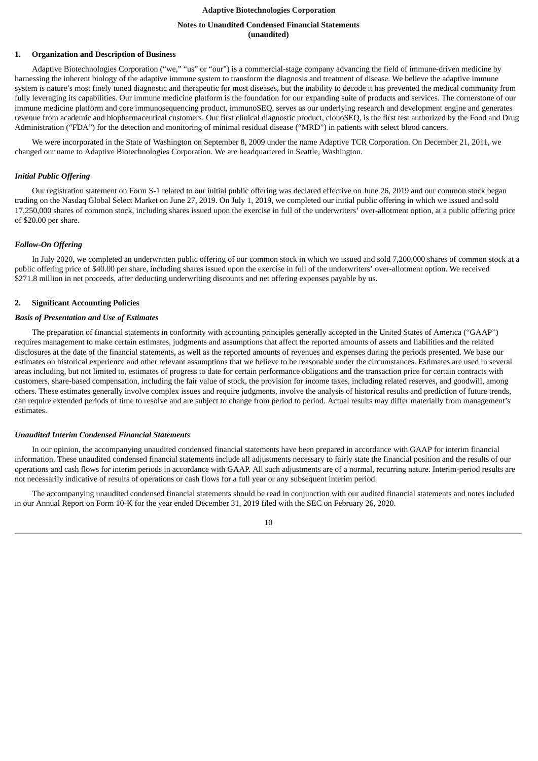**Adaptive Biotechnologies Corporation**

**Notes to Unaudited Condensed Financial Statements**
**(unaudited)**

## 1. Organization and Description of Business

Adaptive Biotechnologies Corporation ("we," "us" or "our") is a commercial-stage company advancing the field of immune-driven medicine by harnessing the inherent biology of the adaptive immune system to transform the diagnosis and treatment of disease. We believe the adaptive immune system is nature's most finely tuned diagnostic and therapeutic for most diseases, but the inability to decode it has prevented the medical community from fully leveraging its capabilities. Our immune medicine platform is the foundation for our expanding suite of products and services. The cornerstone of our immune medicine platform and core immunosequencing product, immunoSEQ, serves as our underlying research and development engine and generates revenue from academic and biopharmaceutical customers. Our first clinical diagnostic product, clonoSEQ, is the first test authorized by the Food and Drug Administration ("FDA") for the detection and monitoring of minimal residual disease ("MRD") in patients with select blood cancers.

We were incorporated in the State of Washington on September 8, 2009 under the name Adaptive TCR Corporation. On December 21, 2011, we changed our name to Adaptive Biotechnologies Corporation. We are headquartered in Seattle, Washington.

### *Initial Public Offering*

Our registration statement on Form S-1 related to our initial public offering was declared effective on June 26, 2019 and our common stock began trading on the Nasdaq Global Select Market on June 27, 2019. On July 1, 2019, we completed our initial public offering in which we issued and sold 17,250,000 shares of common stock, including shares issued upon the exercise in full of the underwriters' over-allotment option, at a public offering price of $20.00 per share.

### *Follow-On Offering*

In July 2020, we completed an underwritten public offering of our common stock in which we issued and sold 7,200,000 shares of common stock at a public offering price of $40.00 per share, including shares issued upon the exercise in full of the underwriters' over-allotment option. We received $271.8 million in net proceeds, after deducting underwriting discounts and net offering expenses payable by us.

## 2. Significant Accounting Policies

### *Basis of Presentation and Use of Estimates*

The preparation of financial statements in conformity with accounting principles generally accepted in the United States of America ("GAAP") requires management to make certain estimates, judgments and assumptions that affect the reported amounts of assets and liabilities and the related disclosures at the date of the financial statements, as well as the reported amounts of revenues and expenses during the periods presented. We base our estimates on historical experience and other relevant assumptions that we believe to be reasonable under the circumstances. Estimates are used in several areas including, but not limited to, estimates of progress to date for certain performance obligations and the transaction price for certain contracts with customers, share-based compensation, including the fair value of stock, the provision for income taxes, including related reserves, and goodwill, among others. These estimates generally involve complex issues and require judgments, involve the analysis of historical results and prediction of future trends, can require extended periods of time to resolve and are subject to change from period to period. Actual results may differ materially from management's estimates.

### *Unaudited Interim Condensed Financial Statements*

In our opinion, the accompanying unaudited condensed financial statements have been prepared in accordance with GAAP for interim financial information. These unaudited condensed financial statements include all adjustments necessary to fairly state the financial position and the results of our operations and cash flows for interim periods in accordance with GAAP. All such adjustments are of a normal, recurring nature. Interim-period results are not necessarily indicative of results of operations or cash flows for a full year or any subsequent interim period.

The accompanying unaudited condensed financial statements should be read in conjunction with our audited financial statements and notes included in our Annual Report on Form 10-K for the year ended December 31, 2019 filed with the SEC on February 26, 2020.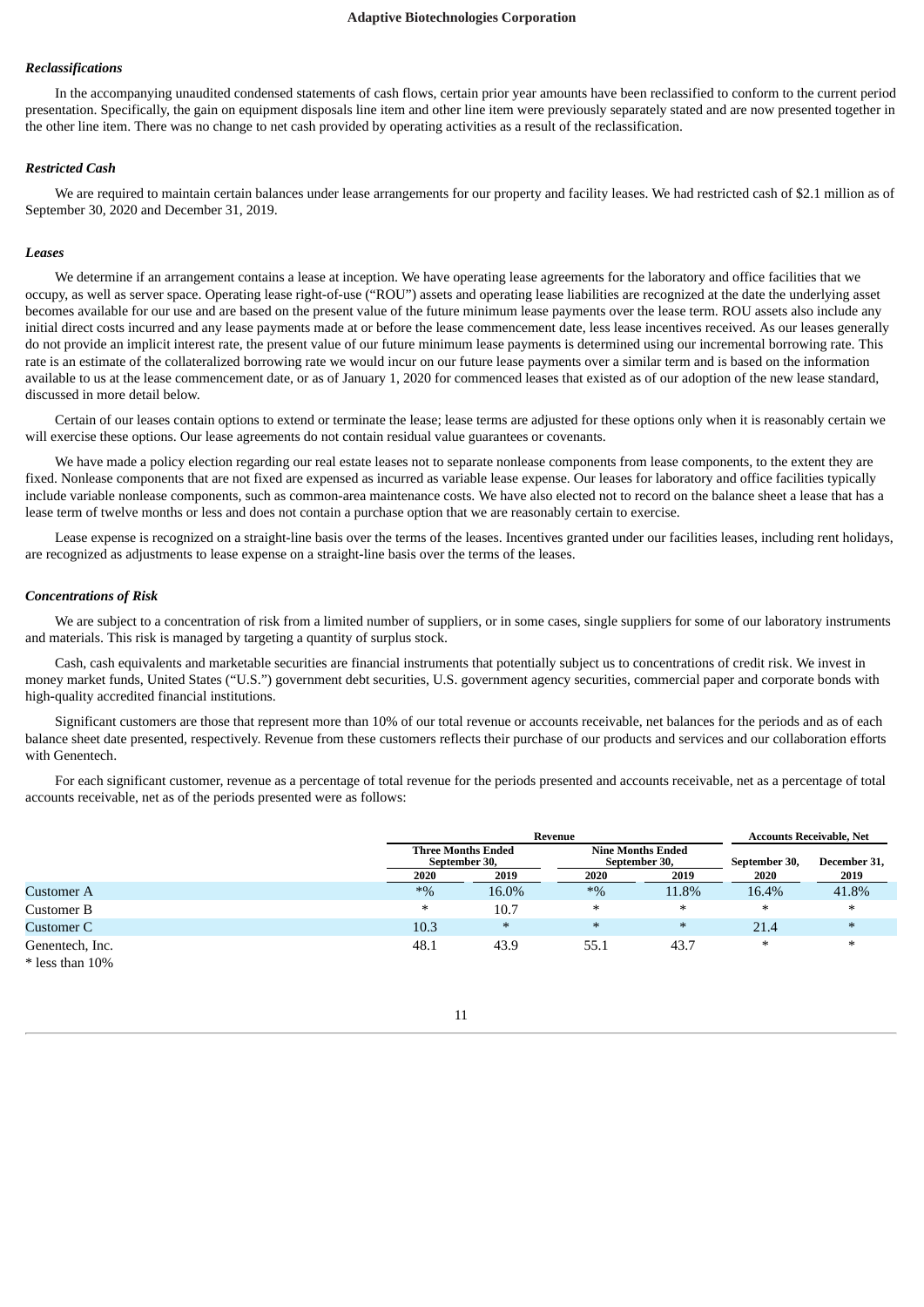### *Reclassifications*

In the accompanying unaudited condensed statements of cash flows, certain prior year amounts have been reclassified to conform to the current period presentation. Specifically, the gain on equipment disposals line item and other line item were previously separately stated and are now presented together in the other line item. There was no change to net cash provided by operating activities as a result of the reclassification.

### *Restricted Cash*

We are required to maintain certain balances under lease arrangements for our property and facility leases. We had restricted cash of $2.1 million as of September 30, 2020 and December 31, 2019.

### *Leases*

We determine if an arrangement contains a lease at inception. We have operating lease agreements for the laboratory and office facilities that we occupy, as well as server space. Operating lease right-of-use ("ROU") assets and operating lease liabilities are recognized at the date the underlying asset becomes available for our use and are based on the present value of the future minimum lease payments over the lease term. ROU assets also include any initial direct costs incurred and any lease payments made at or before the lease commencement date, less lease incentives received. As our leases generally do not provide an implicit interest rate, the present value of our future minimum lease payments is determined using our incremental borrowing rate. This rate is an estimate of the collateralized borrowing rate we would incur on our future lease payments over a similar term and is based on the information available to us at the lease commencement date, or as of January 1, 2020 for commenced leases that existed as of our adoption of the new lease standard, discussed in more detail below.

Certain of our leases contain options to extend or terminate the lease; lease terms are adjusted for these options only when it is reasonably certain we will exercise these options. Our lease agreements do not contain residual value guarantees or covenants.

We have made a policy election regarding our real estate leases not to separate nonlease components from lease components, to the extent they are fixed. Nonlease components that are not fixed are expensed as incurred as variable lease expense. Our leases for laboratory and office facilities typically include variable nonlease components, such as common-area maintenance costs. We have also elected not to record on the balance sheet a lease that has a lease term of twelve months or less and does not contain a purchase option that we are reasonably certain to exercise.

Lease expense is recognized on a straight-line basis over the terms of the leases. Incentives granted under our facilities leases, including rent holidays, are recognized as adjustments to lease expense on a straight-line basis over the terms of the leases.

### *Concentrations of Risk*

We are subject to a concentration of risk from a limited number of suppliers, or in some cases, single suppliers for some of our laboratory instruments and materials. This risk is managed by targeting a quantity of surplus stock.

Cash, cash equivalents and marketable securities are financial instruments that potentially subject us to concentrations of credit risk. We invest in money market funds, United States ("U.S.") government debt securities, U.S. government agency securities, commercial paper and corporate bonds with high-quality accredited financial institutions.

Significant customers are those that represent more than 10% of our total revenue or accounts receivable, net balances for the periods and as of each balance sheet date presented, respectively. Revenue from these customers reflects their purchase of our products and services and our collaboration efforts with Genentech.

For each significant customer, revenue as a percentage of total revenue for the periods presented and accounts receivable, net as a percentage of total accounts receivable, net as of the periods presented were as follows:

| | Revenue | | | | Accounts Receivable, Net | |
|---|---|---|---|---|---|---|
| | Three Months Ended September 30, | | Nine Months Ended September 30, | | September 30, | December 31, |
| | 2020 | 2019 | 2020 | 2019 | 2020 | 2019 |
| Customer A | *% | 16.0% | *% | 11.8% | 16.4% | 41.8% |
| Customer B | * | 10.7 | * | * | * | * |
| Customer C | 10.3 | * | * | * | 21.4 | * |
| Genentech, Inc. | 48.1 | 43.9 | 55.1 | 43.7 | * | * |

\* less than 10%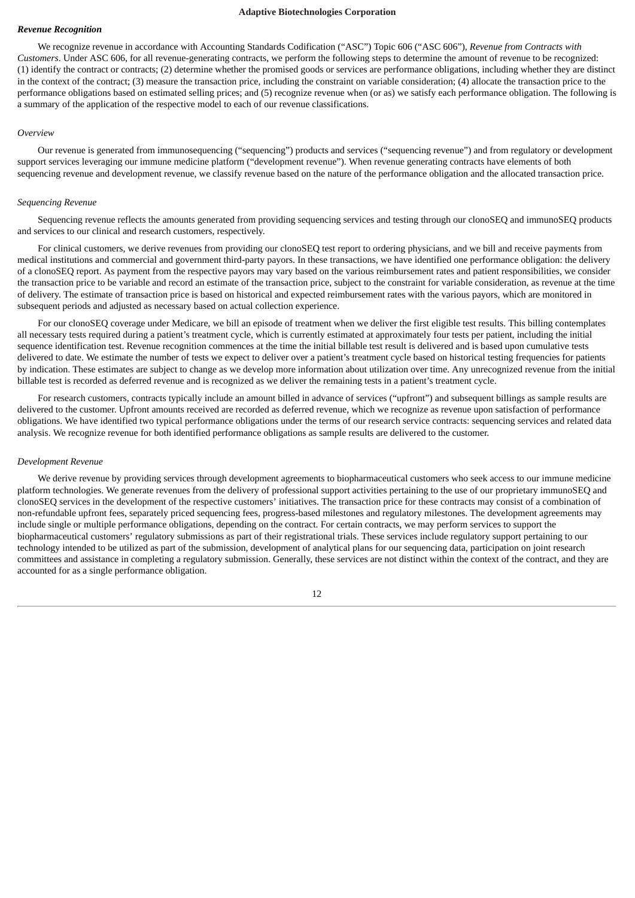### *Revenue Recognition*

We recognize revenue in accordance with Accounting Standards Codification ("ASC") Topic 606 ("ASC 606"), *Revenue from Contracts with Customers*. Under ASC 606, for all revenue-generating contracts, we perform the following steps to determine the amount of revenue to be recognized: (1) identify the contract or contracts; (2) determine whether the promised goods or services are performance obligations, including whether they are distinct in the context of the contract; (3) measure the transaction price, including the constraint on variable consideration; (4) allocate the transaction price to the performance obligations based on estimated selling prices; and (5) recognize revenue when (or as) we satisfy each performance obligation. The following is a summary of the application of the respective model to each of our revenue classifications.

*Overview*

Our revenue is generated from immunosequencing ("sequencing") products and services ("sequencing revenue") and from regulatory or development support services leveraging our immune medicine platform ("development revenue"). When revenue generating contracts have elements of both sequencing revenue and development revenue, we classify revenue based on the nature of the performance obligation and the allocated transaction price.

*Sequencing Revenue*

Sequencing revenue reflects the amounts generated from providing sequencing services and testing through our clonoSEQ and immunoSEQ products and services to our clinical and research customers, respectively.

For clinical customers, we derive revenues from providing our clonoSEQ test report to ordering physicians, and we bill and receive payments from medical institutions and commercial and government third-party payors. In these transactions, we have identified one performance obligation: the delivery of a clonoSEQ report. As payment from the respective payors may vary based on the various reimbursement rates and patient responsibilities, we consider the transaction price to be variable and record an estimate of the transaction price, subject to the constraint for variable consideration, as revenue at the time of delivery. The estimate of transaction price is based on historical and expected reimbursement rates with the various payors, which are monitored in subsequent periods and adjusted as necessary based on actual collection experience.

For our clonoSEQ coverage under Medicare, we bill an episode of treatment when we deliver the first eligible test results. This billing contemplates all necessary tests required during a patient's treatment cycle, which is currently estimated at approximately four tests per patient, including the initial sequence identification test. Revenue recognition commences at the time the initial billable test result is delivered and is based upon cumulative tests delivered to date. We estimate the number of tests we expect to deliver over a patient's treatment cycle based on historical testing frequencies for patients by indication. These estimates are subject to change as we develop more information about utilization over time. Any unrecognized revenue from the initial billable test is recorded as deferred revenue and is recognized as we deliver the remaining tests in a patient's treatment cycle.

For research customers, contracts typically include an amount billed in advance of services ("upfront") and subsequent billings as sample results are delivered to the customer. Upfront amounts received are recorded as deferred revenue, which we recognize as revenue upon satisfaction of performance obligations. We have identified two typical performance obligations under the terms of our research service contracts: sequencing services and related data analysis. We recognize revenue for both identified performance obligations as sample results are delivered to the customer.

*Development Revenue*

We derive revenue by providing services through development agreements to biopharmaceutical customers who seek access to our immune medicine platform technologies. We generate revenues from the delivery of professional support activities pertaining to the use of our proprietary immunoSEQ and clonoSEQ services in the development of the respective customers' initiatives. The transaction price for these contracts may consist of a combination of non-refundable upfront fees, separately priced sequencing fees, progress-based milestones and regulatory milestones. The development agreements may include single or multiple performance obligations, depending on the contract. For certain contracts, we may perform services to support the biopharmaceutical customers' regulatory submissions as part of their registrational trials. These services include regulatory support pertaining to our technology intended to be utilized as part of the submission, development of analytical plans for our sequencing data, participation on joint research committees and assistance in completing a regulatory submission. Generally, these services are not distinct within the context of the contract, and they are accounted for as a single performance obligation.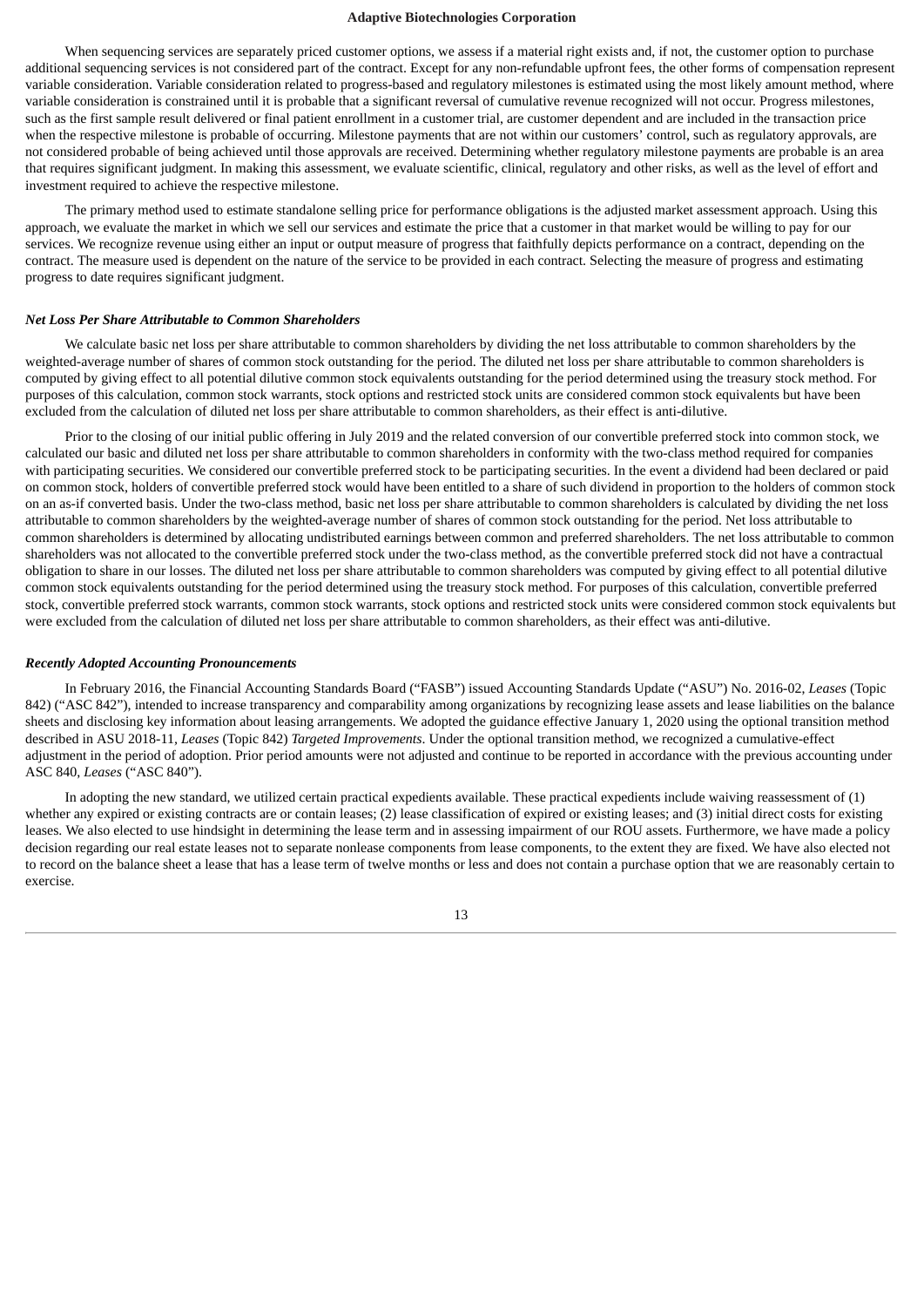When sequencing services are separately priced customer options, we assess if a material right exists and, if not, the customer option to purchase additional sequencing services is not considered part of the contract. Except for any non-refundable upfront fees, the other forms of compensation represent variable consideration. Variable consideration related to progress-based and regulatory milestones is estimated using the most likely amount method, where variable consideration is constrained until it is probable that a significant reversal of cumulative revenue recognized will not occur. Progress milestones, such as the first sample result delivered or final patient enrollment in a customer trial, are customer dependent and are included in the transaction price when the respective milestone is probable of occurring. Milestone payments that are not within our customers' control, such as regulatory approvals, are not considered probable of being achieved until those approvals are received. Determining whether regulatory milestone payments are probable is an area that requires significant judgment. In making this assessment, we evaluate scientific, clinical, regulatory and other risks, as well as the level of effort and investment required to achieve the respective milestone.

The primary method used to estimate standalone selling price for performance obligations is the adjusted market assessment approach. Using this approach, we evaluate the market in which we sell our services and estimate the price that a customer in that market would be willing to pay for our services. We recognize revenue using either an input or output measure of progress that faithfully depicts performance on a contract, depending on the contract. The measure used is dependent on the nature of the service to be provided in each contract. Selecting the measure of progress and estimating progress to date requires significant judgment.

***Net Loss Per Share Attributable to Common Shareholders***

We calculate basic net loss per share attributable to common shareholders by dividing the net loss attributable to common shareholders by the weighted-average number of shares of common stock outstanding for the period. The diluted net loss per share attributable to common shareholders is computed by giving effect to all potential dilutive common stock equivalents outstanding for the period determined using the treasury stock method. For purposes of this calculation, common stock warrants, stock options and restricted stock units are considered common stock equivalents but have been excluded from the calculation of diluted net loss per share attributable to common shareholders, as their effect is anti-dilutive.

Prior to the closing of our initial public offering in July 2019 and the related conversion of our convertible preferred stock into common stock, we calculated our basic and diluted net loss per share attributable to common shareholders in conformity with the two-class method required for companies with participating securities. We considered our convertible preferred stock to be participating securities. In the event a dividend had been declared or paid on common stock, holders of convertible preferred stock would have been entitled to a share of such dividend in proportion to the holders of common stock on an as-if converted basis. Under the two-class method, basic net loss per share attributable to common shareholders is calculated by dividing the net loss attributable to common shareholders by the weighted-average number of shares of common stock outstanding for the period. Net loss attributable to common shareholders is determined by allocating undistributed earnings between common and preferred shareholders. The net loss attributable to common shareholders was not allocated to the convertible preferred stock under the two-class method, as the convertible preferred stock did not have a contractual obligation to share in our losses. The diluted net loss per share attributable to common shareholders was computed by giving effect to all potential dilutive common stock equivalents outstanding for the period determined using the treasury stock method. For purposes of this calculation, convertible preferred stock, convertible preferred stock warrants, common stock warrants, stock options and restricted stock units were considered common stock equivalents but were excluded from the calculation of diluted net loss per share attributable to common shareholders, as their effect was anti-dilutive.

***Recently Adopted Accounting Pronouncements***

In February 2016, the Financial Accounting Standards Board ("FASB") issued Accounting Standards Update ("ASU") No. 2016-02, *Leases* (Topic 842) ("ASC 842"), intended to increase transparency and comparability among organizations by recognizing lease assets and lease liabilities on the balance sheets and disclosing key information about leasing arrangements. We adopted the guidance effective January 1, 2020 using the optional transition method described in ASU 2018-11, *Leases* (Topic 842) *Targeted Improvements*. Under the optional transition method, we recognized a cumulative-effect adjustment in the period of adoption. Prior period amounts were not adjusted and continue to be reported in accordance with the previous accounting under ASC 840, *Leases* ("ASC 840").

In adopting the new standard, we utilized certain practical expedients available. These practical expedients include waiving reassessment of (1) whether any expired or existing contracts are or contain leases; (2) lease classification of expired or existing leases; and (3) initial direct costs for existing leases. We also elected to use hindsight in determining the lease term and in assessing impairment of our ROU assets. Furthermore, we have made a policy decision regarding our real estate leases not to separate nonlease components from lease components, to the extent they are fixed. We have also elected not to record on the balance sheet a lease that has a lease term of twelve months or less and does not contain a purchase option that we are reasonably certain to exercise.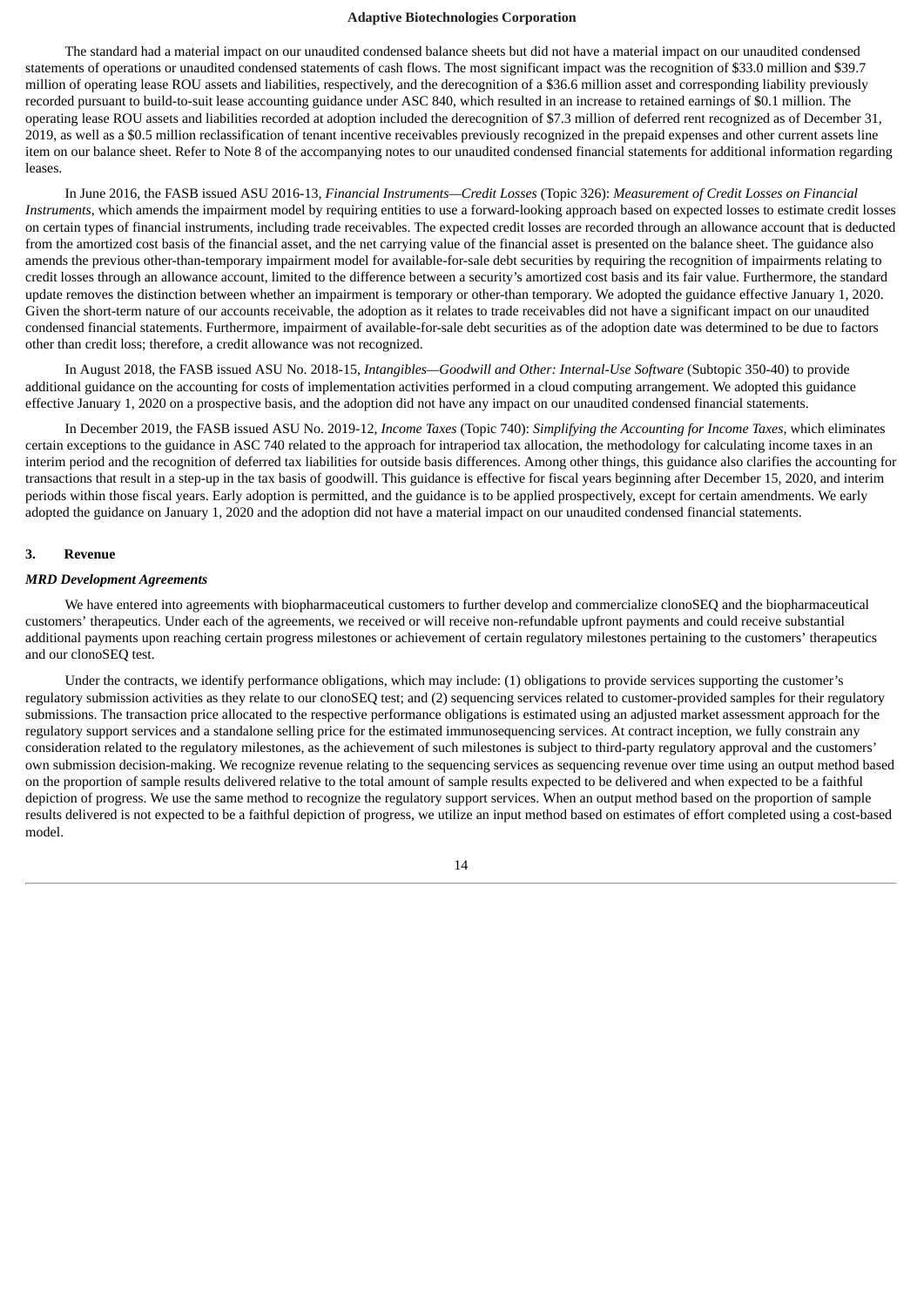The standard had a material impact on our unaudited condensed balance sheets but did not have a material impact on our unaudited condensed statements of operations or unaudited condensed statements of cash flows. The most significant impact was the recognition of $33.0 million and $39.7 million of operating lease ROU assets and liabilities, respectively, and the derecognition of a $36.6 million asset and corresponding liability previously recorded pursuant to build-to-suit lease accounting guidance under ASC 840, which resulted in an increase to retained earnings of $0.1 million. The operating lease ROU assets and liabilities recorded at adoption included the derecognition of $7.3 million of deferred rent recognized as of December 31, 2019, as well as a $0.5 million reclassification of tenant incentive receivables previously recognized in the prepaid expenses and other current assets line item on our balance sheet. Refer to Note 8 of the accompanying notes to our unaudited condensed financial statements for additional information regarding leases.

In June 2016, the FASB issued ASU 2016-13, *Financial Instruments—Credit Losses* (Topic 326): *Measurement of Credit Losses on Financial Instruments*, which amends the impairment model by requiring entities to use a forward-looking approach based on expected losses to estimate credit losses on certain types of financial instruments, including trade receivables. The expected credit losses are recorded through an allowance account that is deducted from the amortized cost basis of the financial asset, and the net carrying value of the financial asset is presented on the balance sheet. The guidance also amends the previous other-than-temporary impairment model for available-for-sale debt securities by requiring the recognition of impairments relating to credit losses through an allowance account, limited to the difference between a security's amortized cost basis and its fair value. Furthermore, the standard update removes the distinction between whether an impairment is temporary or other-than temporary. We adopted the guidance effective January 1, 2020. Given the short-term nature of our accounts receivable, the adoption as it relates to trade receivables did not have a significant impact on our unaudited condensed financial statements. Furthermore, impairment of available-for-sale debt securities as of the adoption date was determined to be due to factors other than credit loss; therefore, a credit allowance was not recognized.

In August 2018, the FASB issued ASU No. 2018-15, *Intangibles—Goodwill and Other: Internal-Use Software* (Subtopic 350-40) to provide additional guidance on the accounting for costs of implementation activities performed in a cloud computing arrangement. We adopted this guidance effective January 1, 2020 on a prospective basis, and the adoption did not have any impact on our unaudited condensed financial statements.

In December 2019, the FASB issued ASU No. 2019-12, *Income Taxes* (Topic 740): *Simplifying the Accounting for Income Taxes*, which eliminates certain exceptions to the guidance in ASC 740 related to the approach for intraperiod tax allocation, the methodology for calculating income taxes in an interim period and the recognition of deferred tax liabilities for outside basis differences. Among other things, this guidance also clarifies the accounting for transactions that result in a step-up in the tax basis of goodwill. This guidance is effective for fiscal years beginning after December 15, 2020, and interim periods within those fiscal years. Early adoption is permitted, and the guidance is to be applied prospectively, except for certain amendments. We early adopted the guidance on January 1, 2020 and the adoption did not have a material impact on our unaudited condensed financial statements.

## 3. Revenue

### *MRD Development Agreements*

We have entered into agreements with biopharmaceutical customers to further develop and commercialize clonoSEQ and the biopharmaceutical customers' therapeutics. Under each of the agreements, we received or will receive non-refundable upfront payments and could receive substantial additional payments upon reaching certain progress milestones or achievement of certain regulatory milestones pertaining to the customers' therapeutics and our clonoSEQ test.

Under the contracts, we identify performance obligations, which may include: (1) obligations to provide services supporting the customer's regulatory submission activities as they relate to our clonoSEQ test; and (2) sequencing services related to customer-provided samples for their regulatory submissions. The transaction price allocated to the respective performance obligations is estimated using an adjusted market assessment approach for the regulatory support services and a standalone selling price for the estimated immunosequencing services. At contract inception, we fully constrain any consideration related to the regulatory milestones, as the achievement of such milestones is subject to third-party regulatory approval and the customers' own submission decision-making. We recognize revenue relating to the sequencing services as sequencing revenue over time using an output method based on the proportion of sample results delivered relative to the total amount of sample results expected to be delivered and when expected to be a faithful depiction of progress. We use the same method to recognize the regulatory support services. When an output method based on the proportion of sample results delivered is not expected to be a faithful depiction of progress, we utilize an input method based on estimates of effort completed using a cost-based model.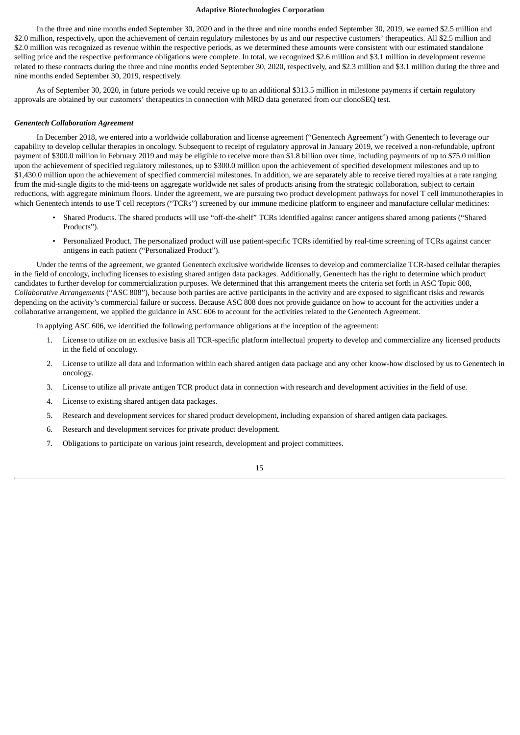In the three and nine months ended September 30, 2020 and in the three and nine months ended September 30, 2019, we earned $2.5 million and $2.0 million, respectively, upon the achievement of certain regulatory milestones by us and our respective customers' therapeutics. All $2.5 million and $2.0 million was recognized as revenue within the respective periods, as we determined these amounts were consistent with our estimated standalone selling price and the respective performance obligations were complete. In total, we recognized $2.6 million and $3.1 million in development revenue related to these contracts during the three and nine months ended September 30, 2020, respectively, and $2.3 million and $3.1 million during the three and nine months ended September 30, 2019, respectively.

As of September 30, 2020, in future periods we could receive up to an additional $313.5 million in milestone payments if certain regulatory approvals are obtained by our customers' therapeutics in connection with MRD data generated from our clonoSEQ test.

***Genentech Collaboration Agreement***

In December 2018, we entered into a worldwide collaboration and license agreement ("Genentech Agreement") with Genentech to leverage our capability to develop cellular therapies in oncology. Subsequent to receipt of regulatory approval in January 2019, we received a non-refundable, upfront payment of $300.0 million in February 2019 and may be eligible to receive more than $1.8 billion over time, including payments of up to $75.0 million upon the achievement of specified regulatory milestones, up to $300.0 million upon the achievement of specified development milestones and up to $1,430.0 million upon the achievement of specified commercial milestones. In addition, we are separately able to receive tiered royalties at a rate ranging from the mid-single digits to the mid-teens on aggregate worldwide net sales of products arising from the strategic collaboration, subject to certain reductions, with aggregate minimum floors. Under the agreement, we are pursuing two product development pathways for novel T cell immunotherapies in which Genentech intends to use T cell receptors ("TCRs") screened by our immune medicine platform to engineer and manufacture cellular medicines:

- Shared Products. The shared products will use "off-the-shelf" TCRs identified against cancer antigens shared among patients ("Shared Products").
- Personalized Product. The personalized product will use patient-specific TCRs identified by real-time screening of TCRs against cancer antigens in each patient ("Personalized Product").

Under the terms of the agreement, we granted Genentech exclusive worldwide licenses to develop and commercialize TCR-based cellular therapies in the field of oncology, including licenses to existing shared antigen data packages. Additionally, Genentech has the right to determine which product candidates to further develop for commercialization purposes. We determined that this arrangement meets the criteria set forth in ASC Topic 808, *Collaborative Arrangements* ("ASC 808"), because both parties are active participants in the activity and are exposed to significant risks and rewards depending on the activity's commercial failure or success. Because ASC 808 does not provide guidance on how to account for the activities under a collaborative arrangement, we applied the guidance in ASC 606 to account for the activities related to the Genentech Agreement.

In applying ASC 606, we identified the following performance obligations at the inception of the agreement:

1. License to utilize on an exclusive basis all TCR-specific platform intellectual property to develop and commercialize any licensed products in the field of oncology.
2. License to utilize all data and information within each shared antigen data package and any other know-how disclosed by us to Genentech in oncology.
3. License to utilize all private antigen TCR product data in connection with research and development activities in the field of use.
4. License to existing shared antigen data packages.
5. Research and development services for shared product development, including expansion of shared antigen data packages.
6. Research and development services for private product development.
7. Obligations to participate on various joint research, development and project committees.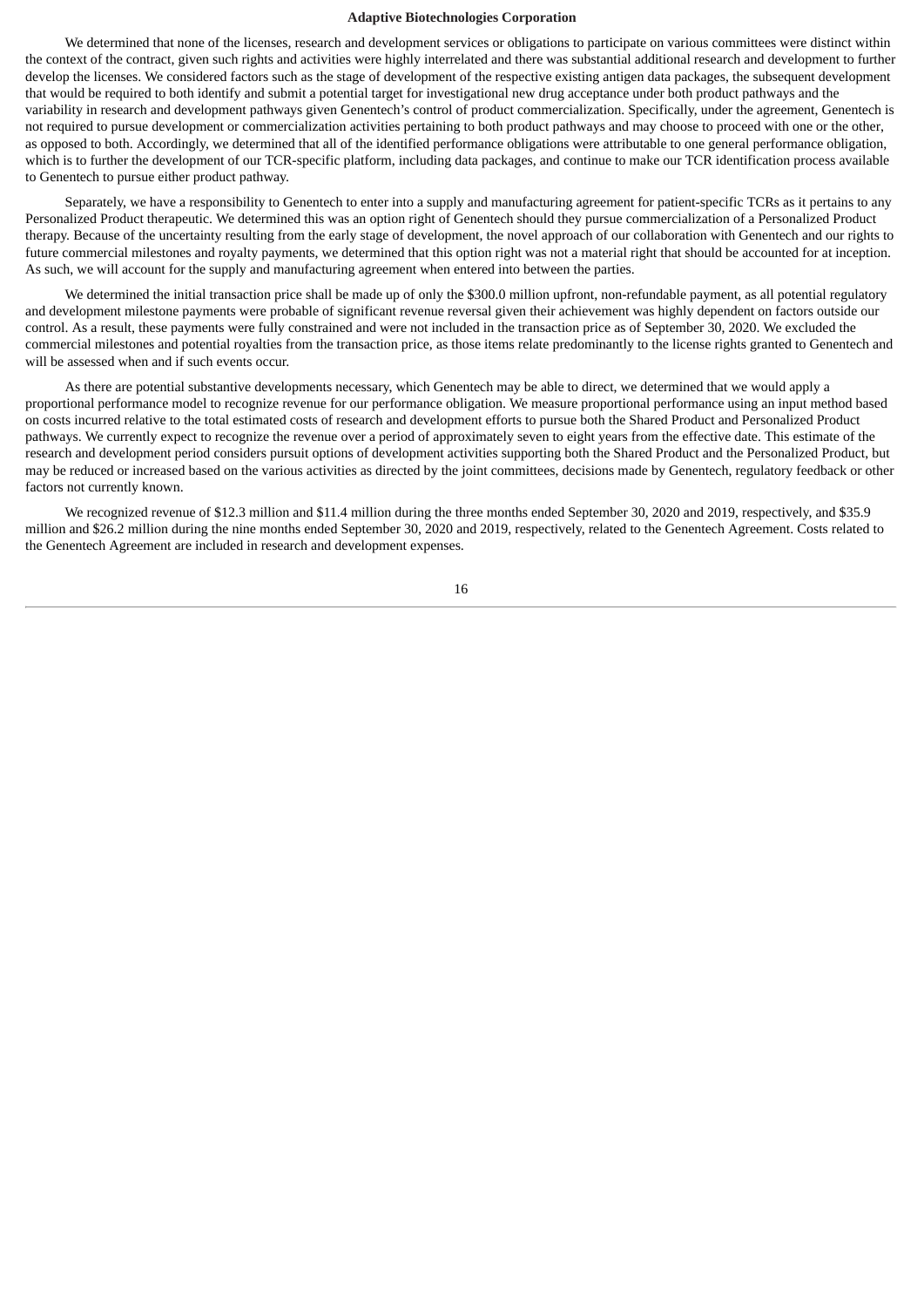We determined that none of the licenses, research and development services or obligations to participate on various committees were distinct within the context of the contract, given such rights and activities were highly interrelated and there was substantial additional research and development to further develop the licenses. We considered factors such as the stage of development of the respective existing antigen data packages, the subsequent development that would be required to both identify and submit a potential target for investigational new drug acceptance under both product pathways and the variability in research and development pathways given Genentech's control of product commercialization. Specifically, under the agreement, Genentech is not required to pursue development or commercialization activities pertaining to both product pathways and may choose to proceed with one or the other, as opposed to both. Accordingly, we determined that all of the identified performance obligations were attributable to one general performance obligation, which is to further the development of our TCR-specific platform, including data packages, and continue to make our TCR identification process available to Genentech to pursue either product pathway.

Separately, we have a responsibility to Genentech to enter into a supply and manufacturing agreement for patient-specific TCRs as it pertains to any Personalized Product therapeutic. We determined this was an option right of Genentech should they pursue commercialization of a Personalized Product therapy. Because of the uncertainty resulting from the early stage of development, the novel approach of our collaboration with Genentech and our rights to future commercial milestones and royalty payments, we determined that this option right was not a material right that should be accounted for at inception. As such, we will account for the supply and manufacturing agreement when entered into between the parties.

We determined the initial transaction price shall be made up of only the $300.0 million upfront, non-refundable payment, as all potential regulatory and development milestone payments were probable of significant revenue reversal given their achievement was highly dependent on factors outside our control. As a result, these payments were fully constrained and were not included in the transaction price as of September 30, 2020. We excluded the commercial milestones and potential royalties from the transaction price, as those items relate predominantly to the license rights granted to Genentech and will be assessed when and if such events occur.

As there are potential substantive developments necessary, which Genentech may be able to direct, we determined that we would apply a proportional performance model to recognize revenue for our performance obligation. We measure proportional performance using an input method based on costs incurred relative to the total estimated costs of research and development efforts to pursue both the Shared Product and Personalized Product pathways. We currently expect to recognize the revenue over a period of approximately seven to eight years from the effective date. This estimate of the research and development period considers pursuit options of development activities supporting both the Shared Product and the Personalized Product, but may be reduced or increased based on the various activities as directed by the joint committees, decisions made by Genentech, regulatory feedback or other factors not currently known.

We recognized revenue of $12.3 million and $11.4 million during the three months ended September 30, 2020 and 2019, respectively, and $35.9 million and $26.2 million during the nine months ended September 30, 2020 and 2019, respectively, related to the Genentech Agreement. Costs related to the Genentech Agreement are included in research and development expenses.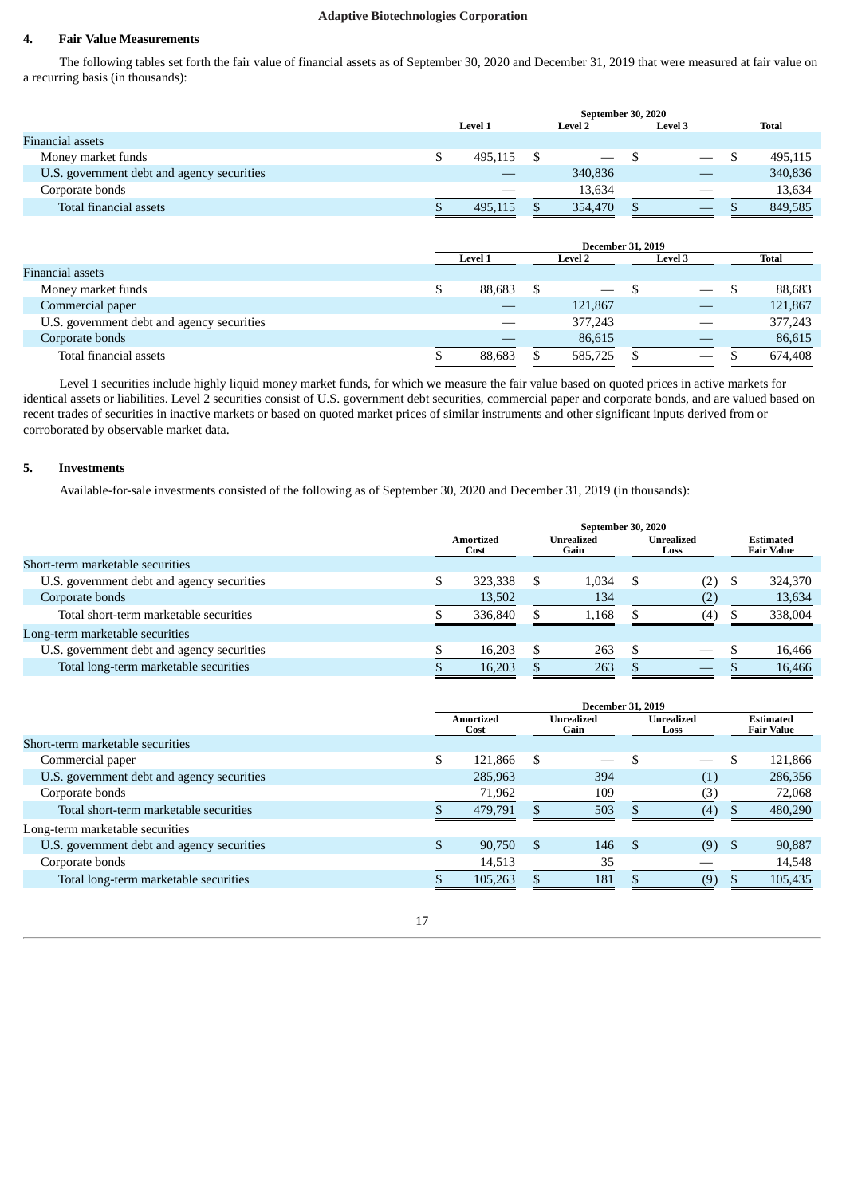## 4. Fair Value Measurements

The following tables set forth the fair value of financial assets as of September 30, 2020 and December 31, 2019 that were measured at fair value on a recurring basis (in thousands):

| | September 30, 2020 | | | |
|---|---|---|---|---|
| | Level 1 | Level 2 | Level 3 | Total |
| Financial assets | | | | |
| Money market funds | $ 495,115 | $ — | $ — | $ 495,115 |
| U.S. government debt and agency securities | — | 340,836 | — | 340,836 |
| Corporate bonds | — | 13,634 | — | 13,634 |
| Total financial assets | $ 495,115 | $ 354,470 | $ — | $ 849,585 |

| | December 31, 2019 | | | |
|---|---|---|---|---|
| | Level 1 | Level 2 | Level 3 | Total |
| Financial assets | | | | |
| Money market funds | $ 88,683 | $ — | $ — | $ 88,683 |
| Commercial paper | — | 121,867 | — | 121,867 |
| U.S. government debt and agency securities | — | 377,243 | — | 377,243 |
| Corporate bonds | — | 86,615 | — | 86,615 |
| Total financial assets | $ 88,683 | $ 585,725 | $ — | $ 674,408 |

Level 1 securities include highly liquid money market funds, for which we measure the fair value based on quoted prices in active markets for identical assets or liabilities. Level 2 securities consist of U.S. government debt securities, commercial paper and corporate bonds, and are valued based on recent trades of securities in inactive markets or based on quoted market prices of similar instruments and other significant inputs derived from or corroborated by observable market data.

## 5. Investments

Available-for-sale investments consisted of the following as of September 30, 2020 and December 31, 2019 (in thousands):

| | September 30, 2020 | | | |
|---|---|---|---|---|
| | Amortized Cost | Unrealized Gain | Unrealized Loss | Estimated Fair Value |
| Short-term marketable securities | | | | |
| U.S. government debt and agency securities | $ 323,338 | $ 1,034 | $ (2) | $ 324,370 |
| Corporate bonds | 13,502 | 134 | (2) | 13,634 |
| Total short-term marketable securities | $ 336,840 | $ 1,168 | $ (4) | $ 338,004 |
| Long-term marketable securities | | | | |
| U.S. government debt and agency securities | $ 16,203 | $ 263 | $ — | $ 16,466 |
| Total long-term marketable securities | $ 16,203 | $ 263 | $ — | $ 16,466 |

| | December 31, 2019 | | | |
|---|---|---|---|---|
| | Amortized Cost | Unrealized Gain | Unrealized Loss | Estimated Fair Value |
| Short-term marketable securities | | | | |
| Commercial paper | $ 121,866 | $ — | $ — | $ 121,866 |
| U.S. government debt and agency securities | 285,963 | 394 | (1) | 286,356 |
| Corporate bonds | 71,962 | 109 | (3) | 72,068 |
| Total short-term marketable securities | $ 479,791 | $ 503 | $ (4) | $ 480,290 |
| Long-term marketable securities | | | | |
| U.S. government debt and agency securities | $ 90,750 | $ 146 | $ (9) | $ 90,887 |
| Corporate bonds | 14,513 | 35 | — | 14,548 |
| Total long-term marketable securities | $ 105,263 | $ 181 | $ (9) | $ 105,435 |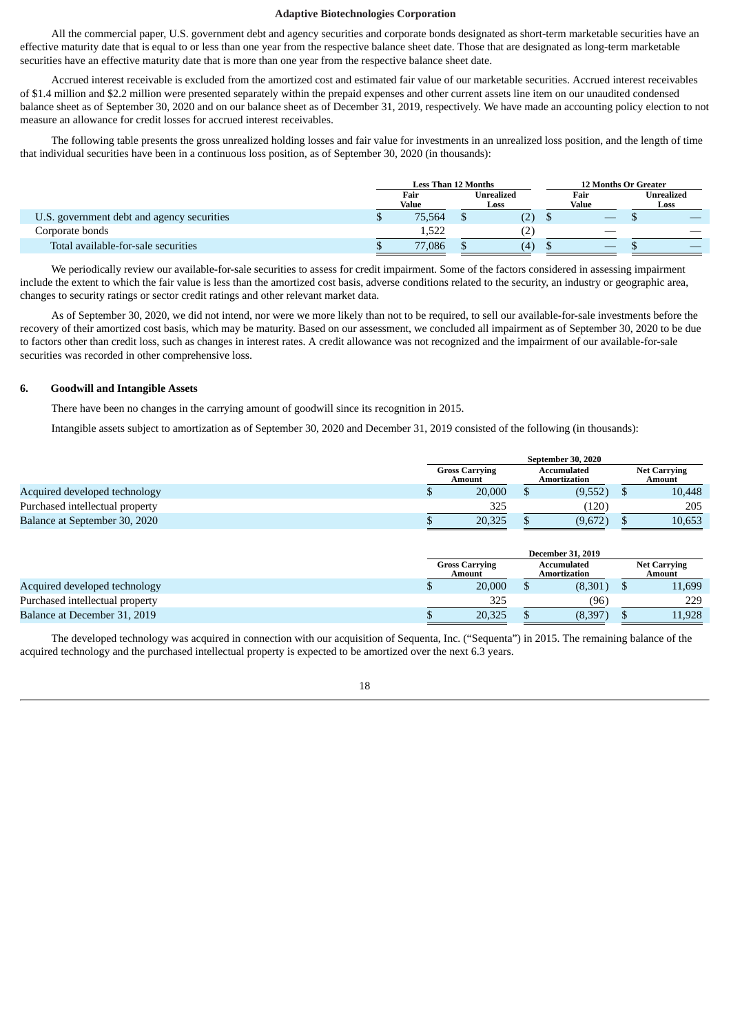All the commercial paper, U.S. government debt and agency securities and corporate bonds designated as short-term marketable securities have an effective maturity date that is equal to or less than one year from the respective balance sheet date. Those that are designated as long-term marketable securities have an effective maturity date that is more than one year from the respective balance sheet date.

Accrued interest receivable is excluded from the amortized cost and estimated fair value of our marketable securities. Accrued interest receivables of $1.4 million and $2.2 million were presented separately within the prepaid expenses and other current assets line item on our unaudited condensed balance sheet as of September 30, 2020 and on our balance sheet as of December 31, 2019, respectively. We have made an accounting policy election to not measure an allowance for credit losses for accrued interest receivables.

The following table presents the gross unrealized holding losses and fair value for investments in an unrealized loss position, and the length of time that individual securities have been in a continuous loss position, as of September 30, 2020 (in thousands):

| | Less Than 12 Months | | 12 Months Or Greater | |
|---|---|---|---|---|
| | Fair Value | Unrealized Loss | Fair Value | Unrealized Loss |
| U.S. government debt and agency securities | $ 75,564 | $ (2) | $ — | $ — |
| Corporate bonds | 1,522 | (2) | — | — |
| Total available-for-sale securities | $ 77,086 | $ (4) | $ — | $ — |

We periodically review our available-for-sale securities to assess for credit impairment. Some of the factors considered in assessing impairment include the extent to which the fair value is less than the amortized cost basis, adverse conditions related to the security, an industry or geographic area, changes to security ratings or sector credit ratings and other relevant market data.

As of September 30, 2020, we did not intend, nor were we more likely than not to be required, to sell our available-for-sale investments before the recovery of their amortized cost basis, which may be maturity. Based on our assessment, we concluded all impairment as of September 30, 2020 to be due to factors other than credit loss, such as changes in interest rates. A credit allowance was not recognized and the impairment of our available-for-sale securities was recorded in other comprehensive loss.

## 6. Goodwill and Intangible Assets

There have been no changes in the carrying amount of goodwill since its recognition in 2015.

Intangible assets subject to amortization as of September 30, 2020 and December 31, 2019 consisted of the following (in thousands):

| | September 30, 2020 | | |
|---|---|---|---|
| | Gross Carrying Amount | Accumulated Amortization | Net Carrying Amount |
| Acquired developed technology | $ 20,000 | $ (9,552) | $ 10,448 |
| Purchased intellectual property | 325 | (120) | 205 |
| Balance at September 30, 2020 | $ 20,325 | $ (9,672) | $ 10,653 |

| | December 31, 2019 | | |
|---|---|---|---|
| | Gross Carrying Amount | Accumulated Amortization | Net Carrying Amount |
| Acquired developed technology | $ 20,000 | $ (8,301) | $ 11,699 |
| Purchased intellectual property | 325 | (96) | 229 |
| Balance at December 31, 2019 | $ 20,325 | $ (8,397) | $ 11,928 |

The developed technology was acquired in connection with our acquisition of Sequenta, Inc. ("Sequenta") in 2015. The remaining balance of the acquired technology and the purchased intellectual property is expected to be amortized over the next 6.3 years.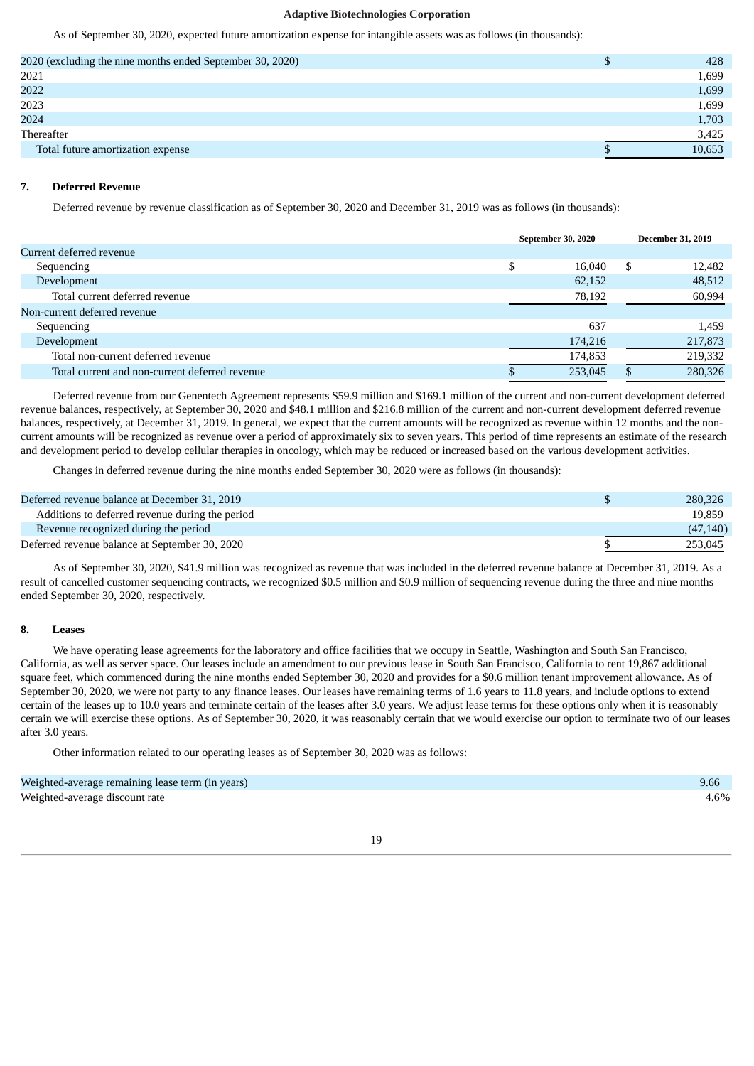As of September 30, 2020, expected future amortization expense for intangible assets was as follows (in thousands):

| | |
|---|---|
| 2020 (excluding the nine months ended September 30, 2020) | $ 428 |
| 2021 | 1,699 |
| 2022 | 1,699 |
| 2023 | 1,699 |
| 2024 | 1,703 |
| Thereafter | 3,425 |
| Total future amortization expense | $ 10,653 |

## 7. Deferred Revenue

Deferred revenue by revenue classification as of September 30, 2020 and December 31, 2019 was as follows (in thousands):

| | September 30, 2020 | December 31, 2019 |
|---|---|---|
| Current deferred revenue | | |
| Sequencing | $ 16,040 | $ 12,482 |
| Development | 62,152 | 48,512 |
| Total current deferred revenue | 78,192 | 60,994 |
| Non-current deferred revenue | | |
| Sequencing | 637 | 1,459 |
| Development | 174,216 | 217,873 |
| Total non-current deferred revenue | 174,853 | 219,332 |
| Total current and non-current deferred revenue | $ 253,045 | $ 280,326 |

Deferred revenue from our Genentech Agreement represents $59.9 million and $169.1 million of the current and non-current development deferred revenue balances, respectively, at September 30, 2020 and $48.1 million and $216.8 million of the current and non-current development deferred revenue balances, respectively, at December 31, 2019. In general, we expect that the current amounts will be recognized as revenue within 12 months and the non-current amounts will be recognized as revenue over a period of approximately six to seven years. This period of time represents an estimate of the research and development period to develop cellular therapies in oncology, which may be reduced or increased based on the various development activities.

Changes in deferred revenue during the nine months ended September 30, 2020 were as follows (in thousands):

| | |
|---|---|
| Deferred revenue balance at December 31, 2019 | $ 280,326 |
| Additions to deferred revenue during the period | 19,859 |
| Revenue recognized during the period | (47,140) |
| Deferred revenue balance at September 30, 2020 | $ 253,045 |

As of September 30, 2020, $41.9 million was recognized as revenue that was included in the deferred revenue balance at December 31, 2019. As a result of cancelled customer sequencing contracts, we recognized $0.5 million and $0.9 million of sequencing revenue during the three and nine months ended September 30, 2020, respectively.

## 8. Leases

We have operating lease agreements for the laboratory and office facilities that we occupy in Seattle, Washington and South San Francisco, California, as well as server space. Our leases include an amendment to our previous lease in South San Francisco, California to rent 19,867 additional square feet, which commenced during the nine months ended September 30, 2020 and provides for a $0.6 million tenant improvement allowance. As of September 30, 2020, we were not party to any finance leases. Our leases have remaining terms of 1.6 years to 11.8 years, and include options to extend certain of the leases up to 10.0 years and terminate certain of the leases after 3.0 years. We adjust lease terms for these options only when it is reasonably certain we will exercise these options. As of September 30, 2020, it was reasonably certain that we would exercise our option to terminate two of our leases after 3.0 years.

Other information related to our operating leases as of September 30, 2020 was as follows:

| | |
|---|---|
| Weighted-average remaining lease term (in years) | 9.66 |
| Weighted-average discount rate | 4.6% |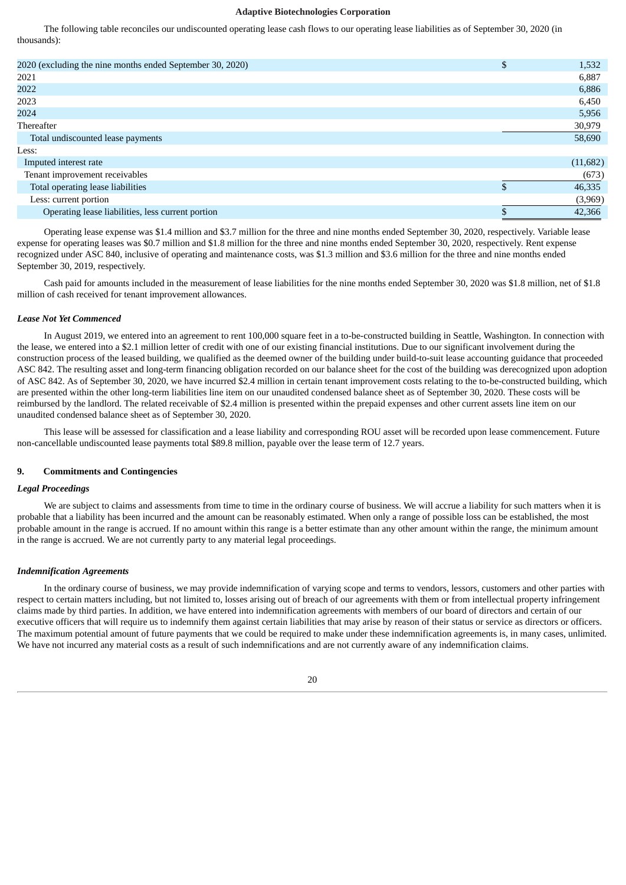The following table reconciles our undiscounted operating lease cash flows to our operating lease liabilities as of September 30, 2020 (in thousands):

| | |
|---|---|
| 2020 (excluding the nine months ended September 30, 2020) | $ 1,532 |
| 2021 | 6,887 |
| 2022 | 6,886 |
| 2023 | 6,450 |
| 2024 | 5,956 |
| Thereafter | 30,979 |
| Total undiscounted lease payments | 58,690 |
| Less: | |
| Imputed interest rate | (11,682) |
| Tenant improvement receivables | (673) |
| Total operating lease liabilities | $ 46,335 |
| Less: current portion | (3,969) |
| Operating lease liabilities, less current portion | $ 42,366 |

Operating lease expense was $1.4 million and $3.7 million for the three and nine months ended September 30, 2020, respectively. Variable lease expense for operating leases was $0.7 million and $1.8 million for the three and nine months ended September 30, 2020, respectively. Rent expense recognized under ASC 840, inclusive of operating and maintenance costs, was $1.3 million and $3.6 million for the three and nine months ended September 30, 2019, respectively.

Cash paid for amounts included in the measurement of lease liabilities for the nine months ended September 30, 2020 was $1.8 million, net of $1.8 million of cash received for tenant improvement allowances.

***Lease Not Yet Commenced***

In August 2019, we entered into an agreement to rent 100,000 square feet in a to-be-constructed building in Seattle, Washington. In connection with the lease, we entered into a $2.1 million letter of credit with one of our existing financial institutions. Due to our significant involvement during the construction process of the leased building, we qualified as the deemed owner of the building under build-to-suit lease accounting guidance that proceeded ASC 842. The resulting asset and long-term financing obligation recorded on our balance sheet for the cost of the building was derecognized upon adoption of ASC 842. As of September 30, 2020, we have incurred $2.4 million in certain tenant improvement costs relating to the to-be-constructed building, which are presented within the other long-term liabilities line item on our unaudited condensed balance sheet as of September 30, 2020. These costs will be reimbursed by the landlord. The related receivable of $2.4 million is presented within the prepaid expenses and other current assets line item on our unaudited condensed balance sheet as of September 30, 2020.

This lease will be assessed for classification and a lease liability and corresponding ROU asset will be recorded upon lease commencement. Future non-cancellable undiscounted lease payments total $89.8 million, payable over the lease term of 12.7 years.

## 9. Commitments and Contingencies

***Legal Proceedings***

We are subject to claims and assessments from time to time in the ordinary course of business. We will accrue a liability for such matters when it is probable that a liability has been incurred and the amount can be reasonably estimated. When only a range of possible loss can be established, the most probable amount in the range is accrued. If no amount within this range is a better estimate than any other amount within the range, the minimum amount in the range is accrued. We are not currently party to any material legal proceedings.

***Indemnification Agreements***

In the ordinary course of business, we may provide indemnification of varying scope and terms to vendors, lessors, customers and other parties with respect to certain matters including, but not limited to, losses arising out of breach of our agreements with them or from intellectual property infringement claims made by third parties. In addition, we have entered into indemnification agreements with members of our board of directors and certain of our executive officers that will require us to indemnify them against certain liabilities that may arise by reason of their status or service as directors or officers. The maximum potential amount of future payments that we could be required to make under these indemnification agreements is, in many cases, unlimited. We have not incurred any material costs as a result of such indemnifications and are not currently aware of any indemnification claims.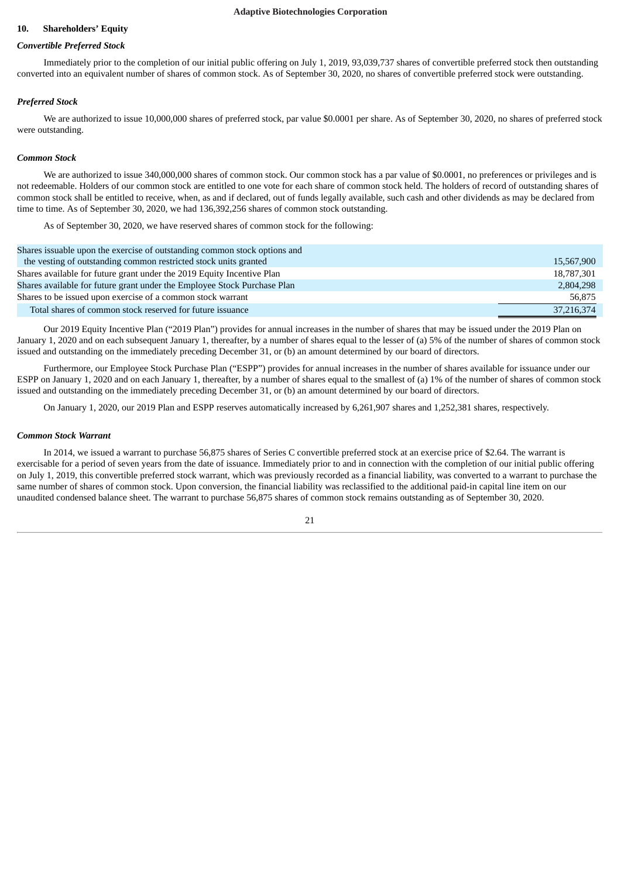## 10. Shareholders' Equity

### *Convertible Preferred Stock*

Immediately prior to the completion of our initial public offering on July 1, 2019, 93,039,737 shares of convertible preferred stock then outstanding converted into an equivalent number of shares of common stock. As of September 30, 2020, no shares of convertible preferred stock were outstanding.

### *Preferred Stock*

We are authorized to issue 10,000,000 shares of preferred stock, par value $0.0001 per share. As of September 30, 2020, no shares of preferred stock were outstanding.

### *Common Stock*

We are authorized to issue 340,000,000 shares of common stock. Our common stock has a par value of $0.0001, no preferences or privileges and is not redeemable. Holders of our common stock are entitled to one vote for each share of common stock held. The holders of record of outstanding shares of common stock shall be entitled to receive, when, as and if declared, out of funds legally available, such cash and other dividends as may be declared from time to time. As of September 30, 2020, we had 136,392,256 shares of common stock outstanding.

As of September 30, 2020, we have reserved shares of common stock for the following:

| | |
|---|---|
| Shares issuable upon the exercise of outstanding common stock options and the vesting of outstanding common restricted stock units granted | 15,567,900 |
| Shares available for future grant under the 2019 Equity Incentive Plan | 18,787,301 |
| Shares available for future grant under the Employee Stock Purchase Plan | 2,804,298 |
| Shares to be issued upon exercise of a common stock warrant | 56,875 |
| Total shares of common stock reserved for future issuance | 37,216,374 |

Our 2019 Equity Incentive Plan ("2019 Plan") provides for annual increases in the number of shares that may be issued under the 2019 Plan on January 1, 2020 and on each subsequent January 1, thereafter, by a number of shares equal to the lesser of (a) 5% of the number of shares of common stock issued and outstanding on the immediately preceding December 31, or (b) an amount determined by our board of directors.

Furthermore, our Employee Stock Purchase Plan ("ESPP") provides for annual increases in the number of shares available for issuance under our ESPP on January 1, 2020 and on each January 1, thereafter, by a number of shares equal to the smallest of (a) 1% of the number of shares of common stock issued and outstanding on the immediately preceding December 31, or (b) an amount determined by our board of directors.

On January 1, 2020, our 2019 Plan and ESPP reserves automatically increased by 6,261,907 shares and 1,252,381 shares, respectively.

### *Common Stock Warrant*

In 2014, we issued a warrant to purchase 56,875 shares of Series C convertible preferred stock at an exercise price of $2.64. The warrant is exercisable for a period of seven years from the date of issuance. Immediately prior to and in connection with the completion of our initial public offering on July 1, 2019, this convertible preferred stock warrant, which was previously recorded as a financial liability, was converted to a warrant to purchase the same number of shares of common stock. Upon conversion, the financial liability was reclassified to the additional paid-in capital line item on our unaudited condensed balance sheet. The warrant to purchase 56,875 shares of common stock remains outstanding as of September 30, 2020.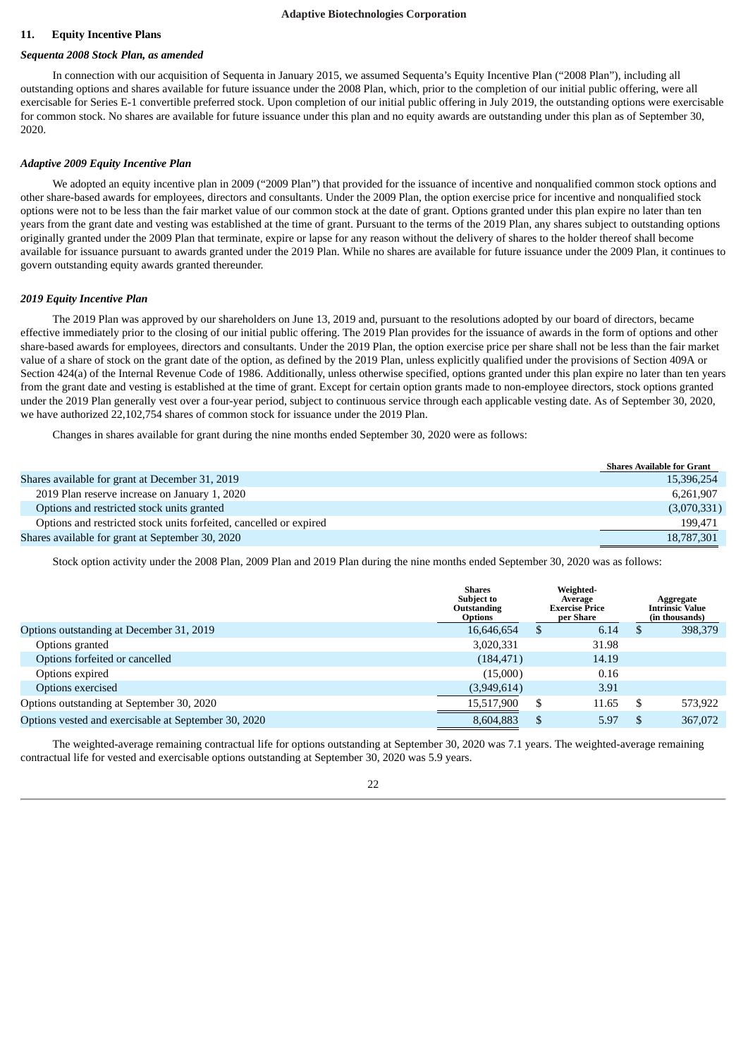## 11. Equity Incentive Plans

### *Sequenta 2008 Stock Plan, as amended*

In connection with our acquisition of Sequenta in January 2015, we assumed Sequenta's Equity Incentive Plan ("2008 Plan"), including all outstanding options and shares available for future issuance under the 2008 Plan, which, prior to the completion of our initial public offering, were all exercisable for Series E-1 convertible preferred stock. Upon completion of our initial public offering in July 2019, the outstanding options were exercisable for common stock. No shares are available for future issuance under this plan and no equity awards are outstanding under this plan as of September 30, 2020.

### *Adaptive 2009 Equity Incentive Plan*

We adopted an equity incentive plan in 2009 ("2009 Plan") that provided for the issuance of incentive and nonqualified common stock options and other share-based awards for employees, directors and consultants. Under the 2009 Plan, the option exercise price for incentive and nonqualified stock options were not to be less than the fair market value of our common stock at the date of grant. Options granted under this plan expire no later than ten years from the grant date and vesting was established at the time of grant. Pursuant to the terms of the 2019 Plan, any shares subject to outstanding options originally granted under the 2009 Plan that terminate, expire or lapse for any reason without the delivery of shares to the holder thereof shall become available for issuance pursuant to awards granted under the 2019 Plan. While no shares are available for future issuance under the 2009 Plan, it continues to govern outstanding equity awards granted thereunder.

### *2019 Equity Incentive Plan*

The 2019 Plan was approved by our shareholders on June 13, 2019 and, pursuant to the resolutions adopted by our board of directors, became effective immediately prior to the closing of our initial public offering. The 2019 Plan provides for the issuance of awards in the form of options and other share-based awards for employees, directors and consultants. Under the 2019 Plan, the option exercise price per share shall not be less than the fair market value of a share of stock on the grant date of the option, as defined by the 2019 Plan, unless explicitly qualified under the provisions of Section 409A or Section 424(a) of the Internal Revenue Code of 1986. Additionally, unless otherwise specified, options granted under this plan expire no later than ten years from the grant date and vesting is established at the time of grant. Except for certain option grants made to non-employee directors, stock options granted under the 2019 Plan generally vest over a four-year period, subject to continuous service through each applicable vesting date. As of September 30, 2020, we have authorized 22,102,754 shares of common stock for issuance under the 2019 Plan.

Changes in shares available for grant during the nine months ended September 30, 2020 were as follows:

| | Shares Available for Grant |
|---|---|
| Shares available for grant at December 31, 2019 | 15,396,254 |
| 2019 Plan reserve increase on January 1, 2020 | 6,261,907 |
| Options and restricted stock units granted | (3,070,331) |
| Options and restricted stock units forfeited, cancelled or expired | 199,471 |
| Shares available for grant at September 30, 2020 | 18,787,301 |

Stock option activity under the 2008 Plan, 2009 Plan and 2019 Plan during the nine months ended September 30, 2020 was as follows:

| | Shares Subject to Outstanding Options | Weighted-Average Exercise Price per Share | Aggregate Intrinsic Value (in thousands) |
|---|---|---|---|
| Options outstanding at December 31, 2019 | 16,646,654 | $ 6.14 | $ 398,379 |
| Options granted | 3,020,331 | 31.98 | |
| Options forfeited or cancelled | (184,471) | 14.19 | |
| Options expired | (15,000) | 0.16 | |
| Options exercised | (3,949,614) | 3.91 | |
| Options outstanding at September 30, 2020 | 15,517,900 | $ 11.65 | $ 573,922 |
| Options vested and exercisable at September 30, 2020 | 8,604,883 | $ 5.97 | $ 367,072 |

The weighted-average remaining contractual life for options outstanding at September 30, 2020 was 7.1 years. The weighted-average remaining contractual life for vested and exercisable options outstanding at September 30, 2020 was 5.9 years.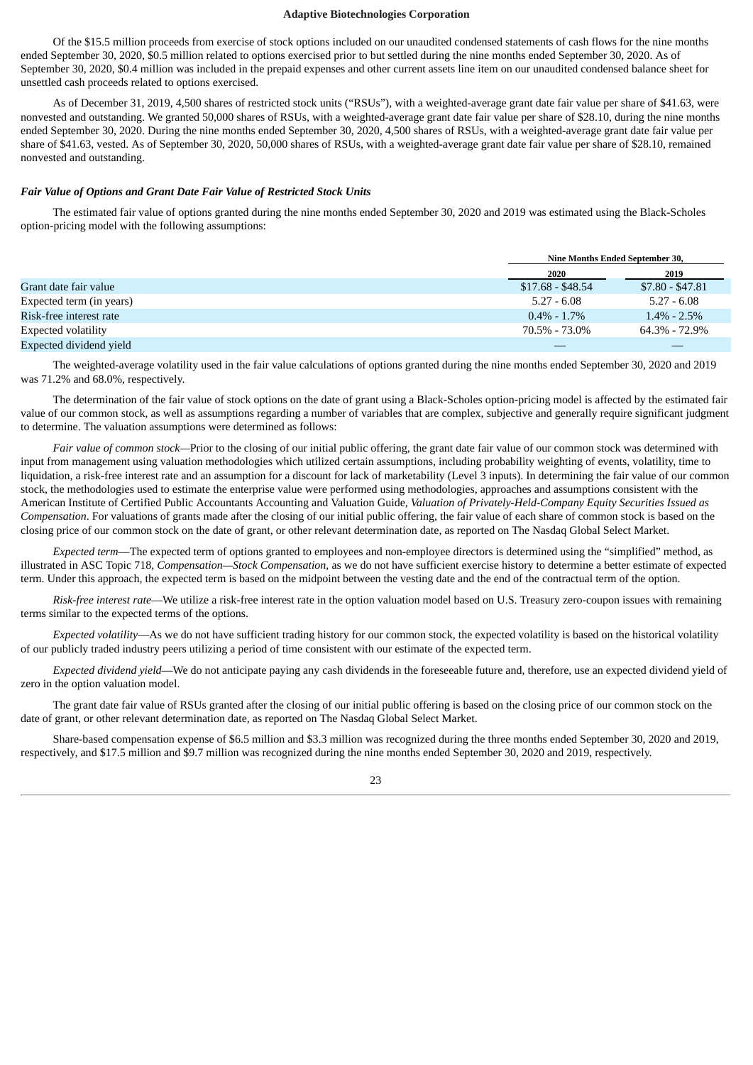Of the $15.5 million proceeds from exercise of stock options included on our unaudited condensed statements of cash flows for the nine months ended September 30, 2020, $0.5 million related to options exercised prior to but settled during the nine months ended September 30, 2020. As of September 30, 2020, $0.4 million was included in the prepaid expenses and other current assets line item on our unaudited condensed balance sheet for unsettled cash proceeds related to options exercised.

As of December 31, 2019, 4,500 shares of restricted stock units ("RSUs"), with a weighted-average grant date fair value per share of $41.63, were nonvested and outstanding. We granted 50,000 shares of RSUs, with a weighted-average grant date fair value per share of $28.10, during the nine months ended September 30, 2020. During the nine months ended September 30, 2020, 4,500 shares of RSUs, with a weighted-average grant date fair value per share of $41.63, vested. As of September 30, 2020, 50,000 shares of RSUs, with a weighted-average grant date fair value per share of $28.10, remained nonvested and outstanding.

***Fair Value of Options and Grant Date Fair Value of Restricted Stock Units***

The estimated fair value of options granted during the nine months ended September 30, 2020 and 2019 was estimated using the Black-Scholes option-pricing model with the following assumptions:

| | Nine Months Ended September 30, | |
|---|---|---|
| | 2020 | 2019 |
| Grant date fair value | $17.68 - $48.54 | $7.80 - $47.81 |
| Expected term (in years) | 5.27 - 6.08 | 5.27 - 6.08 |
| Risk-free interest rate | 0.4% - 1.7% | 1.4% - 2.5% |
| Expected volatility | 70.5% - 73.0% | 64.3% - 72.9% |
| Expected dividend yield | — | — |

The weighted-average volatility used in the fair value calculations of options granted during the nine months ended September 30, 2020 and 2019 was 71.2% and 68.0%, respectively.

The determination of the fair value of stock options on the date of grant using a Black-Scholes option-pricing model is affected by the estimated fair value of our common stock, as well as assumptions regarding a number of variables that are complex, subjective and generally require significant judgment to determine. The valuation assumptions were determined as follows:

*Fair value of common stock*—Prior to the closing of our initial public offering, the grant date fair value of our common stock was determined with input from management using valuation methodologies which utilized certain assumptions, including probability weighting of events, volatility, time to liquidation, a risk-free interest rate and an assumption for a discount for lack of marketability (Level 3 inputs). In determining the fair value of our common stock, the methodologies used to estimate the enterprise value were performed using methodologies, approaches and assumptions consistent with the American Institute of Certified Public Accountants Accounting and Valuation Guide, *Valuation of Privately-Held-Company Equity Securities Issued as Compensation*. For valuations of grants made after the closing of our initial public offering, the fair value of each share of common stock is based on the closing price of our common stock on the date of grant, or other relevant determination date, as reported on The Nasdaq Global Select Market.

*Expected term*—The expected term of options granted to employees and non-employee directors is determined using the "simplified" method, as illustrated in ASC Topic 718, *Compensation—Stock Compensation*, as we do not have sufficient exercise history to determine a better estimate of expected term. Under this approach, the expected term is based on the midpoint between the vesting date and the end of the contractual term of the option.

*Risk-free interest rate*—We utilize a risk-free interest rate in the option valuation model based on U.S. Treasury zero-coupon issues with remaining terms similar to the expected terms of the options.

*Expected volatility*—As we do not have sufficient trading history for our common stock, the expected volatility is based on the historical volatility of our publicly traded industry peers utilizing a period of time consistent with our estimate of the expected term.

*Expected dividend yield*—We do not anticipate paying any cash dividends in the foreseeable future and, therefore, use an expected dividend yield of zero in the option valuation model.

The grant date fair value of RSUs granted after the closing of our initial public offering is based on the closing price of our common stock on the date of grant, or other relevant determination date, as reported on The Nasdaq Global Select Market.

Share-based compensation expense of $6.5 million and $3.3 million was recognized during the three months ended September 30, 2020 and 2019, respectively, and $17.5 million and $9.7 million was recognized during the nine months ended September 30, 2020 and 2019, respectively.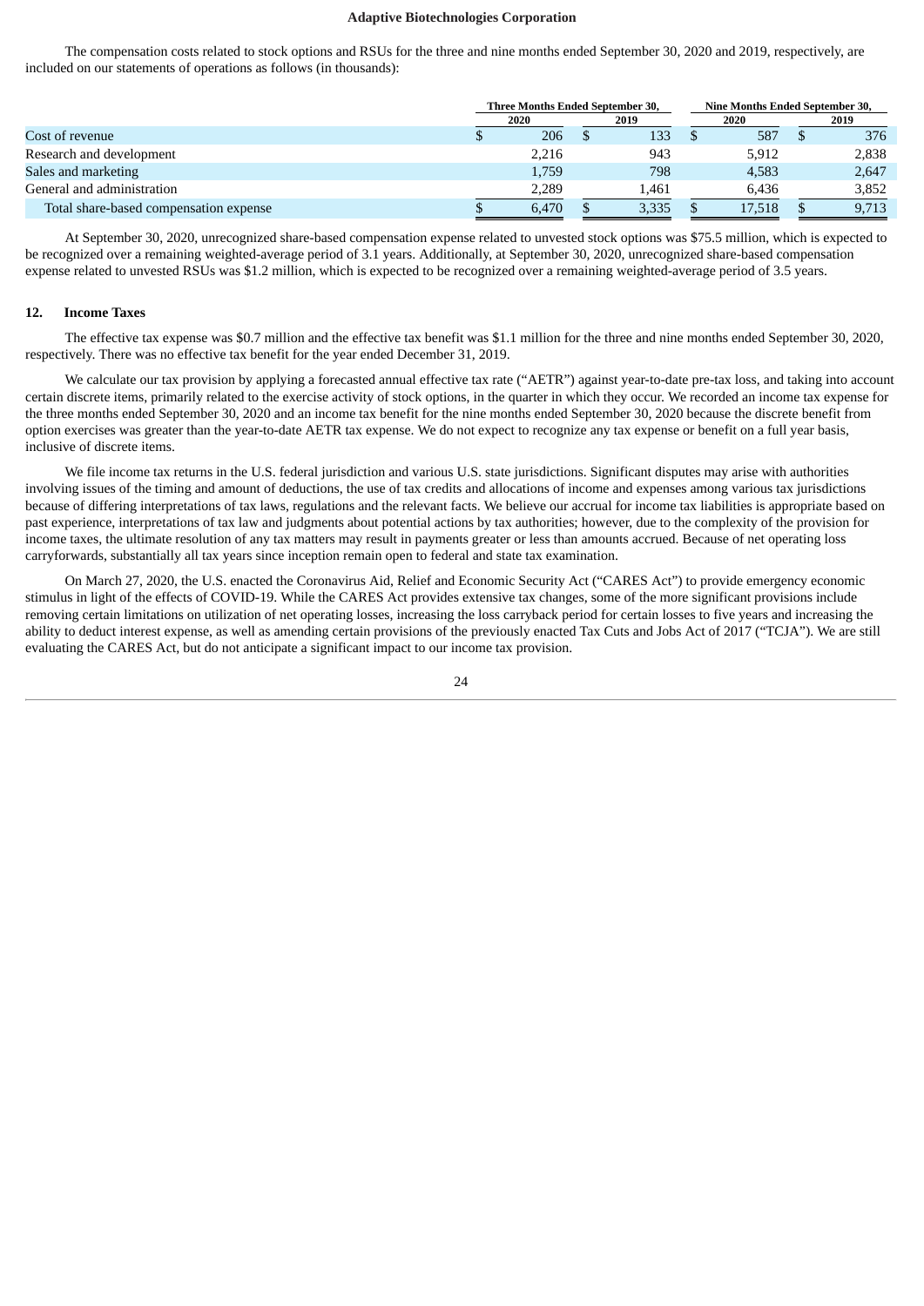The compensation costs related to stock options and RSUs for the three and nine months ended September 30, 2020 and 2019, respectively, are included on our statements of operations as follows (in thousands):

| | Three Months Ended September 30, | | Nine Months Ended September 30, | |
|---|---|---|---|---|
| | 2020 | 2019 | 2020 | 2019 |
| Cost of revenue | $ 206 | $ 133 | $ 587 | $ 376 |
| Research and development | 2,216 | 943 | 5,912 | 2,838 |
| Sales and marketing | 1,759 | 798 | 4,583 | 2,647 |
| General and administration | 2,289 | 1,461 | 6,436 | 3,852 |
| Total share-based compensation expense | $ 6,470 | $ 3,335 | $ 17,518 | $ 9,713 |

At September 30, 2020, unrecognized share-based compensation expense related to unvested stock options was $75.5 million, which is expected to be recognized over a remaining weighted-average period of 3.1 years. Additionally, at September 30, 2020, unrecognized share-based compensation expense related to unvested RSUs was $1.2 million, which is expected to be recognized over a remaining weighted-average period of 3.5 years.

## 12. Income Taxes

The effective tax expense was $0.7 million and the effective tax benefit was $1.1 million for the three and nine months ended September 30, 2020, respectively. There was no effective tax benefit for the year ended December 31, 2019.

We calculate our tax provision by applying a forecasted annual effective tax rate ("AETR") against year-to-date pre-tax loss, and taking into account certain discrete items, primarily related to the exercise activity of stock options, in the quarter in which they occur. We recorded an income tax expense for the three months ended September 30, 2020 and an income tax benefit for the nine months ended September 30, 2020 because the discrete benefit from option exercises was greater than the year-to-date AETR tax expense. We do not expect to recognize any tax expense or benefit on a full year basis, inclusive of discrete items.

We file income tax returns in the U.S. federal jurisdiction and various U.S. state jurisdictions. Significant disputes may arise with authorities involving issues of the timing and amount of deductions, the use of tax credits and allocations of income and expenses among various tax jurisdictions because of differing interpretations of tax laws, regulations and the relevant facts. We believe our accrual for income tax liabilities is appropriate based on past experience, interpretations of tax law and judgments about potential actions by tax authorities; however, due to the complexity of the provision for income taxes, the ultimate resolution of any tax matters may result in payments greater or less than amounts accrued. Because of net operating loss carryforwards, substantially all tax years since inception remain open to federal and state tax examination.

On March 27, 2020, the U.S. enacted the Coronavirus Aid, Relief and Economic Security Act ("CARES Act") to provide emergency economic stimulus in light of the effects of COVID-19. While the CARES Act provides extensive tax changes, some of the more significant provisions include removing certain limitations on utilization of net operating losses, increasing the loss carryback period for certain losses to five years and increasing the ability to deduct interest expense, as well as amending certain provisions of the previously enacted Tax Cuts and Jobs Act of 2017 ("TCJA"). We are still evaluating the CARES Act, but do not anticipate a significant impact to our income tax provision.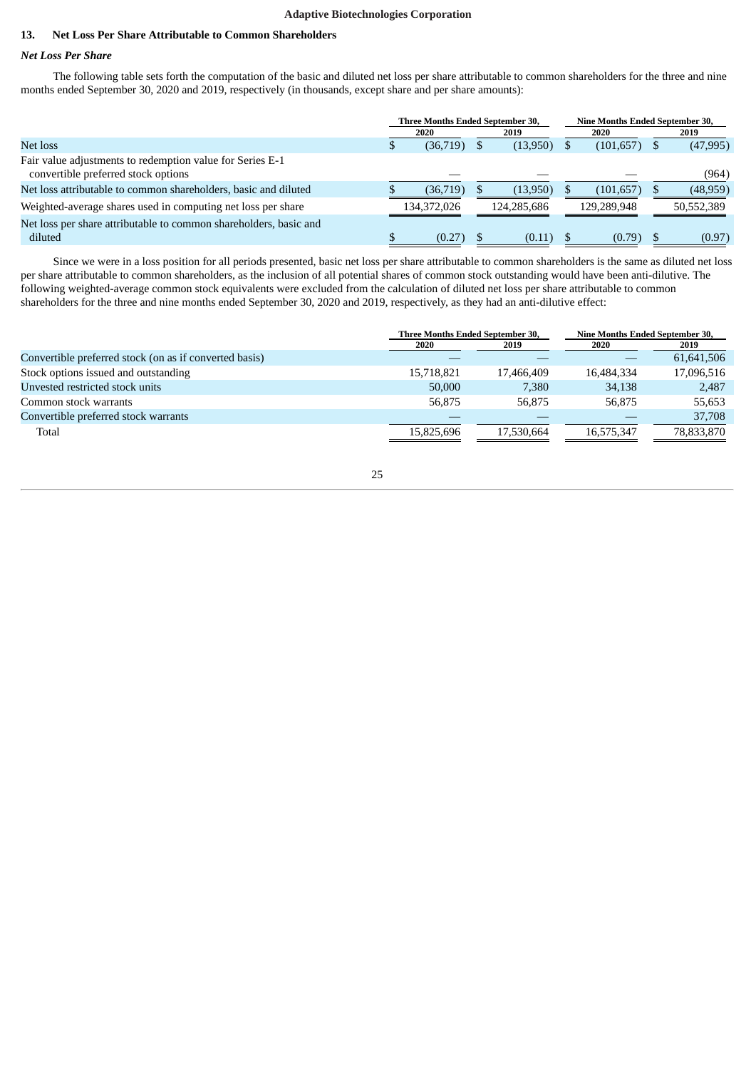## 13. Net Loss Per Share Attributable to Common Shareholders

### *Net Loss Per Share*

The following table sets forth the computation of the basic and diluted net loss per share attributable to common shareholders for the three and nine months ended September 30, 2020 and 2019, respectively (in thousands, except share and per share amounts):

| | Three Months Ended September 30, | | Nine Months Ended September 30, | |
|---|---|---|---|---|
| | 2020 | 2019 | 2020 | 2019 |
| Net loss | $ (36,719) | $ (13,950) | $ (101,657) | $ (47,995) |
| Fair value adjustments to redemption value for Series E-1 convertible preferred stock options | — | — | — | (964) |
| Net loss attributable to common shareholders, basic and diluted | $ (36,719) | $ (13,950) | $ (101,657) | $ (48,959) |
| Weighted-average shares used in computing net loss per share | 134,372,026 | 124,285,686 | 129,289,948 | 50,552,389 |
| Net loss per share attributable to common shareholders, basic and diluted | $ (0.27) | $ (0.11) | $ (0.79) | $ (0.97) |

Since we were in a loss position for all periods presented, basic net loss per share attributable to common shareholders is the same as diluted net loss per share attributable to common shareholders, as the inclusion of all potential shares of common stock outstanding would have been anti-dilutive. The following weighted-average common stock equivalents were excluded from the calculation of diluted net loss per share attributable to common shareholders for the three and nine months ended September 30, 2020 and 2019, respectively, as they had an anti-dilutive effect:

| | Three Months Ended September 30, | | Nine Months Ended September 30, | |
|---|---|---|---|---|
| | 2020 | 2019 | 2020 | 2019 |
| Convertible preferred stock (on as if converted basis) | — | — | — | 61,641,506 |
| Stock options issued and outstanding | 15,718,821 | 17,466,409 | 16,484,334 | 17,096,516 |
| Unvested restricted stock units | 50,000 | 7,380 | 34,138 | 2,487 |
| Common stock warrants | 56,875 | 56,875 | 56,875 | 55,653 |
| Convertible preferred stock warrants | — | — | — | 37,708 |
| Total | 15,825,696 | 17,530,664 | 16,575,347 | 78,833,870 |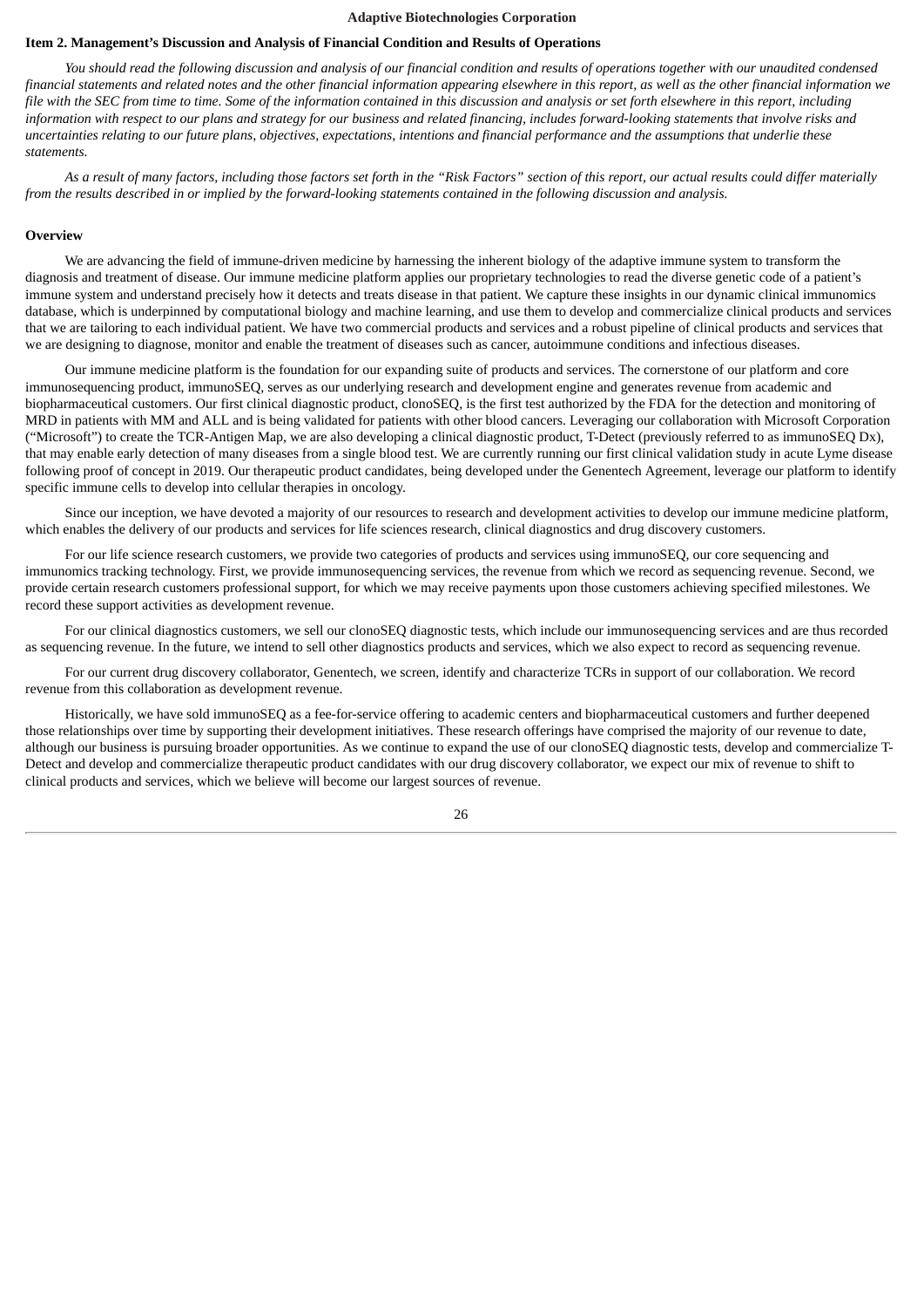## Item 2. Management's Discussion and Analysis of Financial Condition and Results of Operations

*You should read the following discussion and analysis of our financial condition and results of operations together with our unaudited condensed financial statements and related notes and the other financial information appearing elsewhere in this report, as well as the other financial information we file with the SEC from time to time. Some of the information contained in this discussion and analysis or set forth elsewhere in this report, including information with respect to our plans and strategy for our business and related financing, includes forward-looking statements that involve risks and uncertainties relating to our future plans, objectives, expectations, intentions and financial performance and the assumptions that underlie these statements.*

*As a result of many factors, including those factors set forth in the "Risk Factors" section of this report, our actual results could differ materially from the results described in or implied by the forward-looking statements contained in the following discussion and analysis.*

### Overview

We are advancing the field of immune-driven medicine by harnessing the inherent biology of the adaptive immune system to transform the diagnosis and treatment of disease. Our immune medicine platform applies our proprietary technologies to read the diverse genetic code of a patient's immune system and understand precisely how it detects and treats disease in that patient. We capture these insights in our dynamic clinical immunomics database, which is underpinned by computational biology and machine learning, and use them to develop and commercialize clinical products and services that we are tailoring to each individual patient. We have two commercial products and services and a robust pipeline of clinical products and services that we are designing to diagnose, monitor and enable the treatment of diseases such as cancer, autoimmune conditions and infectious diseases.

Our immune medicine platform is the foundation for our expanding suite of products and services. The cornerstone of our platform and core immunosequencing product, immunoSEQ, serves as our underlying research and development engine and generates revenue from academic and biopharmaceutical customers. Our first clinical diagnostic product, clonoSEQ, is the first test authorized by the FDA for the detection and monitoring of MRD in patients with MM and ALL and is being validated for patients with other blood cancers. Leveraging our collaboration with Microsoft Corporation ("Microsoft") to create the TCR-Antigen Map, we are also developing a clinical diagnostic product, T-Detect (previously referred to as immunoSEQ Dx), that may enable early detection of many diseases from a single blood test. We are currently running our first clinical validation study in acute Lyme disease following proof of concept in 2019. Our therapeutic product candidates, being developed under the Genentech Agreement, leverage our platform to identify specific immune cells to develop into cellular therapies in oncology.

Since our inception, we have devoted a majority of our resources to research and development activities to develop our immune medicine platform, which enables the delivery of our products and services for life sciences research, clinical diagnostics and drug discovery customers.

For our life science research customers, we provide two categories of products and services using immunoSEQ, our core sequencing and immunomics tracking technology. First, we provide immunosequencing services, the revenue from which we record as sequencing revenue. Second, we provide certain research customers professional support, for which we may receive payments upon those customers achieving specified milestones. We record these support activities as development revenue.

For our clinical diagnostics customers, we sell our clonoSEQ diagnostic tests, which include our immunosequencing services and are thus recorded as sequencing revenue. In the future, we intend to sell other diagnostics products and services, which we also expect to record as sequencing revenue.

For our current drug discovery collaborator, Genentech, we screen, identify and characterize TCRs in support of our collaboration. We record revenue from this collaboration as development revenue.

Historically, we have sold immunoSEQ as a fee-for-service offering to academic centers and biopharmaceutical customers and further deepened those relationships over time by supporting their development initiatives. These research offerings have comprised the majority of our revenue to date, although our business is pursuing broader opportunities. As we continue to expand the use of our clonoSEQ diagnostic tests, develop and commercialize T-Detect and develop and commercialize therapeutic product candidates with our drug discovery collaborator, we expect our mix of revenue to shift to clinical products and services, which we believe will become our largest sources of revenue.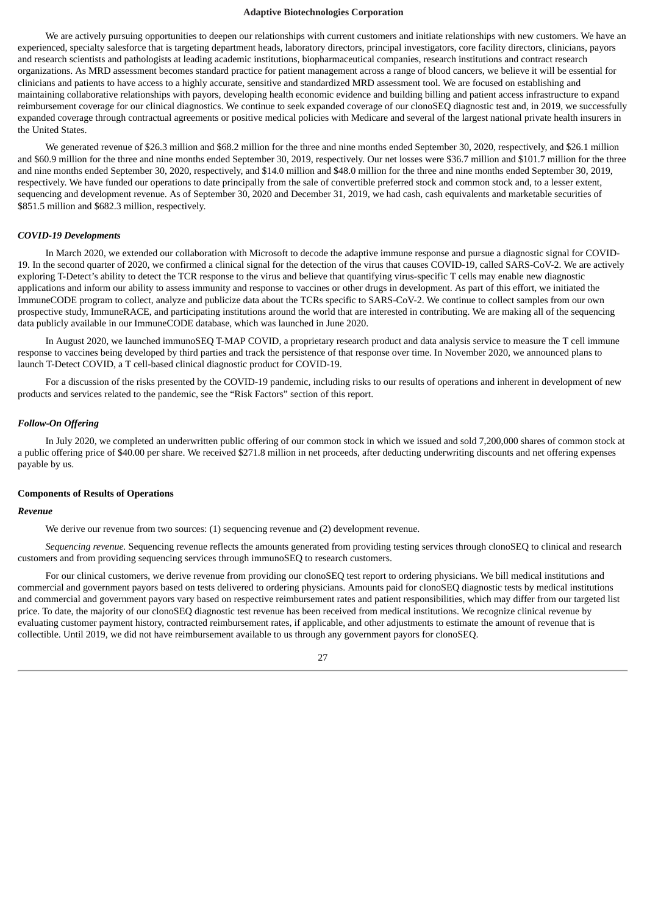We are actively pursuing opportunities to deepen our relationships with current customers and initiate relationships with new customers. We have an experienced, specialty salesforce that is targeting department heads, laboratory directors, principal investigators, core facility directors, clinicians, payors and research scientists and pathologists at leading academic institutions, biopharmaceutical companies, research institutions and contract research organizations. As MRD assessment becomes standard practice for patient management across a range of blood cancers, we believe it will be essential for clinicians and patients to have access to a highly accurate, sensitive and standardized MRD assessment tool. We are focused on establishing and maintaining collaborative relationships with payors, developing health economic evidence and building billing and patient access infrastructure to expand reimbursement coverage for our clinical diagnostics. We continue to seek expanded coverage of our clonoSEQ diagnostic test and, in 2019, we successfully expanded coverage through contractual agreements or positive medical policies with Medicare and several of the largest national private health insurers in the United States.

We generated revenue of $26.3 million and $68.2 million for the three and nine months ended September 30, 2020, respectively, and $26.1 million and $60.9 million for the three and nine months ended September 30, 2019, respectively. Our net losses were $36.7 million and $101.7 million for the three and nine months ended September 30, 2020, respectively, and $14.0 million and $48.0 million for the three and nine months ended September 30, 2019, respectively. We have funded our operations to date principally from the sale of convertible preferred stock and common stock and, to a lesser extent, sequencing and development revenue. As of September 30, 2020 and December 31, 2019, we had cash, cash equivalents and marketable securities of $851.5 million and $682.3 million, respectively.

### *COVID-19 Developments*

In March 2020, we extended our collaboration with Microsoft to decode the adaptive immune response and pursue a diagnostic signal for COVID-19. In the second quarter of 2020, we confirmed a clinical signal for the detection of the virus that causes COVID-19, called SARS-CoV-2. We are actively exploring T-Detect's ability to detect the TCR response to the virus and believe that quantifying virus-specific T cells may enable new diagnostic applications and inform our ability to assess immunity and response to vaccines or other drugs in development. As part of this effort, we initiated the ImmuneCODE program to collect, analyze and publicize data about the TCRs specific to SARS-CoV-2. We continue to collect samples from our own prospective study, ImmuneRACE, and participating institutions around the world that are interested in contributing. We are making all of the sequencing data publicly available in our ImmuneCODE database, which was launched in June 2020.

In August 2020, we launched immunoSEQ T-MAP COVID, a proprietary research product and data analysis service to measure the T cell immune response to vaccines being developed by third parties and track the persistence of that response over time. In November 2020, we announced plans to launch T-Detect COVID, a T cell-based clinical diagnostic product for COVID-19.

For a discussion of the risks presented by the COVID-19 pandemic, including risks to our results of operations and inherent in development of new products and services related to the pandemic, see the "Risk Factors" section of this report.

### *Follow-On Offering*

In July 2020, we completed an underwritten public offering of our common stock in which we issued and sold 7,200,000 shares of common stock at a public offering price of $40.00 per share. We received $271.8 million in net proceeds, after deducting underwriting discounts and net offering expenses payable by us.

## Components of Results of Operations

### *Revenue*

We derive our revenue from two sources: (1) sequencing revenue and (2) development revenue.

*Sequencing revenue.* Sequencing revenue reflects the amounts generated from providing testing services through clonoSEQ to clinical and research customers and from providing sequencing services through immunoSEQ to research customers.

For our clinical customers, we derive revenue from providing our clonoSEQ test report to ordering physicians. We bill medical institutions and commercial and government payors based on tests delivered to ordering physicians. Amounts paid for clonoSEQ diagnostic tests by medical institutions and commercial and government payors vary based on respective reimbursement rates and patient responsibilities, which may differ from our targeted list price. To date, the majority of our clonoSEQ diagnostic test revenue has been received from medical institutions. We recognize clinical revenue by evaluating customer payment history, contracted reimbursement rates, if applicable, and other adjustments to estimate the amount of revenue that is collectible. Until 2019, we did not have reimbursement available to us through any government payors for clonoSEQ.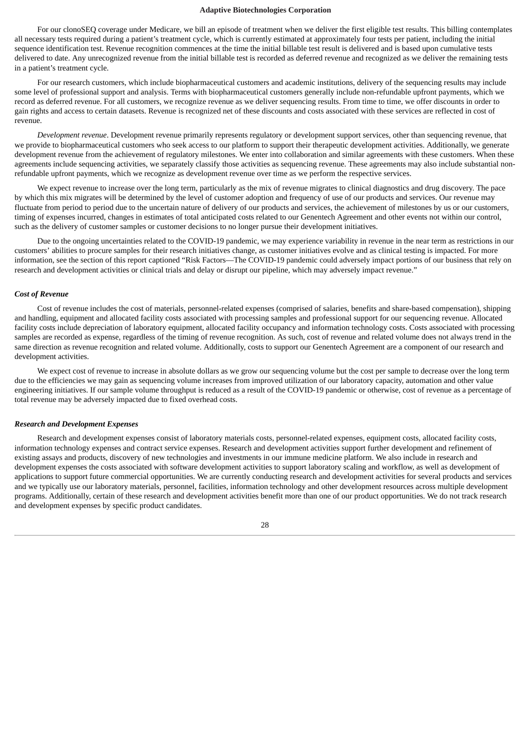For our clonoSEQ coverage under Medicare, we bill an episode of treatment when we deliver the first eligible test results. This billing contemplates all necessary tests required during a patient's treatment cycle, which is currently estimated at approximately four tests per patient, including the initial sequence identification test. Revenue recognition commences at the time the initial billable test result is delivered and is based upon cumulative tests delivered to date. Any unrecognized revenue from the initial billable test is recorded as deferred revenue and recognized as we deliver the remaining tests in a patient's treatment cycle.

For our research customers, which include biopharmaceutical customers and academic institutions, delivery of the sequencing results may include some level of professional support and analysis. Terms with biopharmaceutical customers generally include non-refundable upfront payments, which we record as deferred revenue. For all customers, we recognize revenue as we deliver sequencing results. From time to time, we offer discounts in order to gain rights and access to certain datasets. Revenue is recognized net of these discounts and costs associated with these services are reflected in cost of revenue.

*Development revenue*. Development revenue primarily represents regulatory or development support services, other than sequencing revenue, that we provide to biopharmaceutical customers who seek access to our platform to support their therapeutic development activities. Additionally, we generate development revenue from the achievement of regulatory milestones. We enter into collaboration and similar agreements with these customers. When these agreements include sequencing activities, we separately classify those activities as sequencing revenue. These agreements may also include substantial non-refundable upfront payments, which we recognize as development revenue over time as we perform the respective services.

We expect revenue to increase over the long term, particularly as the mix of revenue migrates to clinical diagnostics and drug discovery. The pace by which this mix migrates will be determined by the level of customer adoption and frequency of use of our products and services. Our revenue may fluctuate from period to period due to the uncertain nature of delivery of our products and services, the achievement of milestones by us or our customers, timing of expenses incurred, changes in estimates of total anticipated costs related to our Genentech Agreement and other events not within our control, such as the delivery of customer samples or customer decisions to no longer pursue their development initiatives.

Due to the ongoing uncertainties related to the COVID-19 pandemic, we may experience variability in revenue in the near term as restrictions in our customers' abilities to procure samples for their research initiatives change, as customer initiatives evolve and as clinical testing is impacted. For more information, see the section of this report captioned "Risk Factors—The COVID-19 pandemic could adversely impact portions of our business that rely on research and development activities or clinical trials and delay or disrupt our pipeline, which may adversely impact revenue."

### *Cost of Revenue*

Cost of revenue includes the cost of materials, personnel-related expenses (comprised of salaries, benefits and share-based compensation), shipping and handling, equipment and allocated facility costs associated with processing samples and professional support for our sequencing revenue. Allocated facility costs include depreciation of laboratory equipment, allocated facility occupancy and information technology costs. Costs associated with processing samples are recorded as expense, regardless of the timing of revenue recognition. As such, cost of revenue and related volume does not always trend in the same direction as revenue recognition and related volume. Additionally, costs to support our Genentech Agreement are a component of our research and development activities.

We expect cost of revenue to increase in absolute dollars as we grow our sequencing volume but the cost per sample to decrease over the long term due to the efficiencies we may gain as sequencing volume increases from improved utilization of our laboratory capacity, automation and other value engineering initiatives. If our sample volume throughput is reduced as a result of the COVID-19 pandemic or otherwise, cost of revenue as a percentage of total revenue may be adversely impacted due to fixed overhead costs.

### *Research and Development Expenses*

Research and development expenses consist of laboratory materials costs, personnel-related expenses, equipment costs, allocated facility costs, information technology expenses and contract service expenses. Research and development activities support further development and refinement of existing assays and products, discovery of new technologies and investments in our immune medicine platform. We also include in research and development expenses the costs associated with software development activities to support laboratory scaling and workflow, as well as development of applications to support future commercial opportunities. We are currently conducting research and development activities for several products and services and we typically use our laboratory materials, personnel, facilities, information technology and other development resources across multiple development programs. Additionally, certain of these research and development activities benefit more than one of our product opportunities. We do not track research and development expenses by specific product candidates.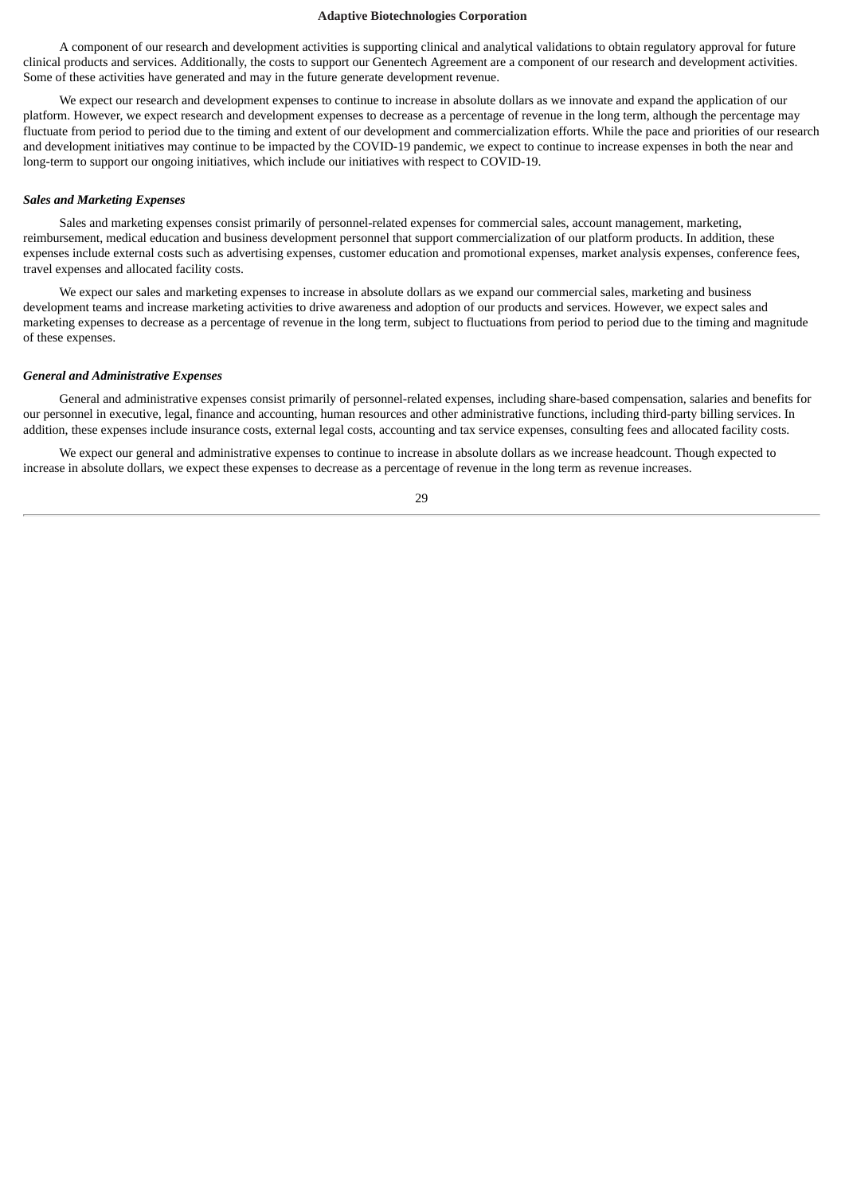A component of our research and development activities is supporting clinical and analytical validations to obtain regulatory approval for future clinical products and services. Additionally, the costs to support our Genentech Agreement are a component of our research and development activities. Some of these activities have generated and may in the future generate development revenue.

We expect our research and development expenses to continue to increase in absolute dollars as we innovate and expand the application of our platform. However, we expect research and development expenses to decrease as a percentage of revenue in the long term, although the percentage may fluctuate from period to period due to the timing and extent of our development and commercialization efforts. While the pace and priorities of our research and development initiatives may continue to be impacted by the COVID-19 pandemic, we expect to continue to increase expenses in both the near and long-term to support our ongoing initiatives, which include our initiatives with respect to COVID-19.

***Sales and Marketing Expenses***

Sales and marketing expenses consist primarily of personnel-related expenses for commercial sales, account management, marketing, reimbursement, medical education and business development personnel that support commercialization of our platform products. In addition, these expenses include external costs such as advertising expenses, customer education and promotional expenses, market analysis expenses, conference fees, travel expenses and allocated facility costs.

We expect our sales and marketing expenses to increase in absolute dollars as we expand our commercial sales, marketing and business development teams and increase marketing activities to drive awareness and adoption of our products and services. However, we expect sales and marketing expenses to decrease as a percentage of revenue in the long term, subject to fluctuations from period to period due to the timing and magnitude of these expenses.

***General and Administrative Expenses***

General and administrative expenses consist primarily of personnel-related expenses, including share-based compensation, salaries and benefits for our personnel in executive, legal, finance and accounting, human resources and other administrative functions, including third-party billing services. In addition, these expenses include insurance costs, external legal costs, accounting and tax service expenses, consulting fees and allocated facility costs.

We expect our general and administrative expenses to continue to increase in absolute dollars as we increase headcount. Though expected to increase in absolute dollars, we expect these expenses to decrease as a percentage of revenue in the long term as revenue increases.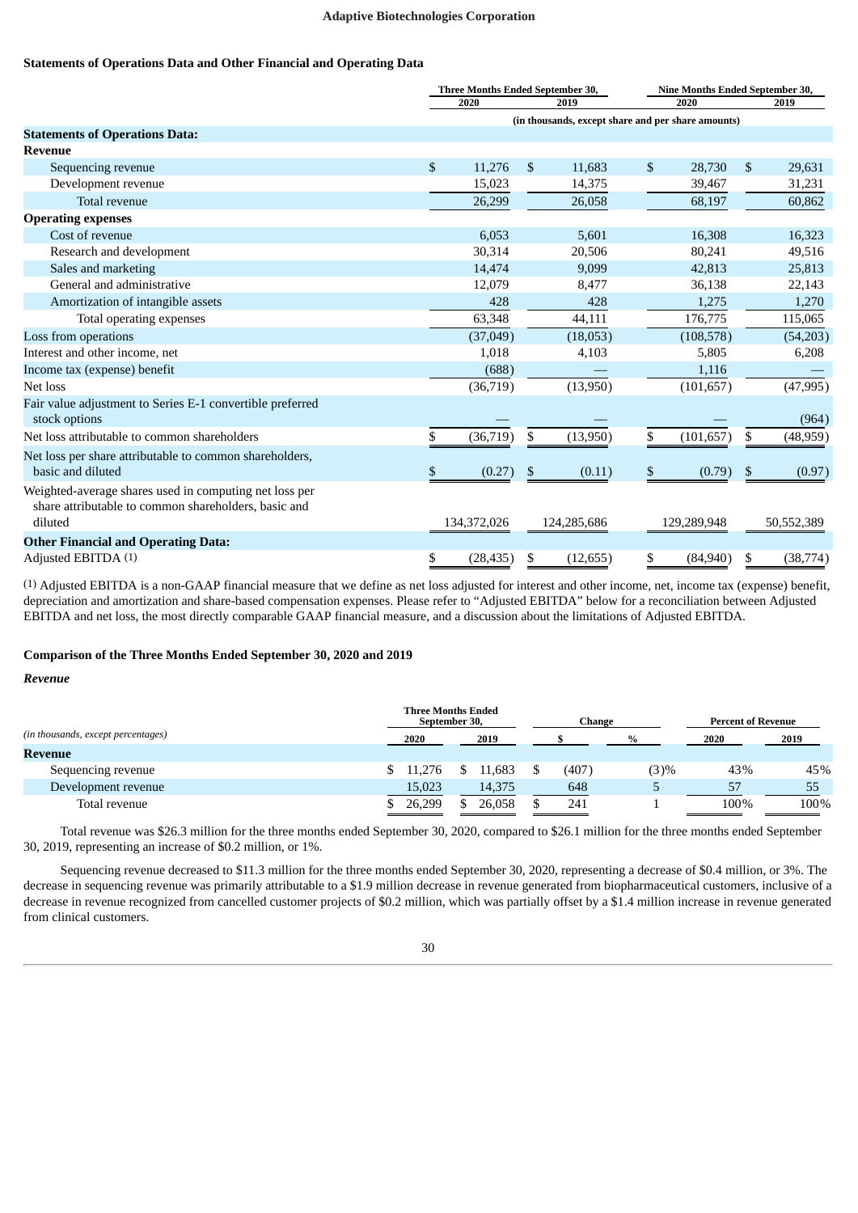**Adaptive Biotechnologies Corporation**

**Statements of Operations Data and Other Financial and Operating Data**

| | Three Months Ended September 30, | | Nine Months Ended September 30, | |
|---|---|---|---|---|
| | 2020 | 2019 | 2020 | 2019 |
| | (in thousands, except share and per share amounts) | | | |
| **Statements of Operations Data:** | | | | |
| **Revenue** | | | | |
| Sequencing revenue | $ 11,276 | $ 11,683 | $ 28,730 | $ 29,631 |
| Development revenue | 15,023 | 14,375 | 39,467 | 31,231 |
| Total revenue | 26,299 | 26,058 | 68,197 | 60,862 |
| **Operating expenses** | | | | |
| Cost of revenue | 6,053 | 5,601 | 16,308 | 16,323 |
| Research and development | 30,314 | 20,506 | 80,241 | 49,516 |
| Sales and marketing | 14,474 | 9,099 | 42,813 | 25,813 |
| General and administrative | 12,079 | 8,477 | 36,138 | 22,143 |
| Amortization of intangible assets | 428 | 428 | 1,275 | 1,270 |
| Total operating expenses | 63,348 | 44,111 | 176,775 | 115,065 |
| Loss from operations | (37,049) | (18,053) | (108,578) | (54,203) |
| Interest and other income, net | 1,018 | 4,103 | 5,805 | 6,208 |
| Income tax (expense) benefit | (688) | — | 1,116 | — |
| Net loss | (36,719) | (13,950) | (101,657) | (47,995) |
| Fair value adjustment to Series E-1 convertible preferred stock options | — | — | — | (964) |
| Net loss attributable to common shareholders | $ (36,719) | $ (13,950) | $ (101,657) | $ (48,959) |
| Net loss per share attributable to common shareholders, basic and diluted | $ (0.27) | $ (0.11) | $ (0.79) | $ (0.97) |
| Weighted-average shares used in computing net loss per share attributable to common shareholders, basic and diluted | 134,372,026 | 124,285,686 | 129,289,948 | 50,552,389 |
| **Other Financial and Operating Data:** | | | | |
| Adjusted EBITDA (1) | $ (28,435) | $ (12,655) | $ (84,940) | $ (38,774) |

(1) Adjusted EBITDA is a non-GAAP financial measure that we define as net loss adjusted for interest and other income, net, income tax (expense) benefit, depreciation and amortization and share-based compensation expenses. Please refer to "Adjusted EBITDA" below for a reconciliation between Adjusted EBITDA and net loss, the most directly comparable GAAP financial measure, and a discussion about the limitations of Adjusted EBITDA.

**Comparison of the Three Months Ended September 30, 2020 and 2019**

***Revenue***

| *(in thousands, except percentages)* | Three Months Ended September 30, 2020 | Three Months Ended September 30, 2019 | Change $ | Change % | Percent of Revenue 2020 | Percent of Revenue 2019 |
|---|---|---|---|---|---|---|
| **Revenue** | | | | | | |
| Sequencing revenue | $ 11,276 | $ 11,683 | $ (407) | (3)% | 43% | 45% |
| Development revenue | 15,023 | 14,375 | 648 | 5 | 57 | 55 |
| Total revenue | $ 26,299 | $ 26,058 | $ 241 | 1 | 100% | 100% |

Total revenue was $26.3 million for the three months ended September 30, 2020, compared to $26.1 million for the three months ended September 30, 2019, representing an increase of $0.2 million, or 1%.

Sequencing revenue decreased to $11.3 million for the three months ended September 30, 2020, representing a decrease of $0.4 million, or 3%. The decrease in sequencing revenue was primarily attributable to a $1.9 million decrease in revenue generated from biopharmaceutical customers, inclusive of a decrease in revenue recognized from cancelled customer projects of $0.2 million, which was partially offset by a $1.4 million increase in revenue generated from clinical customers.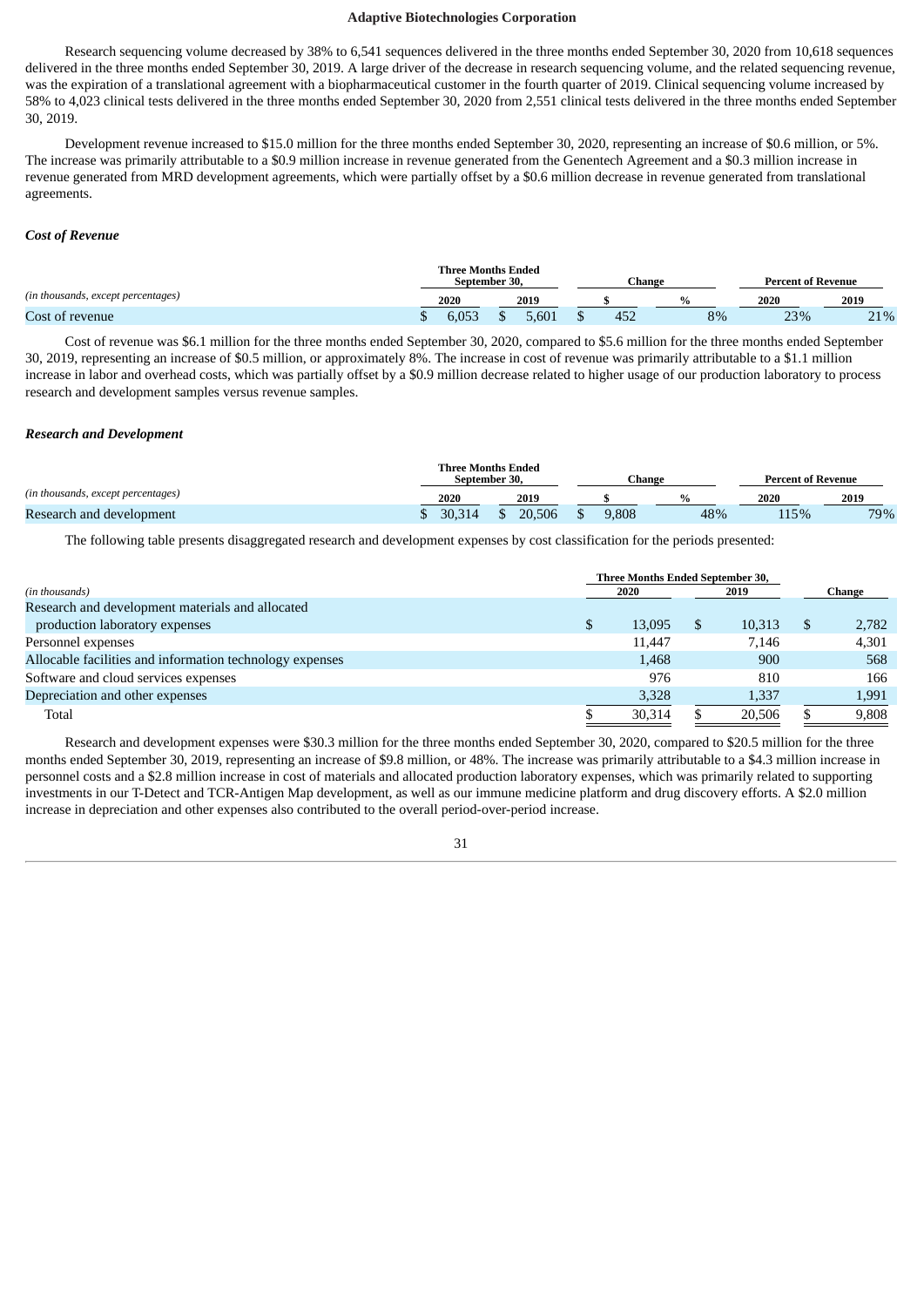Research sequencing volume decreased by 38% to 6,541 sequences delivered in the three months ended September 30, 2020 from 10,618 sequences delivered in the three months ended September 30, 2019. A large driver of the decrease in research sequencing volume, and the related sequencing revenue, was the expiration of a translational agreement with a biopharmaceutical customer in the fourth quarter of 2019. Clinical sequencing volume increased by 58% to 4,023 clinical tests delivered in the three months ended September 30, 2020 from 2,551 clinical tests delivered in the three months ended September 30, 2019.

Development revenue increased to $15.0 million for the three months ended September 30, 2020, representing an increase of $0.6 million, or 5%. The increase was primarily attributable to a $0.9 million increase in revenue generated from the Genentech Agreement and a $0.3 million increase in revenue generated from MRD development agreements, which were partially offset by a $0.6 million decrease in revenue generated from translational agreements.

### *Cost of Revenue*

| *(in thousands, except percentages)* | Three Months Ended September 30, 2020 | Three Months Ended September 30, 2019 | Change $ | Change % | Percent of Revenue 2020 | Percent of Revenue 2019 |
|---|---|---|---|---|---|---|
| Cost of revenue | $ 6,053 | $ 5,601 | $ 452 | 8% | 23% | 21% |

Cost of revenue was $6.1 million for the three months ended September 30, 2020, compared to $5.6 million for the three months ended September 30, 2019, representing an increase of $0.5 million, or approximately 8%. The increase in cost of revenue was primarily attributable to a $1.1 million increase in labor and overhead costs, which was partially offset by a $0.9 million decrease related to higher usage of our production laboratory to process research and development samples versus revenue samples.

### *Research and Development*

| *(in thousands, except percentages)* | Three Months Ended September 30, 2020 | Three Months Ended September 30, 2019 | Change $ | Change % | Percent of Revenue 2020 | Percent of Revenue 2019 |
|---|---|---|---|---|---|---|
| Research and development | $ 30,314 | $ 20,506 | $ 9,808 | 48% | 115% | 79% |

The following table presents disaggregated research and development expenses by cost classification for the periods presented:

| *(in thousands)* | Three Months Ended September 30, 2020 | Three Months Ended September 30, 2019 | Change |
|---|---|---|---|
| Research and development materials and allocated production laboratory expenses | $ 13,095 | $ 10,313 | $ 2,782 |
| Personnel expenses | 11,447 | 7,146 | 4,301 |
| Allocable facilities and information technology expenses | 1,468 | 900 | 568 |
| Software and cloud services expenses | 976 | 810 | 166 |
| Depreciation and other expenses | 3,328 | 1,337 | 1,991 |
| Total | $ 30,314 | $ 20,506 | $ 9,808 |

Research and development expenses were $30.3 million for the three months ended September 30, 2020, compared to $20.5 million for the three months ended September 30, 2019, representing an increase of $9.8 million, or 48%. The increase was primarily attributable to a $4.3 million increase in personnel costs and a $2.8 million increase in cost of materials and allocated production laboratory expenses, which was primarily related to supporting investments in our T-Detect and TCR-Antigen Map development, as well as our immune medicine platform and drug discovery efforts. A $2.0 million increase in depreciation and other expenses also contributed to the overall period-over-period increase.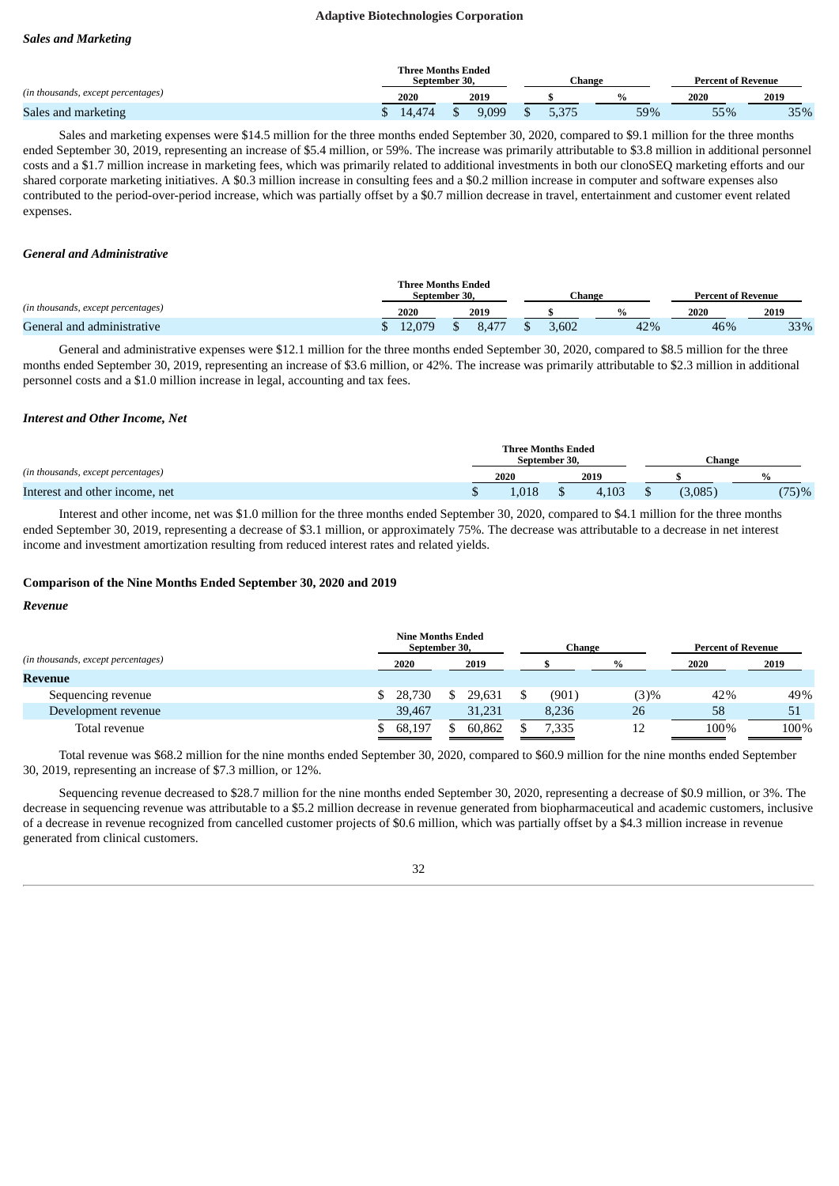**Adaptive Biotechnologies Corporation**

### *Sales and Marketing*

| *(in thousands, except percentages)* | Three Months Ended September 30, 2020 | Three Months Ended September 30, 2019 | Change $ | Change % | Percent of Revenue 2020 | Percent of Revenue 2019 |
|---|---|---|---|---|---|---|
| Sales and marketing | $ 14,474 | $ 9,099 | $ 5,375 | 59% | 55% | 35% |

Sales and marketing expenses were $14.5 million for the three months ended September 30, 2020, compared to $9.1 million for the three months ended September 30, 2019, representing an increase of $5.4 million, or 59%. The increase was primarily attributable to $3.8 million in additional personnel costs and a $1.7 million increase in marketing fees, which was primarily related to additional investments in both our clonoSEQ marketing efforts and our shared corporate marketing initiatives. A $0.3 million increase in consulting fees and a $0.2 million increase in computer and software expenses also contributed to the period-over-period increase, which was partially offset by a $0.7 million decrease in travel, entertainment and customer event related expenses.

### *General and Administrative*

| *(in thousands, except percentages)* | Three Months Ended September 30, 2020 | Three Months Ended September 30, 2019 | Change $ | Change % | Percent of Revenue 2020 | Percent of Revenue 2019 |
|---|---|---|---|---|---|---|
| General and administrative | $ 12,079 | $ 8,477 | $ 3,602 | 42% | 46% | 33% |

General and administrative expenses were $12.1 million for the three months ended September 30, 2020, compared to $8.5 million for the three months ended September 30, 2019, representing an increase of $3.6 million, or 42%. The increase was primarily attributable to $2.3 million in additional personnel costs and a $1.0 million increase in legal, accounting and tax fees.

### *Interest and Other Income, Net*

| *(in thousands, except percentages)* | Three Months Ended September 30, 2020 | Three Months Ended September 30, 2019 | Change $ | Change % |
|---|---|---|---|---|
| Interest and other income, net | $ 1,018 | $ 4,103 | $ (3,085) | (75)% |

Interest and other income, net was $1.0 million for the three months ended September 30, 2020, compared to $4.1 million for the three months ended September 30, 2019, representing a decrease of $3.1 million, or approximately 75%. The decrease was attributable to a decrease in net interest income and investment amortization resulting from reduced interest rates and related yields.

## Comparison of the Nine Months Ended September 30, 2020 and 2019

### *Revenue*

| *(in thousands, except percentages)* | Nine Months Ended September 30, 2020 | Nine Months Ended September 30, 2019 | Change $ | Change % | Percent of Revenue 2020 | Percent of Revenue 2019 |
|---|---|---|---|---|---|---|
| **Revenue** | | | | | | |
| Sequencing revenue | $ 28,730 | $ 29,631 | $ (901) | (3)% | 42% | 49% |
| Development revenue | 39,467 | 31,231 | 8,236 | 26 | 58 | 51 |
| Total revenue | $ 68,197 | $ 60,862 | $ 7,335 | 12 | 100% | 100% |

Total revenue was $68.2 million for the nine months ended September 30, 2020, compared to $60.9 million for the nine months ended September 30, 2019, representing an increase of $7.3 million, or 12%.

Sequencing revenue decreased to $28.7 million for the nine months ended September 30, 2020, representing a decrease of $0.9 million, or 3%. The decrease in sequencing revenue was attributable to a $5.2 million decrease in revenue generated from biopharmaceutical and academic customers, inclusive of a decrease in revenue recognized from cancelled customer projects of $0.6 million, which was partially offset by a $4.3 million increase in revenue generated from clinical customers.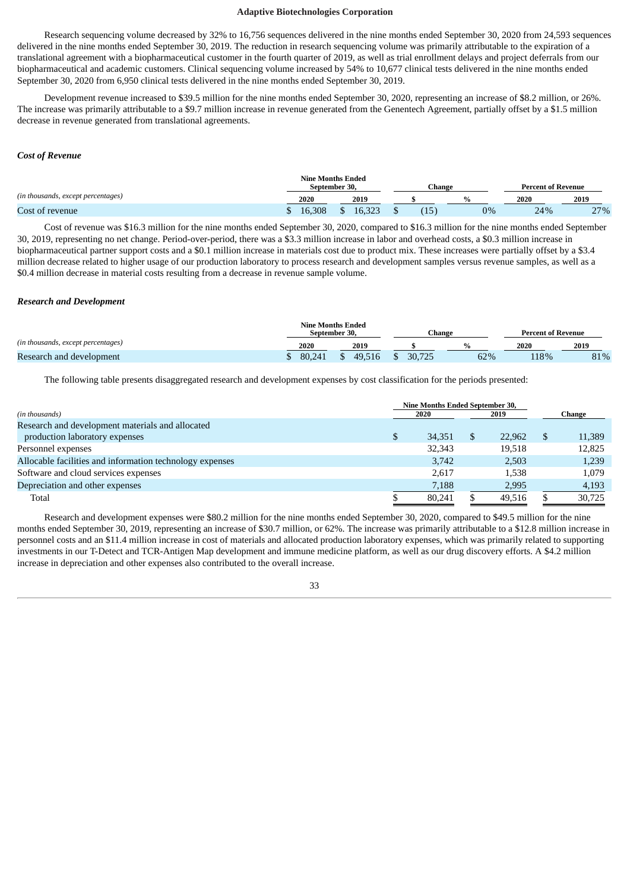Research sequencing volume decreased by 32% to 16,756 sequences delivered in the nine months ended September 30, 2020 from 24,593 sequences delivered in the nine months ended September 30, 2019. The reduction in research sequencing volume was primarily attributable to the expiration of a translational agreement with a biopharmaceutical customer in the fourth quarter of 2019, as well as trial enrollment delays and project deferrals from our biopharmaceutical and academic customers. Clinical sequencing volume increased by 54% to 10,677 clinical tests delivered in the nine months ended September 30, 2020 from 6,950 clinical tests delivered in the nine months ended September 30, 2019.

Development revenue increased to $39.5 million for the nine months ended September 30, 2020, representing an increase of $8.2 million, or 26%. The increase was primarily attributable to a $9.7 million increase in revenue generated from the Genentech Agreement, partially offset by a $1.5 million decrease in revenue generated from translational agreements.

### *Cost of Revenue*

| | Nine Months Ended September 30, | | Change | | Percent of Revenue | |
|---|---|---|---|---|---|---|
| *(in thousands, except percentages)* | 2020 | 2019 | $ | % | 2020 | 2019 |
| Cost of revenue | $ 16,308 | $ 16,323 | $ (15) | 0% | 24% | 27% |

Cost of revenue was $16.3 million for the nine months ended September 30, 2020, compared to $16.3 million for the nine months ended September 30, 2019, representing no net change. Period-over-period, there was a $3.3 million increase in labor and overhead costs, a $0.3 million increase in biopharmaceutical partner support costs and a $0.1 million increase in materials cost due to product mix. These increases were partially offset by a $3.4 million decrease related to higher usage of our production laboratory to process research and development samples versus revenue samples, as well as a $0.4 million decrease in material costs resulting from a decrease in revenue sample volume.

### *Research and Development*

| | Nine Months Ended September 30, | | Change | | Percent of Revenue | |
|---|---|---|---|---|---|---|
| *(in thousands, except percentages)* | 2020 | 2019 | $ | % | 2020 | 2019 |
| Research and development | $ 80,241 | $ 49,516 | $ 30,725 | 62% | 118% | 81% |

The following table presents disaggregated research and development expenses by cost classification for the periods presented:

| | Nine Months Ended September 30, | | |
|---|---|---|---|
| *(in thousands)* | 2020 | 2019 | Change |
| Research and development materials and allocated production laboratory expenses | $ 34,351 | $ 22,962 | $ 11,389 |
| Personnel expenses | 32,343 | 19,518 | 12,825 |
| Allocable facilities and information technology expenses | 3,742 | 2,503 | 1,239 |
| Software and cloud services expenses | 2,617 | 1,538 | 1,079 |
| Depreciation and other expenses | 7,188 | 2,995 | 4,193 |
| Total | $ 80,241 | $ 49,516 | $ 30,725 |

Research and development expenses were $80.2 million for the nine months ended September 30, 2020, compared to $49.5 million for the nine months ended September 30, 2019, representing an increase of $30.7 million, or 62%. The increase was primarily attributable to a $12.8 million increase in personnel costs and an $11.4 million increase in cost of materials and allocated production laboratory expenses, which was primarily related to supporting investments in our T-Detect and TCR-Antigen Map development and immune medicine platform, as well as our drug discovery efforts. A $4.2 million increase in depreciation and other expenses also contributed to the overall increase.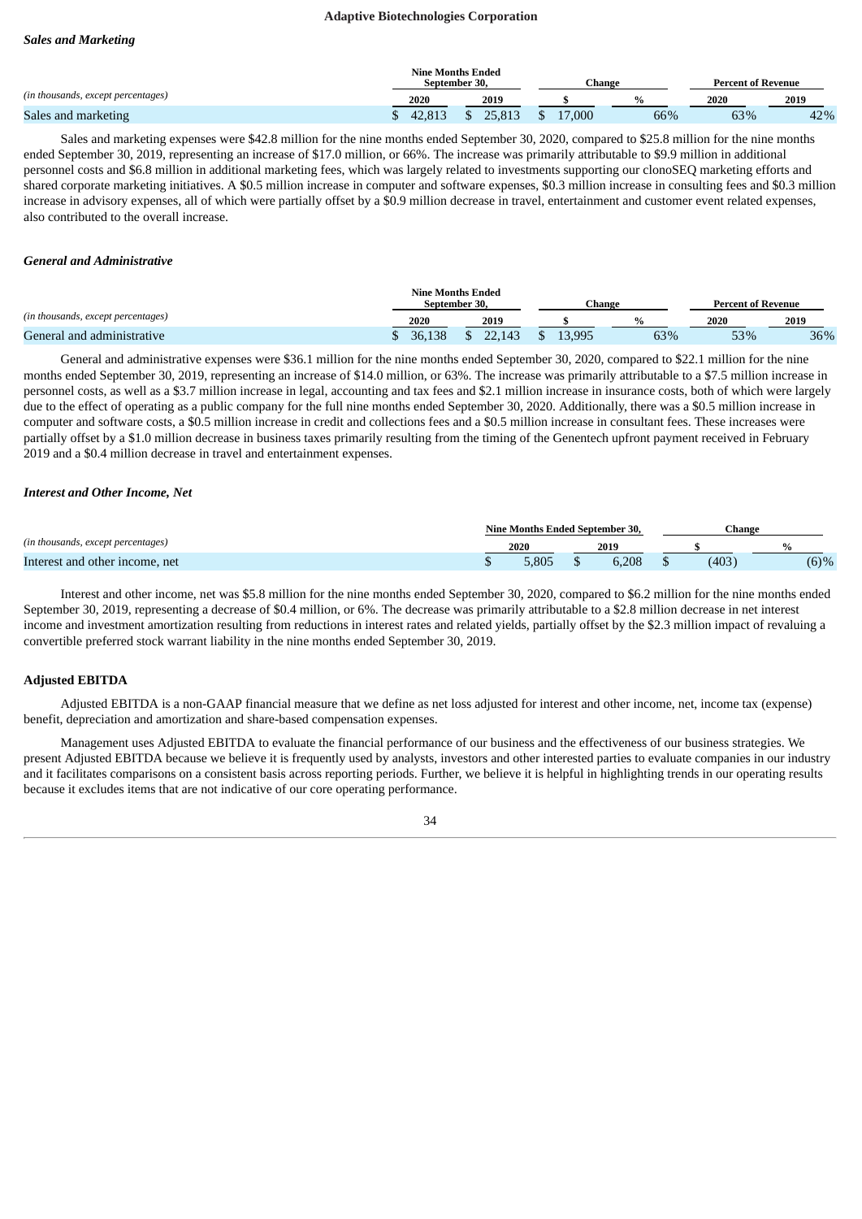### *Sales and Marketing*

| *(in thousands, except percentages)* | Nine Months Ended September 30, | | Change | | Percent of Revenue | |
|---|---|---|---|---|---|---|
| | 2020 | 2019 | $ | % | 2020 | 2019 |
| Sales and marketing | $ 42,813 | $ 25,813 | $ 17,000 | 66% | 63% | 42% |

Sales and marketing expenses were $42.8 million for the nine months ended September 30, 2020, compared to $25.8 million for the nine months ended September 30, 2019, representing an increase of $17.0 million, or 66%. The increase was primarily attributable to $9.9 million in additional personnel costs and $6.8 million in additional marketing fees, which was largely related to investments supporting our clonoSEQ marketing efforts and shared corporate marketing initiatives. A $0.5 million increase in computer and software expenses, $0.3 million increase in consulting fees and $0.3 million increase in advisory expenses, all of which were partially offset by a $0.9 million decrease in travel, entertainment and customer event related expenses, also contributed to the overall increase.

### *General and Administrative*

| *(in thousands, except percentages)* | Nine Months Ended September 30, | | Change | | Percent of Revenue | |
|---|---|---|---|---|---|---|
| | 2020 | 2019 | $ | % | 2020 | 2019 |
| General and administrative | $ 36,138 | $ 22,143 | $ 13,995 | 63% | 53% | 36% |

General and administrative expenses were $36.1 million for the nine months ended September 30, 2020, compared to $22.1 million for the nine months ended September 30, 2019, representing an increase of $14.0 million, or 63%. The increase was primarily attributable to a $7.5 million increase in personnel costs, as well as a $3.7 million increase in legal, accounting and tax fees and $2.1 million increase in insurance costs, both of which were largely due to the effect of operating as a public company for the full nine months ended September 30, 2020. Additionally, there was a $0.5 million increase in computer and software costs, a $0.5 million increase in credit and collections fees and a $0.5 million increase in consultant fees. These increases were partially offset by a $1.0 million decrease in business taxes primarily resulting from the timing of the Genentech upfront payment received in February 2019 and a $0.4 million decrease in travel and entertainment expenses.

### *Interest and Other Income, Net*

| *(in thousands, except percentages)* | Nine Months Ended September 30, | | Change | |
|---|---|---|---|---|
| | 2020 | 2019 | $ | % |
| Interest and other income, net | $ 5,805 | $ 6,208 | $ (403) | (6)% |

Interest and other income, net was $5.8 million for the nine months ended September 30, 2020, compared to $6.2 million for the nine months ended September 30, 2019, representing a decrease of $0.4 million, or 6%. The decrease was primarily attributable to a $2.8 million decrease in net interest income and investment amortization resulting from reductions in interest rates and related yields, partially offset by the $2.3 million impact of revaluing a convertible preferred stock warrant liability in the nine months ended September 30, 2019.

### Adjusted EBITDA

Adjusted EBITDA is a non-GAAP financial measure that we define as net loss adjusted for interest and other income, net, income tax (expense) benefit, depreciation and amortization and share-based compensation expenses.

Management uses Adjusted EBITDA to evaluate the financial performance of our business and the effectiveness of our business strategies. We present Adjusted EBITDA because we believe it is frequently used by analysts, investors and other interested parties to evaluate companies in our industry and it facilitates comparisons on a consistent basis across reporting periods. Further, we believe it is helpful in highlighting trends in our operating results because it excludes items that are not indicative of our core operating performance.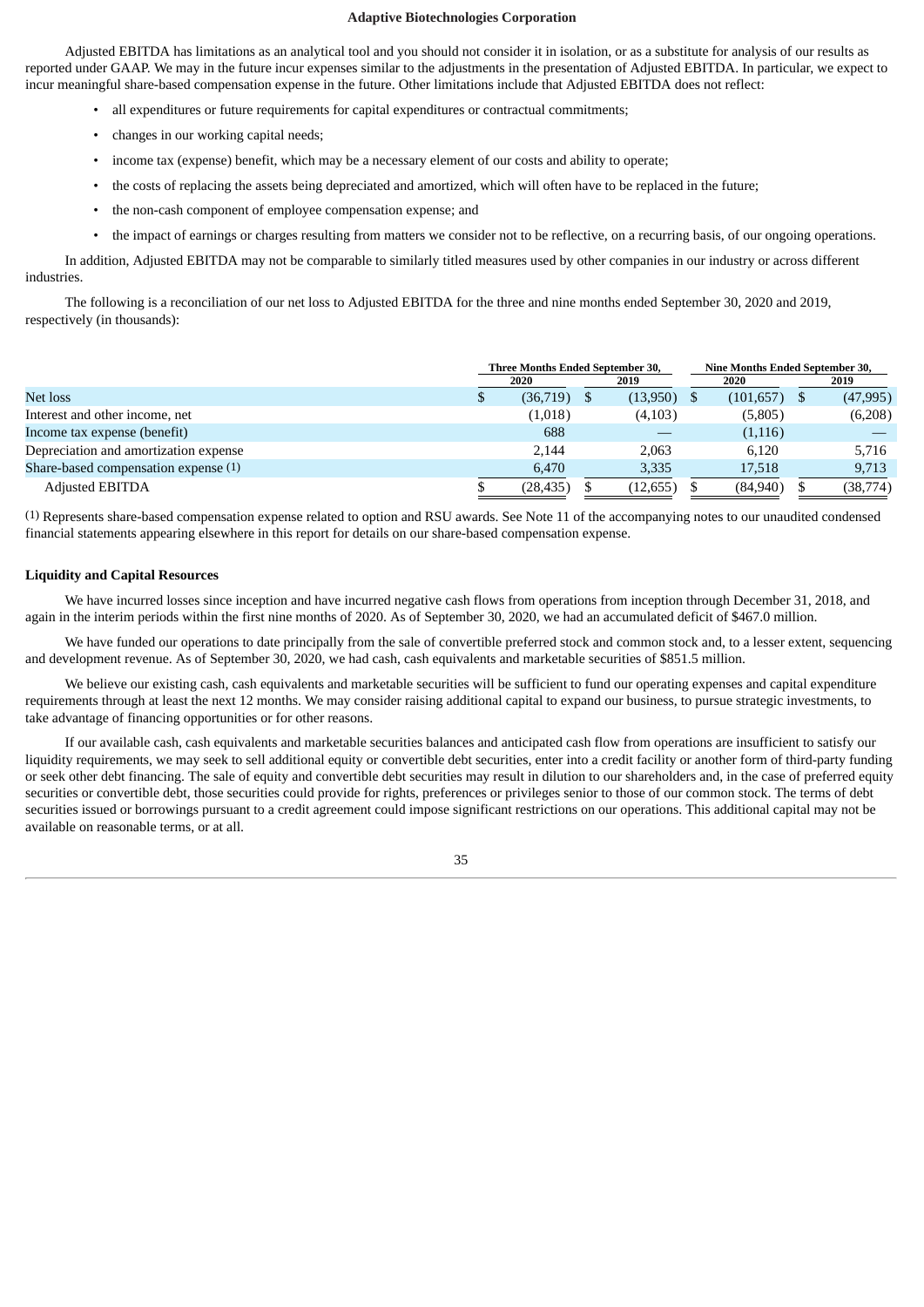Adjusted EBITDA has limitations as an analytical tool and you should not consider it in isolation, or as a substitute for analysis of our results as reported under GAAP. We may in the future incur expenses similar to the adjustments in the presentation of Adjusted EBITDA. In particular, we expect to incur meaningful share-based compensation expense in the future. Other limitations include that Adjusted EBITDA does not reflect:

- all expenditures or future requirements for capital expenditures or contractual commitments;
- changes in our working capital needs;
- income tax (expense) benefit, which may be a necessary element of our costs and ability to operate;
- the costs of replacing the assets being depreciated and amortized, which will often have to be replaced in the future;
- the non-cash component of employee compensation expense; and
- the impact of earnings or charges resulting from matters we consider not to be reflective, on a recurring basis, of our ongoing operations.

In addition, Adjusted EBITDA may not be comparable to similarly titled measures used by other companies in our industry or across different industries.

The following is a reconciliation of our net loss to Adjusted EBITDA for the three and nine months ended September 30, 2020 and 2019, respectively (in thousands):

| | Three Months Ended September 30, | | Nine Months Ended September 30, | |
|---|---|---|---|---|
| | 2020 | 2019 | 2020 | 2019 |
| Net loss | $ (36,719) | $ (13,950) | $ (101,657) | $ (47,995) |
| Interest and other income, net | (1,018) | (4,103) | (5,805) | (6,208) |
| Income tax expense (benefit) | 688 | — | (1,116) | — |
| Depreciation and amortization expense | 2,144 | 2,063 | 6,120 | 5,716 |
| Share-based compensation expense (1) | 6,470 | 3,335 | 17,518 | 9,713 |
| Adjusted EBITDA | $ (28,435) | $ (12,655) | $ (84,940) | $ (38,774) |

(1) Represents share-based compensation expense related to option and RSU awards. See Note 11 of the accompanying notes to our unaudited condensed financial statements appearing elsewhere in this report for details on our share-based compensation expense.

**Liquidity and Capital Resources**

We have incurred losses since inception and have incurred negative cash flows from operations from inception through December 31, 2018, and again in the interim periods within the first nine months of 2020. As of September 30, 2020, we had an accumulated deficit of $467.0 million.

We have funded our operations to date principally from the sale of convertible preferred stock and common stock and, to a lesser extent, sequencing and development revenue. As of September 30, 2020, we had cash, cash equivalents and marketable securities of $851.5 million.

We believe our existing cash, cash equivalents and marketable securities will be sufficient to fund our operating expenses and capital expenditure requirements through at least the next 12 months. We may consider raising additional capital to expand our business, to pursue strategic investments, to take advantage of financing opportunities or for other reasons.

If our available cash, cash equivalents and marketable securities balances and anticipated cash flow from operations are insufficient to satisfy our liquidity requirements, we may seek to sell additional equity or convertible debt securities, enter into a credit facility or another form of third-party funding or seek other debt financing. The sale of equity and convertible debt securities may result in dilution to our shareholders and, in the case of preferred equity securities or convertible debt, those securities could provide for rights, preferences or privileges senior to those of our common stock. The terms of debt securities issued or borrowings pursuant to a credit agreement could impose significant restrictions on our operations. This additional capital may not be available on reasonable terms, or at all.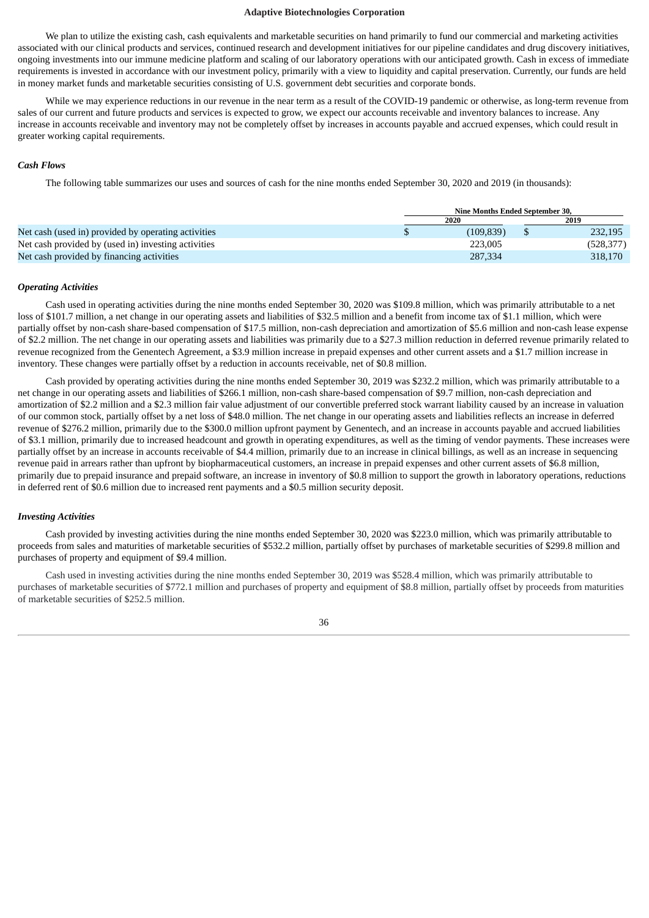We plan to utilize the existing cash, cash equivalents and marketable securities on hand primarily to fund our commercial and marketing activities associated with our clinical products and services, continued research and development initiatives for our pipeline candidates and drug discovery initiatives, ongoing investments into our immune medicine platform and scaling of our laboratory operations with our anticipated growth. Cash in excess of immediate requirements is invested in accordance with our investment policy, primarily with a view to liquidity and capital preservation. Currently, our funds are held in money market funds and marketable securities consisting of U.S. government debt securities and corporate bonds.

While we may experience reductions in our revenue in the near term as a result of the COVID-19 pandemic or otherwise, as long-term revenue from sales of our current and future products and services is expected to grow, we expect our accounts receivable and inventory balances to increase. Any increase in accounts receivable and inventory may not be completely offset by increases in accounts payable and accrued expenses, which could result in greater working capital requirements.

### *Cash Flows*

The following table summarizes our uses and sources of cash for the nine months ended September 30, 2020 and 2019 (in thousands):

| | Nine Months Ended September 30, | |
|---|---|---|
| | 2020 | 2019 |
| Net cash (used in) provided by operating activities | $ (109,839) | $ 232,195 |
| Net cash provided by (used in) investing activities | 223,005 | (528,377) |
| Net cash provided by financing activities | 287,334 | 318,170 |

### *Operating Activities*

Cash used in operating activities during the nine months ended September 30, 2020 was $109.8 million, which was primarily attributable to a net loss of $101.7 million, a net change in our operating assets and liabilities of $32.5 million and a benefit from income tax of $1.1 million, which were partially offset by non-cash share-based compensation of $17.5 million, non-cash depreciation and amortization of $5.6 million and non-cash lease expense of $2.2 million. The net change in our operating assets and liabilities was primarily due to a $27.3 million reduction in deferred revenue primarily related to revenue recognized from the Genentech Agreement, a $3.9 million increase in prepaid expenses and other current assets and a $1.7 million increase in inventory. These changes were partially offset by a reduction in accounts receivable, net of $0.8 million.

Cash provided by operating activities during the nine months ended September 30, 2019 was $232.2 million, which was primarily attributable to a net change in our operating assets and liabilities of $266.1 million, non-cash share-based compensation of $9.7 million, non-cash depreciation and amortization of $2.2 million and a $2.3 million fair value adjustment of our convertible preferred stock warrant liability caused by an increase in valuation of our common stock, partially offset by a net loss of $48.0 million. The net change in our operating assets and liabilities reflects an increase in deferred revenue of $276.2 million, primarily due to the $300.0 million upfront payment by Genentech, and an increase in accounts payable and accrued liabilities of $3.1 million, primarily due to increased headcount and growth in operating expenditures, as well as the timing of vendor payments. These increases were partially offset by an increase in accounts receivable of $4.4 million, primarily due to an increase in clinical billings, as well as an increase in sequencing revenue paid in arrears rather than upfront by biopharmaceutical customers, an increase in prepaid expenses and other current assets of $6.8 million, primarily due to prepaid insurance and prepaid software, an increase in inventory of $0.8 million to support the growth in laboratory operations, reductions in deferred rent of $0.6 million due to increased rent payments and a $0.5 million security deposit.

### *Investing Activities*

Cash provided by investing activities during the nine months ended September 30, 2020 was $223.0 million, which was primarily attributable to proceeds from sales and maturities of marketable securities of $532.2 million, partially offset by purchases of marketable securities of $299.8 million and purchases of property and equipment of $9.4 million.

Cash used in investing activities during the nine months ended September 30, 2019 was $528.4 million, which was primarily attributable to purchases of marketable securities of $772.1 million and purchases of property and equipment of $8.8 million, partially offset by proceeds from maturities of marketable securities of $252.5 million.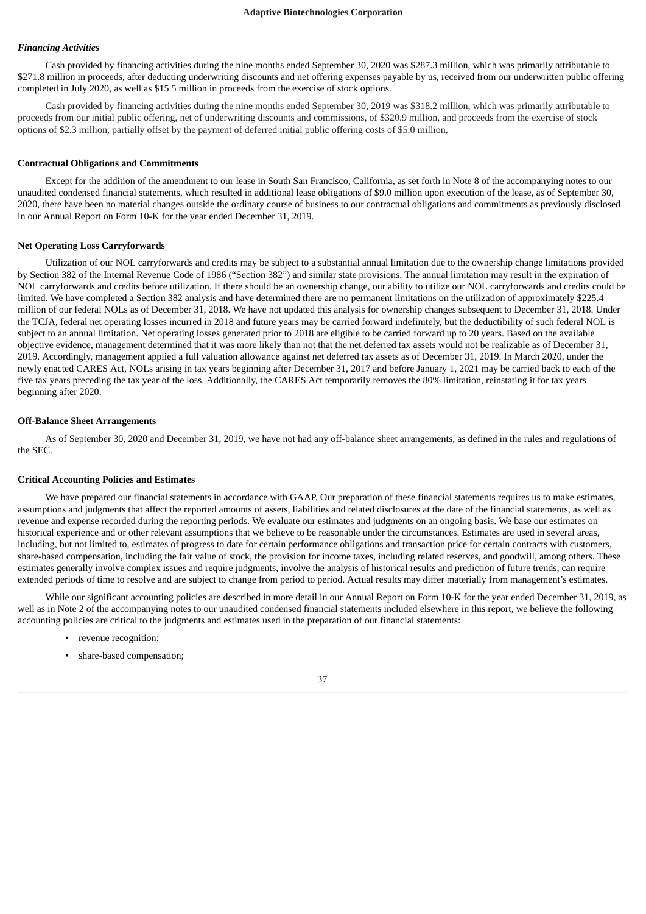### *Financing Activities*

Cash provided by financing activities during the nine months ended September 30, 2020 was $287.3 million, which was primarily attributable to $271.8 million in proceeds, after deducting underwriting discounts and net offering expenses payable by us, received from our underwritten public offering completed in July 2020, as well as $15.5 million in proceeds from the exercise of stock options.

Cash provided by financing activities during the nine months ended September 30, 2019 was $318.2 million, which was primarily attributable to proceeds from our initial public offering, net of underwriting discounts and commissions, of $320.9 million, and proceeds from the exercise of stock options of $2.3 million, partially offset by the payment of deferred initial public offering costs of $5.0 million.

### Contractual Obligations and Commitments

Except for the addition of the amendment to our lease in South San Francisco, California, as set forth in Note 8 of the accompanying notes to our unaudited condensed financial statements, which resulted in additional lease obligations of $9.0 million upon execution of the lease, as of September 30, 2020, there have been no material changes outside the ordinary course of business to our contractual obligations and commitments as previously disclosed in our Annual Report on Form 10-K for the year ended December 31, 2019.

### Net Operating Loss Carryforwards

Utilization of our NOL carryforwards and credits may be subject to a substantial annual limitation due to the ownership change limitations provided by Section 382 of the Internal Revenue Code of 1986 ("Section 382") and similar state provisions. The annual limitation may result in the expiration of NOL carryforwards and credits before utilization. If there should be an ownership change, our ability to utilize our NOL carryforwards and credits could be limited. We have completed a Section 382 analysis and have determined there are no permanent limitations on the utilization of approximately $225.4 million of our federal NOLs as of December 31, 2018. We have not updated this analysis for ownership changes subsequent to December 31, 2018. Under the TCJA, federal net operating losses incurred in 2018 and future years may be carried forward indefinitely, but the deductibility of such federal NOL is subject to an annual limitation. Net operating losses generated prior to 2018 are eligible to be carried forward up to 20 years. Based on the available objective evidence, management determined that it was more likely than not that the net deferred tax assets would not be realizable as of December 31, 2019. Accordingly, management applied a full valuation allowance against net deferred tax assets as of December 31, 2019. In March 2020, under the newly enacted CARES Act, NOLs arising in tax years beginning after December 31, 2017 and before January 1, 2021 may be carried back to each of the five tax years preceding the tax year of the loss. Additionally, the CARES Act temporarily removes the 80% limitation, reinstating it for tax years beginning after 2020.

### Off-Balance Sheet Arrangements

As of September 30, 2020 and December 31, 2019, we have not had any off-balance sheet arrangements, as defined in the rules and regulations of the SEC.

### Critical Accounting Policies and Estimates

We have prepared our financial statements in accordance with GAAP. Our preparation of these financial statements requires us to make estimates, assumptions and judgments that affect the reported amounts of assets, liabilities and related disclosures at the date of the financial statements, as well as revenue and expense recorded during the reporting periods. We evaluate our estimates and judgments on an ongoing basis. We base our estimates on historical experience and or other relevant assumptions that we believe to be reasonable under the circumstances. Estimates are used in several areas, including, but not limited to, estimates of progress to date for certain performance obligations and transaction price for certain contracts with customers, share-based compensation, including the fair value of stock, the provision for income taxes, including related reserves, and goodwill, among others. These estimates generally involve complex issues and require judgments, involve the analysis of historical results and prediction of future trends, can require extended periods of time to resolve and are subject to change from period to period. Actual results may differ materially from management's estimates.

While our significant accounting policies are described in more detail in our Annual Report on Form 10-K for the year ended December 31, 2019, as well as in Note 2 of the accompanying notes to our unaudited condensed financial statements included elsewhere in this report, we believe the following accounting policies are critical to the judgments and estimates used in the preparation of our financial statements:

- revenue recognition;
- share-based compensation;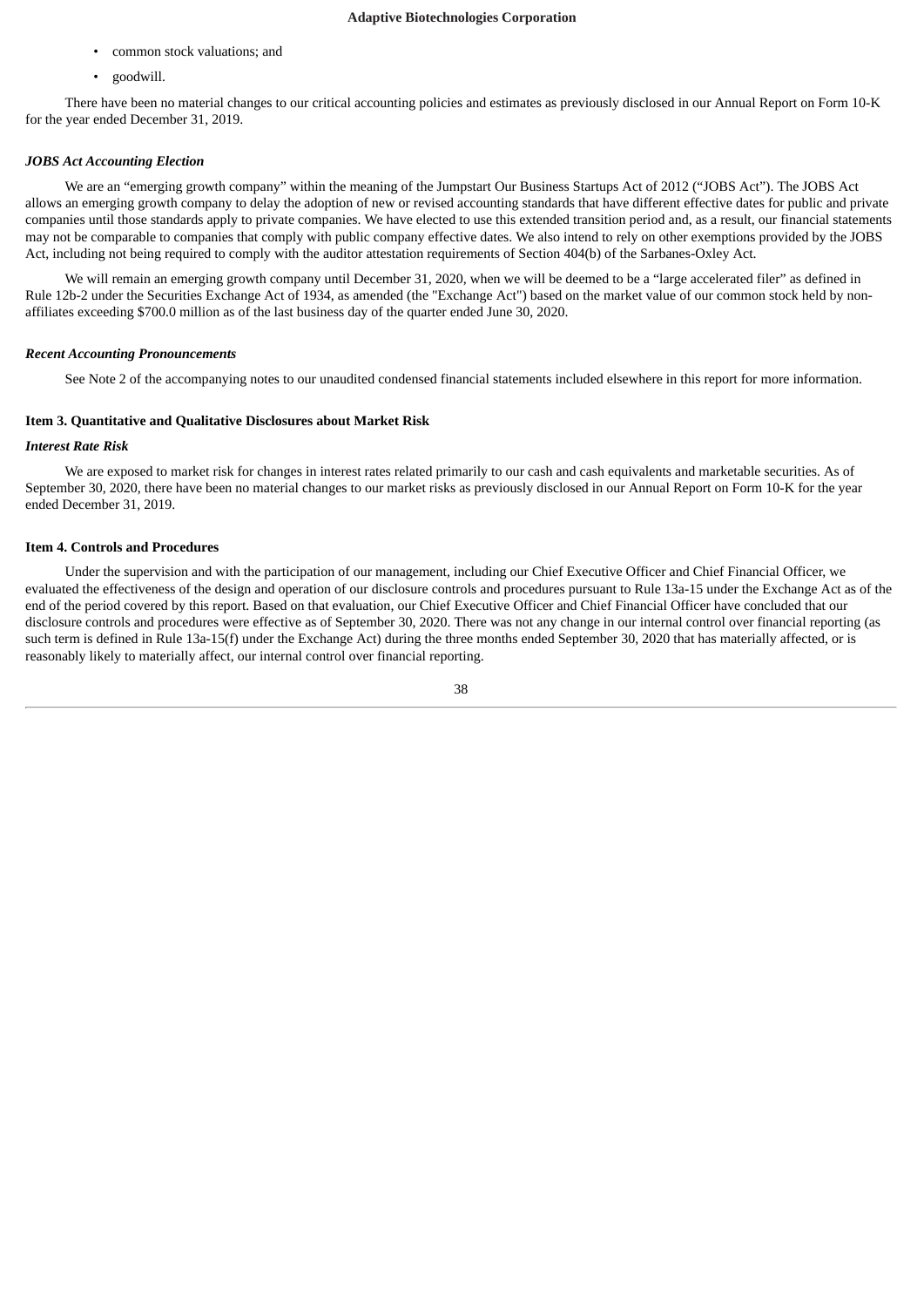- common stock valuations; and
- goodwill.

There have been no material changes to our critical accounting policies and estimates as previously disclosed in our Annual Report on Form 10-K for the year ended December 31, 2019.

***JOBS Act Accounting Election***

We are an "emerging growth company" within the meaning of the Jumpstart Our Business Startups Act of 2012 ("JOBS Act"). The JOBS Act allows an emerging growth company to delay the adoption of new or revised accounting standards that have different effective dates for public and private companies until those standards apply to private companies. We have elected to use this extended transition period and, as a result, our financial statements may not be comparable to companies that comply with public company effective dates. We also intend to rely on other exemptions provided by the JOBS Act, including not being required to comply with the auditor attestation requirements of Section 404(b) of the Sarbanes-Oxley Act.

We will remain an emerging growth company until December 31, 2020, when we will be deemed to be a "large accelerated filer" as defined in Rule 12b-2 under the Securities Exchange Act of 1934, as amended (the "Exchange Act") based on the market value of our common stock held by non-affiliates exceeding $700.0 million as of the last business day of the quarter ended June 30, 2020.

***Recent Accounting Pronouncements***

See Note 2 of the accompanying notes to our unaudited condensed financial statements included elsewhere in this report for more information.

**Item 3. Quantitative and Qualitative Disclosures about Market Risk**

***Interest Rate Risk***

We are exposed to market risk for changes in interest rates related primarily to our cash and cash equivalents and marketable securities. As of September 30, 2020, there have been no material changes to our market risks as previously disclosed in our Annual Report on Form 10-K for the year ended December 31, 2019.

**Item 4. Controls and Procedures**

Under the supervision and with the participation of our management, including our Chief Executive Officer and Chief Financial Officer, we evaluated the effectiveness of the design and operation of our disclosure controls and procedures pursuant to Rule 13a-15 under the Exchange Act as of the end of the period covered by this report. Based on that evaluation, our Chief Executive Officer and Chief Financial Officer have concluded that our disclosure controls and procedures were effective as of September 30, 2020. There was not any change in our internal control over financial reporting (as such term is defined in Rule 13a-15(f) under the Exchange Act) during the three months ended September 30, 2020 that has materially affected, or is reasonably likely to materially affect, our internal control over financial reporting.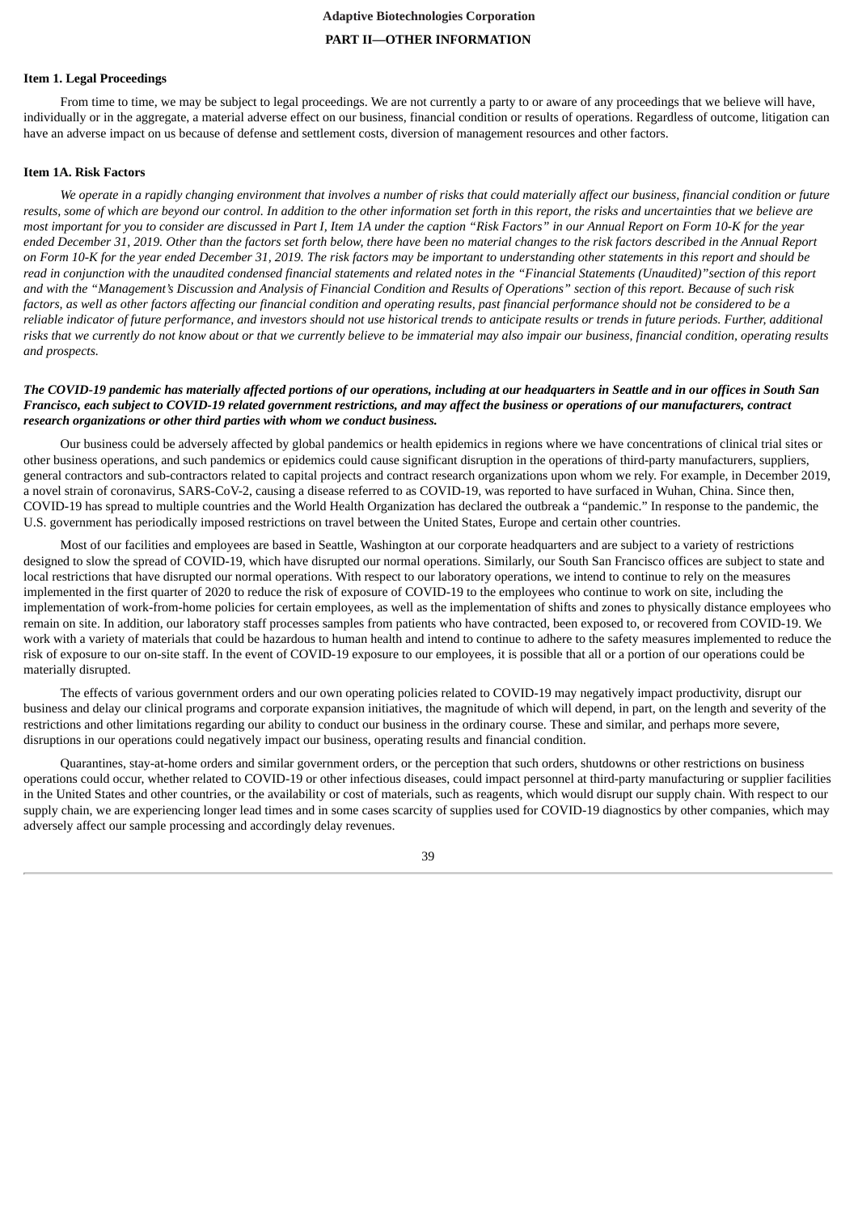## PART II—OTHER INFORMATION

### Item 1. Legal Proceedings

From time to time, we may be subject to legal proceedings. We are not currently a party to or aware of any proceedings that we believe will have, individually or in the aggregate, a material adverse effect on our business, financial condition or results of operations. Regardless of outcome, litigation can have an adverse impact on us because of defense and settlement costs, diversion of management resources and other factors.

### Item 1A. Risk Factors

*We operate in a rapidly changing environment that involves a number of risks that could materially affect our business, financial condition or future results, some of which are beyond our control. In addition to the other information set forth in this report, the risks and uncertainties that we believe are most important for you to consider are discussed in Part I, Item 1A under the caption "Risk Factors" in our Annual Report on Form 10-K for the year ended December 31, 2019. Other than the factors set forth below, there have been no material changes to the risk factors described in the Annual Report on Form 10-K for the year ended December 31, 2019. The risk factors may be important to understanding other statements in this report and should be read in conjunction with the unaudited condensed financial statements and related notes in the "Financial Statements (Unaudited)"section of this report and with the "Management's Discussion and Analysis of Financial Condition and Results of Operations" section of this report. Because of such risk factors, as well as other factors affecting our financial condition and operating results, past financial performance should not be considered to be a reliable indicator of future performance, and investors should not use historical trends to anticipate results or trends in future periods. Further, additional risks that we currently do not know about or that we currently believe to be immaterial may also impair our business, financial condition, operating results and prospects.*

***The COVID-19 pandemic has materially affected portions of our operations, including at our headquarters in Seattle and in our offices in South San Francisco, each subject to COVID-19 related government restrictions, and may affect the business or operations of our manufacturers, contract research organizations or other third parties with whom we conduct business.***

Our business could be adversely affected by global pandemics or health epidemics in regions where we have concentrations of clinical trial sites or other business operations, and such pandemics or epidemics could cause significant disruption in the operations of third-party manufacturers, suppliers, general contractors and sub-contractors related to capital projects and contract research organizations upon whom we rely. For example, in December 2019, a novel strain of coronavirus, SARS-CoV-2, causing a disease referred to as COVID-19, was reported to have surfaced in Wuhan, China. Since then, COVID-19 has spread to multiple countries and the World Health Organization has declared the outbreak a "pandemic." In response to the pandemic, the U.S. government has periodically imposed restrictions on travel between the United States, Europe and certain other countries.

Most of our facilities and employees are based in Seattle, Washington at our corporate headquarters and are subject to a variety of restrictions designed to slow the spread of COVID-19, which have disrupted our normal operations. Similarly, our South San Francisco offices are subject to state and local restrictions that have disrupted our normal operations. With respect to our laboratory operations, we intend to continue to rely on the measures implemented in the first quarter of 2020 to reduce the risk of exposure of COVID-19 to the employees who continue to work on site, including the implementation of work-from-home policies for certain employees, as well as the implementation of shifts and zones to physically distance employees who remain on site. In addition, our laboratory staff processes samples from patients who have contracted, been exposed to, or recovered from COVID-19. We work with a variety of materials that could be hazardous to human health and intend to continue to adhere to the safety measures implemented to reduce the risk of exposure to our on-site staff. In the event of COVID-19 exposure to our employees, it is possible that all or a portion of our operations could be materially disrupted.

The effects of various government orders and our own operating policies related to COVID-19 may negatively impact productivity, disrupt our business and delay our clinical programs and corporate expansion initiatives, the magnitude of which will depend, in part, on the length and severity of the restrictions and other limitations regarding our ability to conduct our business in the ordinary course. These and similar, and perhaps more severe, disruptions in our operations could negatively impact our business, operating results and financial condition.

Quarantines, stay-at-home orders and similar government orders, or the perception that such orders, shutdowns or other restrictions on business operations could occur, whether related to COVID-19 or other infectious diseases, could impact personnel at third-party manufacturing or supplier facilities in the United States and other countries, or the availability or cost of materials, such as reagents, which would disrupt our supply chain. With respect to our supply chain, we are experiencing longer lead times and in some cases scarcity of supplies used for COVID-19 diagnostics by other companies, which may adversely affect our sample processing and accordingly delay revenues.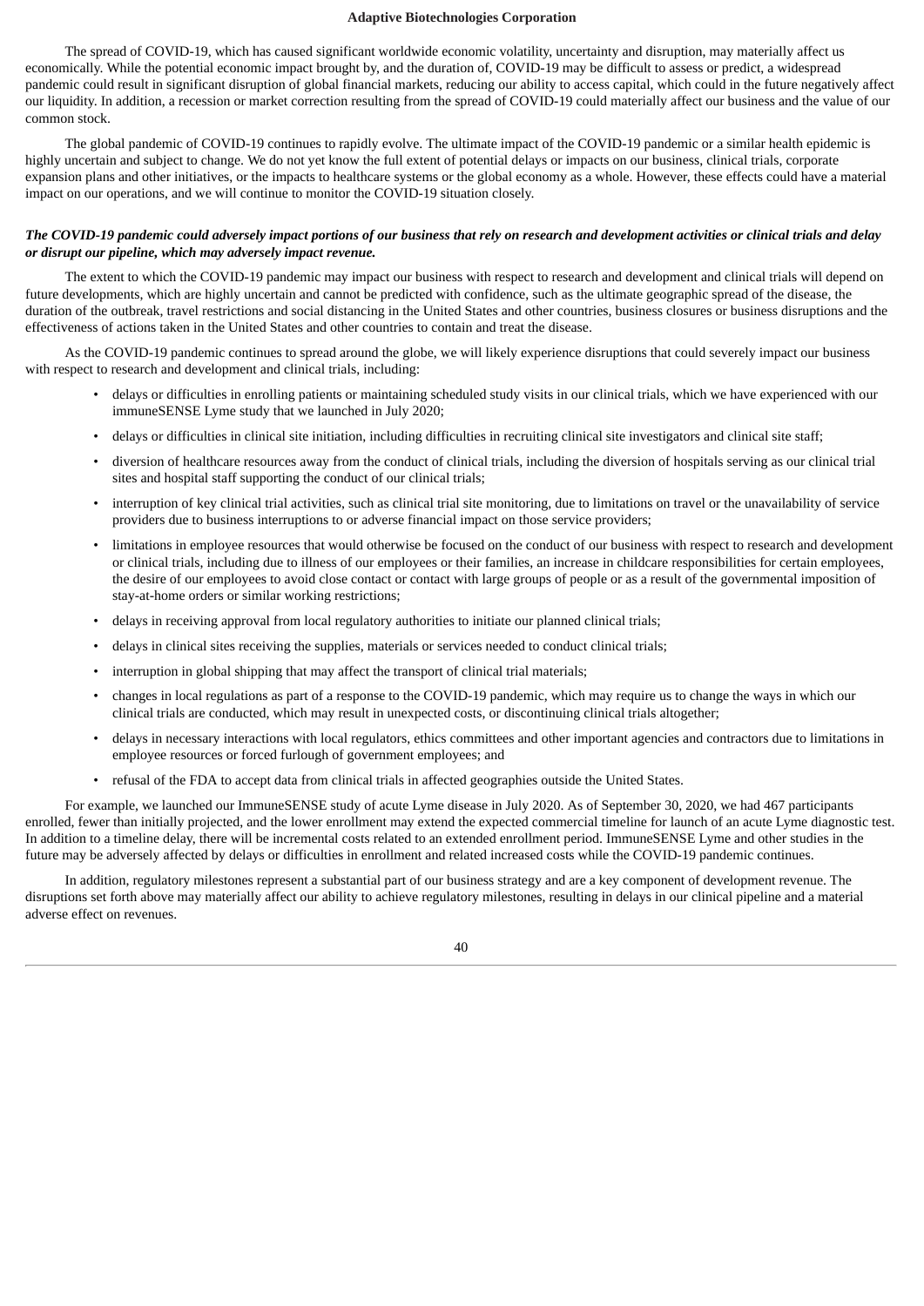The spread of COVID-19, which has caused significant worldwide economic volatility, uncertainty and disruption, may materially affect us economically. While the potential economic impact brought by, and the duration of, COVID-19 may be difficult to assess or predict, a widespread pandemic could result in significant disruption of global financial markets, reducing our ability to access capital, which could in the future negatively affect our liquidity. In addition, a recession or market correction resulting from the spread of COVID-19 could materially affect our business and the value of our common stock.

The global pandemic of COVID-19 continues to rapidly evolve. The ultimate impact of the COVID-19 pandemic or a similar health epidemic is highly uncertain and subject to change. We do not yet know the full extent of potential delays or impacts on our business, clinical trials, corporate expansion plans and other initiatives, or the impacts to healthcare systems or the global economy as a whole. However, these effects could have a material impact on our operations, and we will continue to monitor the COVID-19 situation closely.

***The COVID-19 pandemic could adversely impact portions of our business that rely on research and development activities or clinical trials and delay or disrupt our pipeline, which may adversely impact revenue.***

The extent to which the COVID-19 pandemic may impact our business with respect to research and development and clinical trials will depend on future developments, which are highly uncertain and cannot be predicted with confidence, such as the ultimate geographic spread of the disease, the duration of the outbreak, travel restrictions and social distancing in the United States and other countries, business closures or business disruptions and the effectiveness of actions taken in the United States and other countries to contain and treat the disease.

As the COVID-19 pandemic continues to spread around the globe, we will likely experience disruptions that could severely impact our business with respect to research and development and clinical trials, including:

- delays or difficulties in enrolling patients or maintaining scheduled study visits in our clinical trials, which we have experienced with our immuneSENSE Lyme study that we launched in July 2020;
- delays or difficulties in clinical site initiation, including difficulties in recruiting clinical site investigators and clinical site staff;
- diversion of healthcare resources away from the conduct of clinical trials, including the diversion of hospitals serving as our clinical trial sites and hospital staff supporting the conduct of our clinical trials;
- interruption of key clinical trial activities, such as clinical trial site monitoring, due to limitations on travel or the unavailability of service providers due to business interruptions to or adverse financial impact on those service providers;
- limitations in employee resources that would otherwise be focused on the conduct of our business with respect to research and development or clinical trials, including due to illness of our employees or their families, an increase in childcare responsibilities for certain employees, the desire of our employees to avoid close contact or contact with large groups of people or as a result of the governmental imposition of stay-at-home orders or similar working restrictions;
- delays in receiving approval from local regulatory authorities to initiate our planned clinical trials;
- delays in clinical sites receiving the supplies, materials or services needed to conduct clinical trials;
- interruption in global shipping that may affect the transport of clinical trial materials;
- changes in local regulations as part of a response to the COVID-19 pandemic, which may require us to change the ways in which our clinical trials are conducted, which may result in unexpected costs, or discontinuing clinical trials altogether;
- delays in necessary interactions with local regulators, ethics committees and other important agencies and contractors due to limitations in employee resources or forced furlough of government employees; and
- refusal of the FDA to accept data from clinical trials in affected geographies outside the United States.

For example, we launched our ImmuneSENSE study of acute Lyme disease in July 2020. As of September 30, 2020, we had 467 participants enrolled, fewer than initially projected, and the lower enrollment may extend the expected commercial timeline for launch of an acute Lyme diagnostic test. In addition to a timeline delay, there will be incremental costs related to an extended enrollment period. ImmuneSENSE Lyme and other studies in the future may be adversely affected by delays or difficulties in enrollment and related increased costs while the COVID-19 pandemic continues.

In addition, regulatory milestones represent a substantial part of our business strategy and are a key component of development revenue. The disruptions set forth above may materially affect our ability to achieve regulatory milestones, resulting in delays in our clinical pipeline and a material adverse effect on revenues.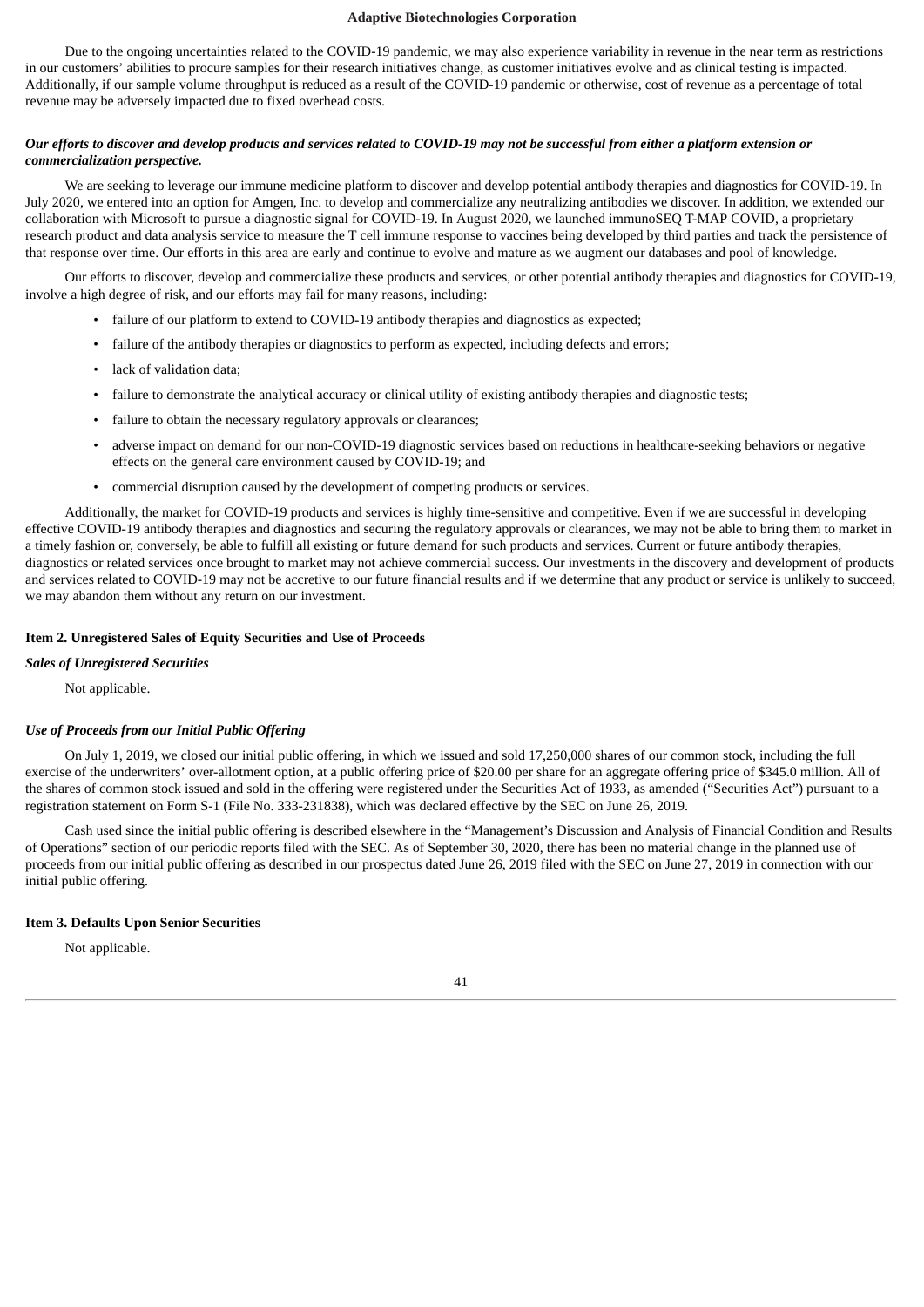Due to the ongoing uncertainties related to the COVID-19 pandemic, we may also experience variability in revenue in the near term as restrictions in our customers' abilities to procure samples for their research initiatives change, as customer initiatives evolve and as clinical testing is impacted. Additionally, if our sample volume throughput is reduced as a result of the COVID-19 pandemic or otherwise, cost of revenue as a percentage of total revenue may be adversely impacted due to fixed overhead costs.

***Our efforts to discover and develop products and services related to COVID-19 may not be successful from either a platform extension or commercialization perspective.***

We are seeking to leverage our immune medicine platform to discover and develop potential antibody therapies and diagnostics for COVID-19. In July 2020, we entered into an option for Amgen, Inc. to develop and commercialize any neutralizing antibodies we discover. In addition, we extended our collaboration with Microsoft to pursue a diagnostic signal for COVID-19. In August 2020, we launched immunoSEQ T-MAP COVID, a proprietary research product and data analysis service to measure the T cell immune response to vaccines being developed by third parties and track the persistence of that response over time. Our efforts in this area are early and continue to evolve and mature as we augment our databases and pool of knowledge.

Our efforts to discover, develop and commercialize these products and services, or other potential antibody therapies and diagnostics for COVID-19, involve a high degree of risk, and our efforts may fail for many reasons, including:

- failure of our platform to extend to COVID-19 antibody therapies and diagnostics as expected;
- failure of the antibody therapies or diagnostics to perform as expected, including defects and errors;
- lack of validation data;
- failure to demonstrate the analytical accuracy or clinical utility of existing antibody therapies and diagnostic tests;
- failure to obtain the necessary regulatory approvals or clearances;
- adverse impact on demand for our non-COVID-19 diagnostic services based on reductions in healthcare-seeking behaviors or negative effects on the general care environment caused by COVID-19; and
- commercial disruption caused by the development of competing products or services.

Additionally, the market for COVID-19 products and services is highly time-sensitive and competitive. Even if we are successful in developing effective COVID-19 antibody therapies and diagnostics and securing the regulatory approvals or clearances, we may not be able to bring them to market in a timely fashion or, conversely, be able to fulfill all existing or future demand for such products and services. Current or future antibody therapies, diagnostics or related services once brought to market may not achieve commercial success. Our investments in the discovery and development of products and services related to COVID-19 may not be accretive to our future financial results and if we determine that any product or service is unlikely to succeed, we may abandon them without any return on our investment.

## Item 2. Unregistered Sales of Equity Securities and Use of Proceeds

***Sales of Unregistered Securities***

Not applicable.

***Use of Proceeds from our Initial Public Offering***

On July 1, 2019, we closed our initial public offering, in which we issued and sold 17,250,000 shares of our common stock, including the full exercise of the underwriters' over-allotment option, at a public offering price of $20.00 per share for an aggregate offering price of $345.0 million. All of the shares of common stock issued and sold in the offering were registered under the Securities Act of 1933, as amended ("Securities Act") pursuant to a registration statement on Form S-1 (File No. 333-231838), which was declared effective by the SEC on June 26, 2019.

Cash used since the initial public offering is described elsewhere in the "Management's Discussion and Analysis of Financial Condition and Results of Operations" section of our periodic reports filed with the SEC. As of September 30, 2020, there has been no material change in the planned use of proceeds from our initial public offering as described in our prospectus dated June 26, 2019 filed with the SEC on June 27, 2019 in connection with our initial public offering.

## Item 3. Defaults Upon Senior Securities

Not applicable.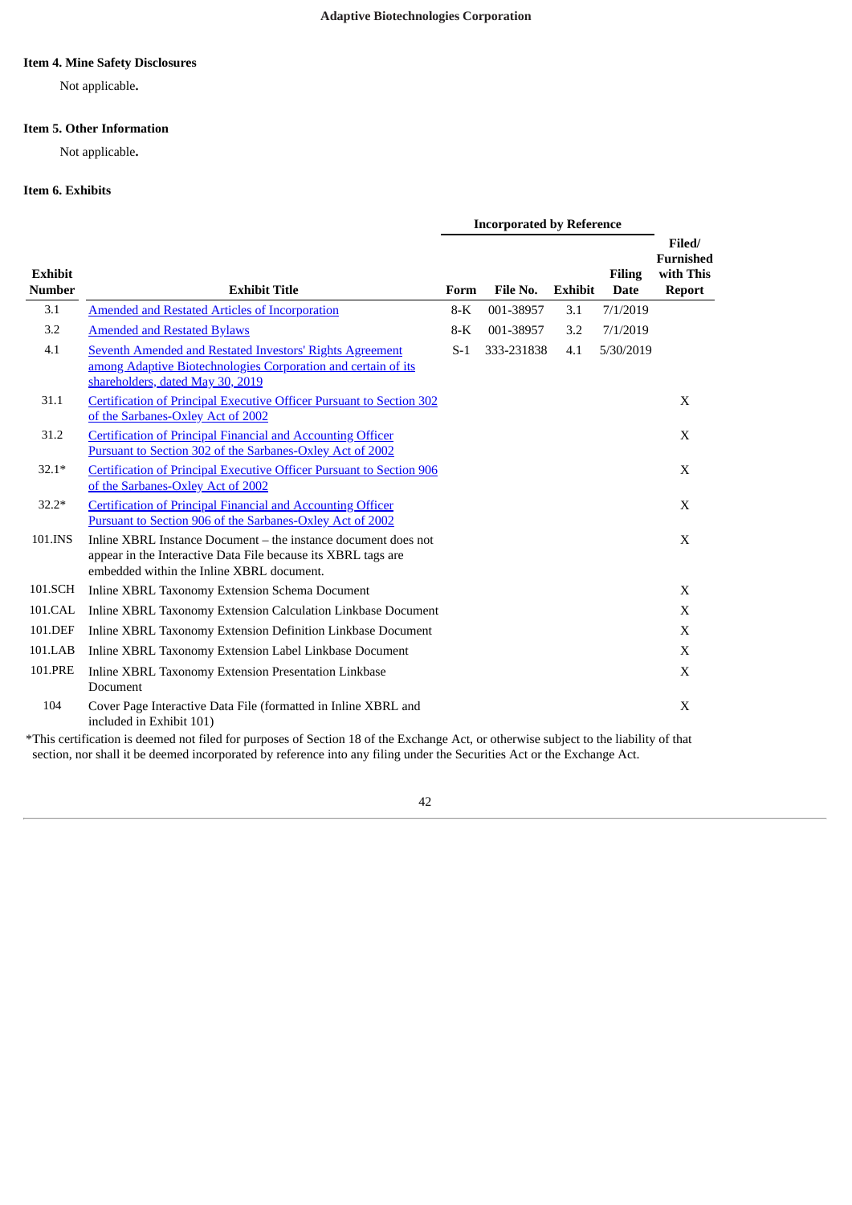### Item 4. Mine Safety Disclosures

Not applicable**.**

### Item 5. Other Information

Not applicable**.**

### Item 6. Exhibits

| | | Incorporated by Reference | | | | |
|---|---|---|---|---|---|---|
| **Exhibit Number** | **Exhibit Title** | **Form** | **File No.** | **Exhibit** | **Filing Date** | **Filed/ Furnished with This Report** |
| 3.1 | Amended and Restated Articles of Incorporation | 8-K | 001-38957 | 3.1 | 7/1/2019 | |
| 3.2 | Amended and Restated Bylaws | 8-K | 001-38957 | 3.2 | 7/1/2019 | |
| 4.1 | Seventh Amended and Restated Investors' Rights Agreement among Adaptive Biotechnologies Corporation and certain of its shareholders, dated May 30, 2019 | S-1 | 333-231838 | 4.1 | 5/30/2019 | |
| 31.1 | Certification of Principal Executive Officer Pursuant to Section 302 of the Sarbanes-Oxley Act of 2002 | | | | | X |
| 31.2 | Certification of Principal Financial and Accounting Officer Pursuant to Section 302 of the Sarbanes-Oxley Act of 2002 | | | | | X |
| 32.1* | Certification of Principal Executive Officer Pursuant to Section 906 of the Sarbanes-Oxley Act of 2002 | | | | | X |
| 32.2* | Certification of Principal Financial and Accounting Officer Pursuant to Section 906 of the Sarbanes-Oxley Act of 2002 | | | | | X |
| 101.INS | Inline XBRL Instance Document – the instance document does not appear in the Interactive Data File because its XBRL tags are embedded within the Inline XBRL document. | | | | | X |
| 101.SCH | Inline XBRL Taxonomy Extension Schema Document | | | | | X |
| 101.CAL | Inline XBRL Taxonomy Extension Calculation Linkbase Document | | | | | X |
| 101.DEF | Inline XBRL Taxonomy Extension Definition Linkbase Document | | | | | X |
| 101.LAB | Inline XBRL Taxonomy Extension Label Linkbase Document | | | | | X |
| 101.PRE | Inline XBRL Taxonomy Extension Presentation Linkbase Document | | | | | X |
| 104 | Cover Page Interactive Data File (formatted in Inline XBRL and included in Exhibit 101) | | | | | X |

*This certification is deemed not filed for purposes of Section 18 of the Exchange Act, or otherwise subject to the liability of that section, nor shall it be deemed incorporated by reference into any filing under the Securities Act or the Exchange Act.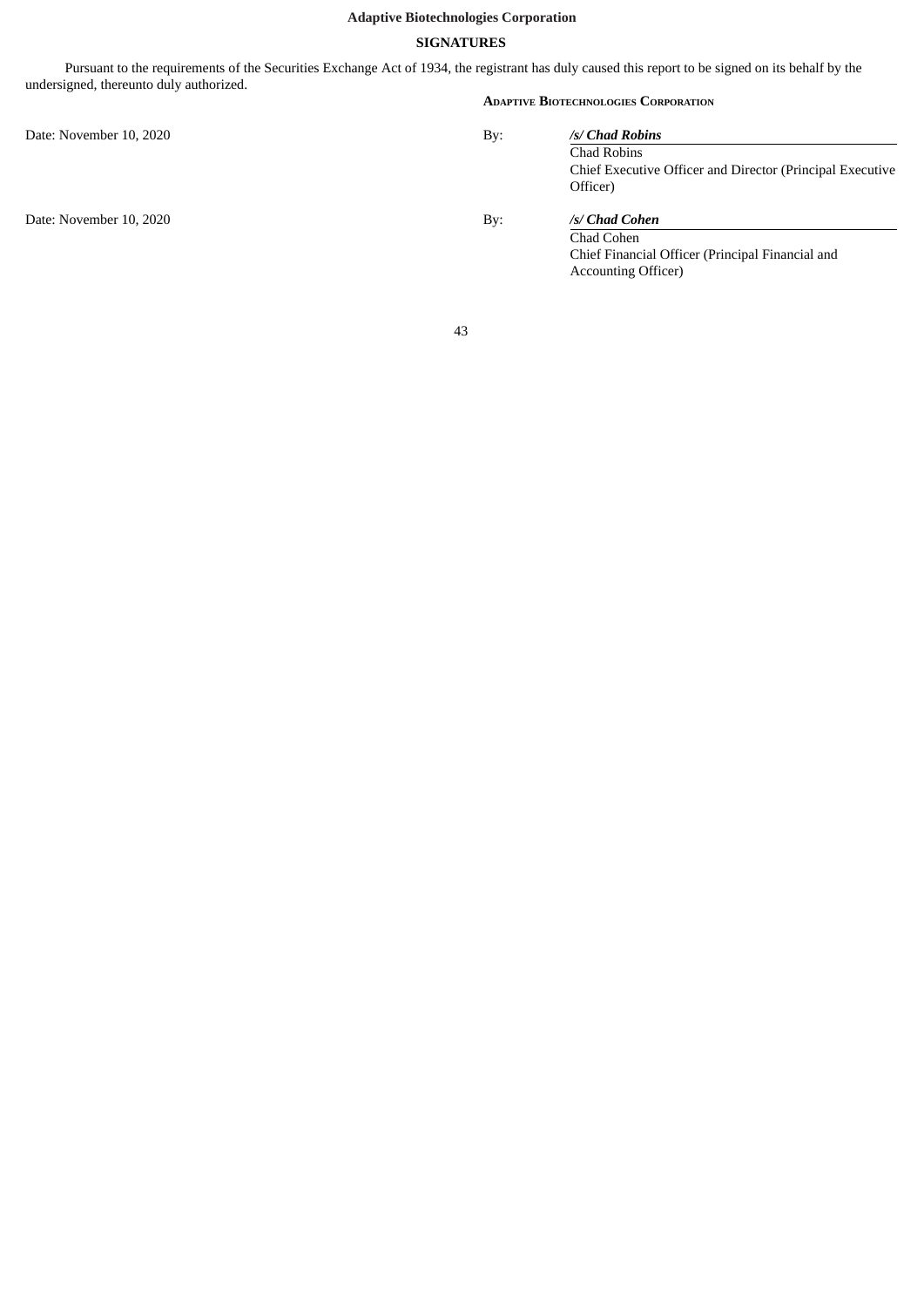**Adaptive Biotechnologies Corporation**

## SIGNATURES

Pursuant to the requirements of the Securities Exchange Act of 1934, the registrant has duly caused this report to be signed on its behalf by the undersigned, thereunto duly authorized.

**ADAPTIVE BIOTECHNOLOGIES CORPORATION**

| | | |
|---|---|---|
| Date: November 10, 2020 | By: | ***/s/ Chad Robins*** |
| | | Chad Robins |
| | | Chief Executive Officer and Director (Principal Executive Officer) |
| Date: November 10, 2020 | By: | ***/s/ Chad Cohen*** |
| | | Chad Cohen |
| | | Chief Financial Officer (Principal Financial and Accounting Officer) |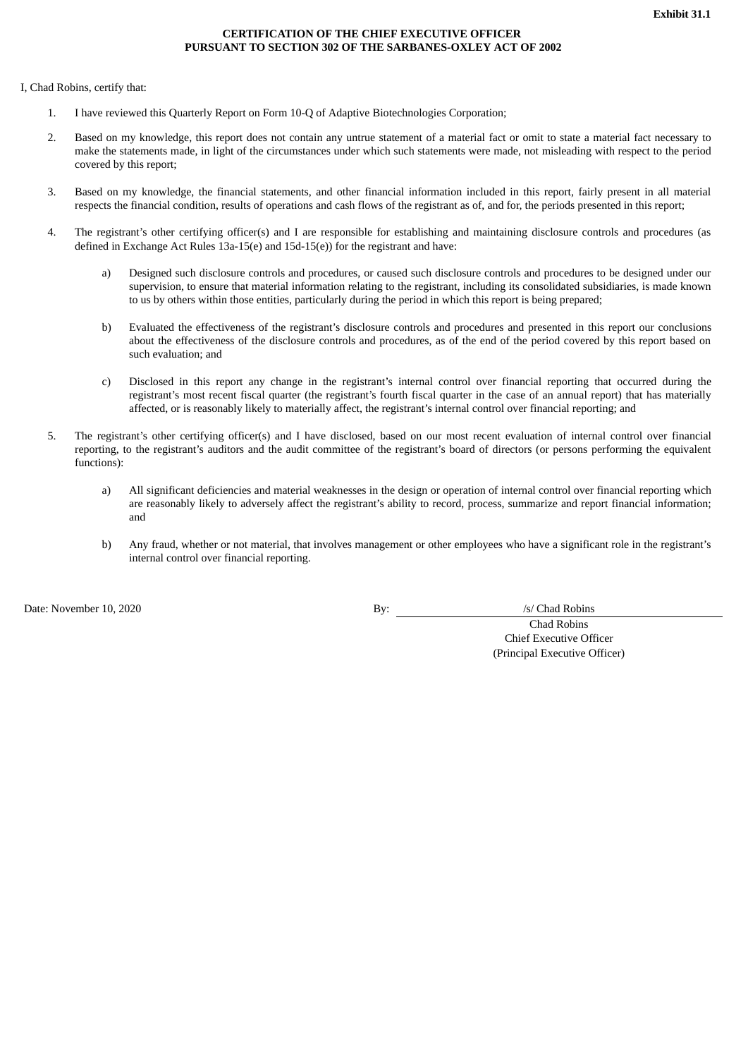**Exhibit 31.1**

**CERTIFICATION OF THE CHIEF EXECUTIVE OFFICER**
**PURSUANT TO SECTION 302 OF THE SARBANES-OXLEY ACT OF 2002**

I, Chad Robins, certify that:

1. I have reviewed this Quarterly Report on Form 10-Q of Adaptive Biotechnologies Corporation;

2. Based on my knowledge, this report does not contain any untrue statement of a material fact or omit to state a material fact necessary to make the statements made, in light of the circumstances under which such statements were made, not misleading with respect to the period covered by this report;

3. Based on my knowledge, the financial statements, and other financial information included in this report, fairly present in all material respects the financial condition, results of operations and cash flows of the registrant as of, and for, the periods presented in this report;

4. The registrant's other certifying officer(s) and I are responsible for establishing and maintaining disclosure controls and procedures (as defined in Exchange Act Rules 13a-15(e) and 15d-15(e)) for the registrant and have:

   a) Designed such disclosure controls and procedures, or caused such disclosure controls and procedures to be designed under our supervision, to ensure that material information relating to the registrant, including its consolidated subsidiaries, is made known to us by others within those entities, particularly during the period in which this report is being prepared;

   b) Evaluated the effectiveness of the registrant's disclosure controls and procedures and presented in this report our conclusions about the effectiveness of the disclosure controls and procedures, as of the end of the period covered by this report based on such evaluation; and

   c) Disclosed in this report any change in the registrant's internal control over financial reporting that occurred during the registrant's most recent fiscal quarter (the registrant's fourth fiscal quarter in the case of an annual report) that has materially affected, or is reasonably likely to materially affect, the registrant's internal control over financial reporting; and

5. The registrant's other certifying officer(s) and I have disclosed, based on our most recent evaluation of internal control over financial reporting, to the registrant's auditors and the audit committee of the registrant's board of directors (or persons performing the equivalent functions):

   a) All significant deficiencies and material weaknesses in the design or operation of internal control over financial reporting which are reasonably likely to adversely affect the registrant's ability to record, process, summarize and report financial information; and

   b) Any fraud, whether or not material, that involves management or other employees who have a significant role in the registrant's internal control over financial reporting.

Date: November 10, 2020

By: /s/ Chad Robins
Chad Robins
Chief Executive Officer
(Principal Executive Officer)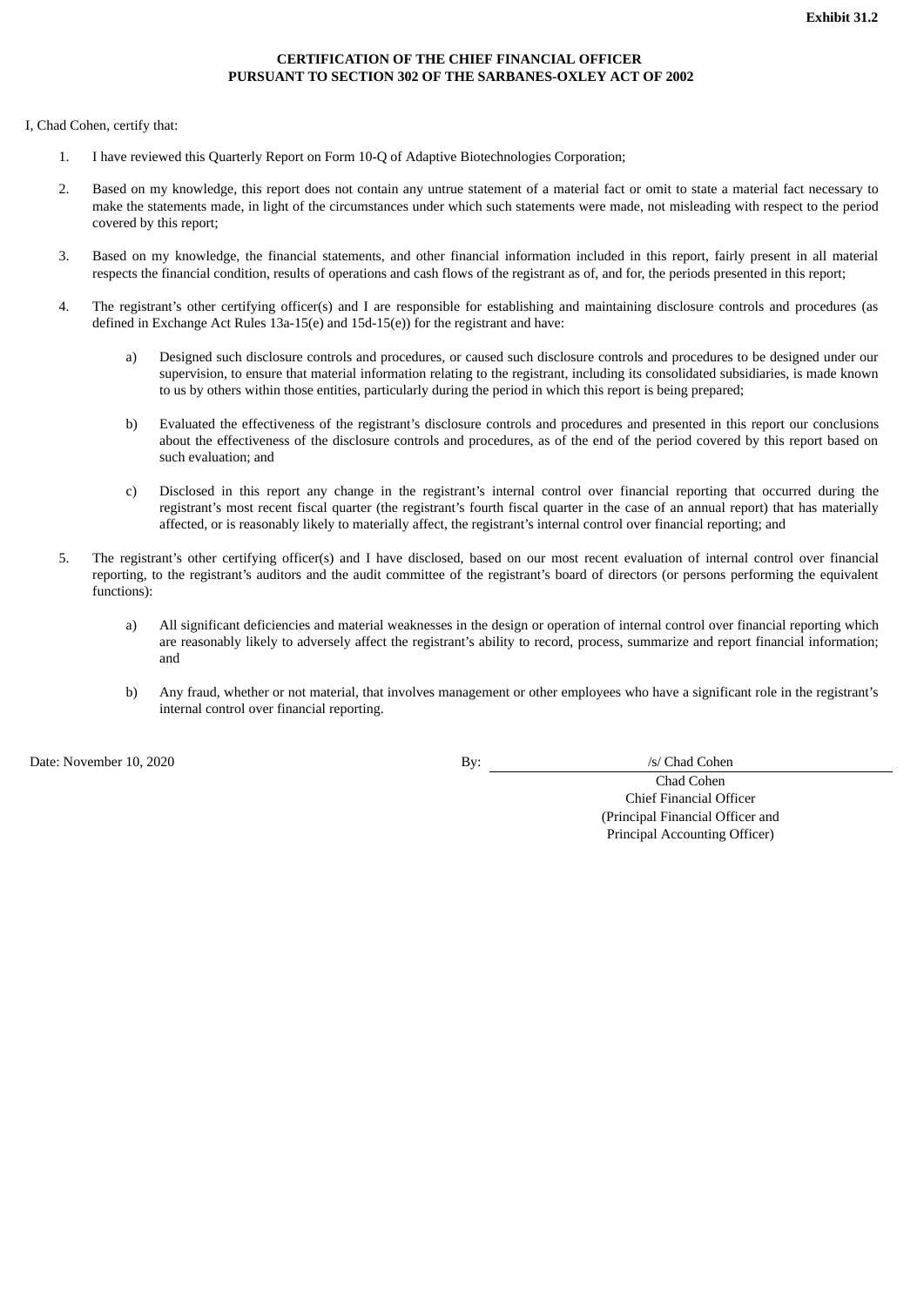**Exhibit 31.2**

**CERTIFICATION OF THE CHIEF FINANCIAL OFFICER**
**PURSUANT TO SECTION 302 OF THE SARBANES-OXLEY ACT OF 2002**

I, Chad Cohen, certify that:

1. I have reviewed this Quarterly Report on Form 10-Q of Adaptive Biotechnologies Corporation;

2. Based on my knowledge, this report does not contain any untrue statement of a material fact or omit to state a material fact necessary to make the statements made, in light of the circumstances under which such statements were made, not misleading with respect to the period covered by this report;

3. Based on my knowledge, the financial statements, and other financial information included in this report, fairly present in all material respects the financial condition, results of operations and cash flows of the registrant as of, and for, the periods presented in this report;

4. The registrant's other certifying officer(s) and I are responsible for establishing and maintaining disclosure controls and procedures (as defined in Exchange Act Rules 13a-15(e) and 15d-15(e)) for the registrant and have:

   a) Designed such disclosure controls and procedures, or caused such disclosure controls and procedures to be designed under our supervision, to ensure that material information relating to the registrant, including its consolidated subsidiaries, is made known to us by others within those entities, particularly during the period in which this report is being prepared;

   b) Evaluated the effectiveness of the registrant's disclosure controls and procedures and presented in this report our conclusions about the effectiveness of the disclosure controls and procedures, as of the end of the period covered by this report based on such evaluation; and

   c) Disclosed in this report any change in the registrant's internal control over financial reporting that occurred during the registrant's most recent fiscal quarter (the registrant's fourth fiscal quarter in the case of an annual report) that has materially affected, or is reasonably likely to materially affect, the registrant's internal control over financial reporting; and

5. The registrant's other certifying officer(s) and I have disclosed, based on our most recent evaluation of internal control over financial reporting, to the registrant's auditors and the audit committee of the registrant's board of directors (or persons performing the equivalent functions):

   a) All significant deficiencies and material weaknesses in the design or operation of internal control over financial reporting which are reasonably likely to adversely affect the registrant's ability to record, process, summarize and report financial information; and

   b) Any fraud, whether or not material, that involves management or other employees who have a significant role in the registrant's internal control over financial reporting.

Date: November 10, 2020

By: /s/ Chad Cohen
Chad Cohen
Chief Financial Officer
(Principal Financial Officer and
Principal Accounting Officer)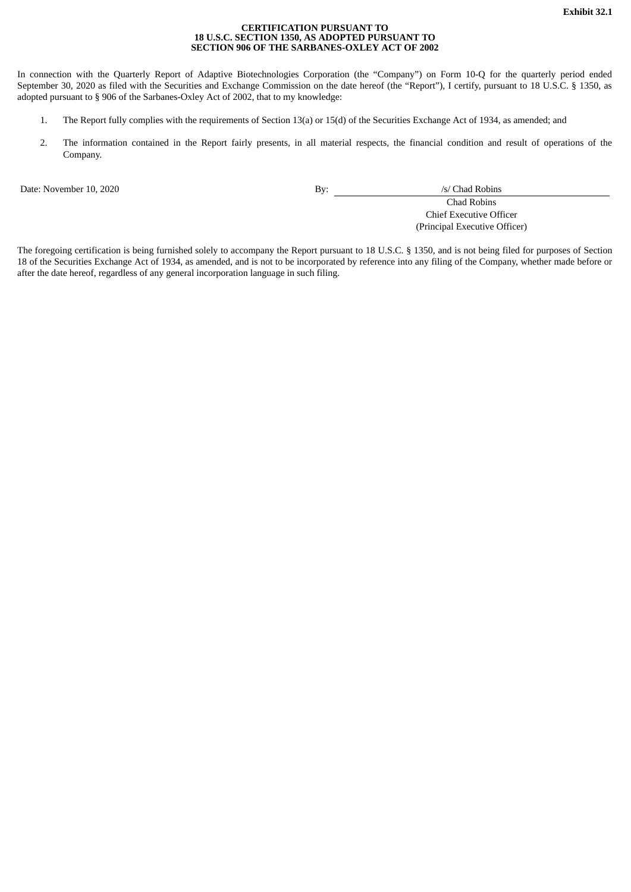**Exhibit 32.1**

**CERTIFICATION PURSUANT TO**
**18 U.S.C. SECTION 1350, AS ADOPTED PURSUANT TO**
**SECTION 906 OF THE SARBANES-OXLEY ACT OF 2002**

In connection with the Quarterly Report of Adaptive Biotechnologies Corporation (the "Company") on Form 10-Q for the quarterly period ended September 30, 2020 as filed with the Securities and Exchange Commission on the date hereof (the "Report"), I certify, pursuant to 18 U.S.C. § 1350, as adopted pursuant to § 906 of the Sarbanes-Oxley Act of 2002, that to my knowledge:

1. The Report fully complies with the requirements of Section 13(a) or 15(d) of the Securities Exchange Act of 1934, as amended; and
2. The information contained in the Report fairly presents, in all material respects, the financial condition and result of operations of the Company.

Date: November 10, 2020

By: /s/ Chad Robins
Chad Robins
Chief Executive Officer
(Principal Executive Officer)

The foregoing certification is being furnished solely to accompany the Report pursuant to 18 U.S.C. § 1350, and is not being filed for purposes of Section 18 of the Securities Exchange Act of 1934, as amended, and is not to be incorporated by reference into any filing of the Company, whether made before or after the date hereof, regardless of any general incorporation language in such filing.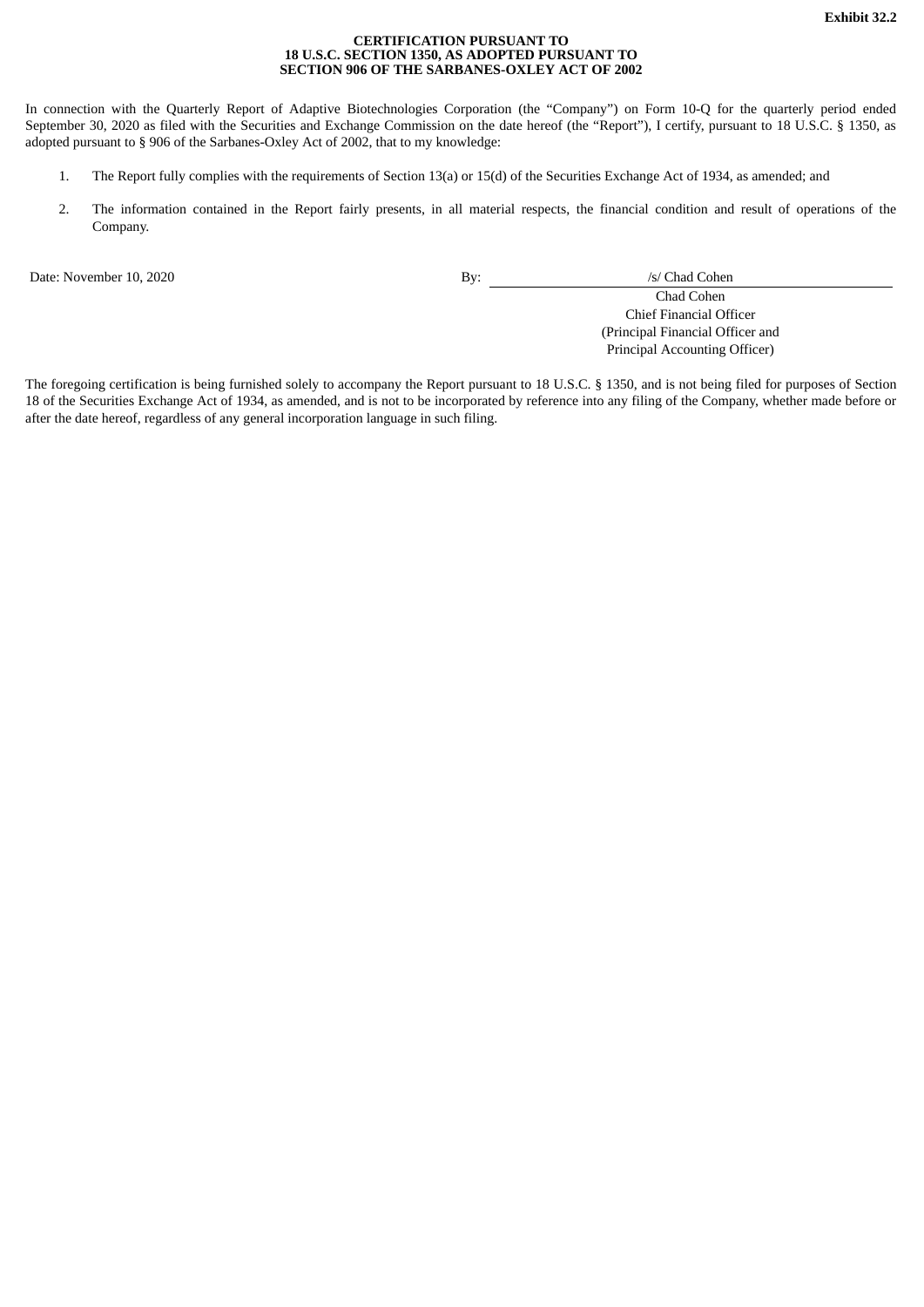**Exhibit 32.2**

**CERTIFICATION PURSUANT TO**
**18 U.S.C. SECTION 1350, AS ADOPTED PURSUANT TO**
**SECTION 906 OF THE SARBANES-OXLEY ACT OF 2002**

In connection with the Quarterly Report of Adaptive Biotechnologies Corporation (the "Company") on Form 10-Q for the quarterly period ended September 30, 2020 as filed with the Securities and Exchange Commission on the date hereof (the "Report"), I certify, pursuant to 18 U.S.C. § 1350, as adopted pursuant to § 906 of the Sarbanes-Oxley Act of 2002, that to my knowledge:

1. The Report fully complies with the requirements of Section 13(a) or 15(d) of the Securities Exchange Act of 1934, as amended; and
2. The information contained in the Report fairly presents, in all material respects, the financial condition and result of operations of the Company.

Date: November 10, 2020

By: /s/ Chad Cohen
Chad Cohen
Chief Financial Officer
(Principal Financial Officer and
Principal Accounting Officer)

The foregoing certification is being furnished solely to accompany the Report pursuant to 18 U.S.C. § 1350, and is not being filed for purposes of Section 18 of the Securities Exchange Act of 1934, as amended, and is not to be incorporated by reference into any filing of the Company, whether made before or after the date hereof, regardless of any general incorporation language in such filing.